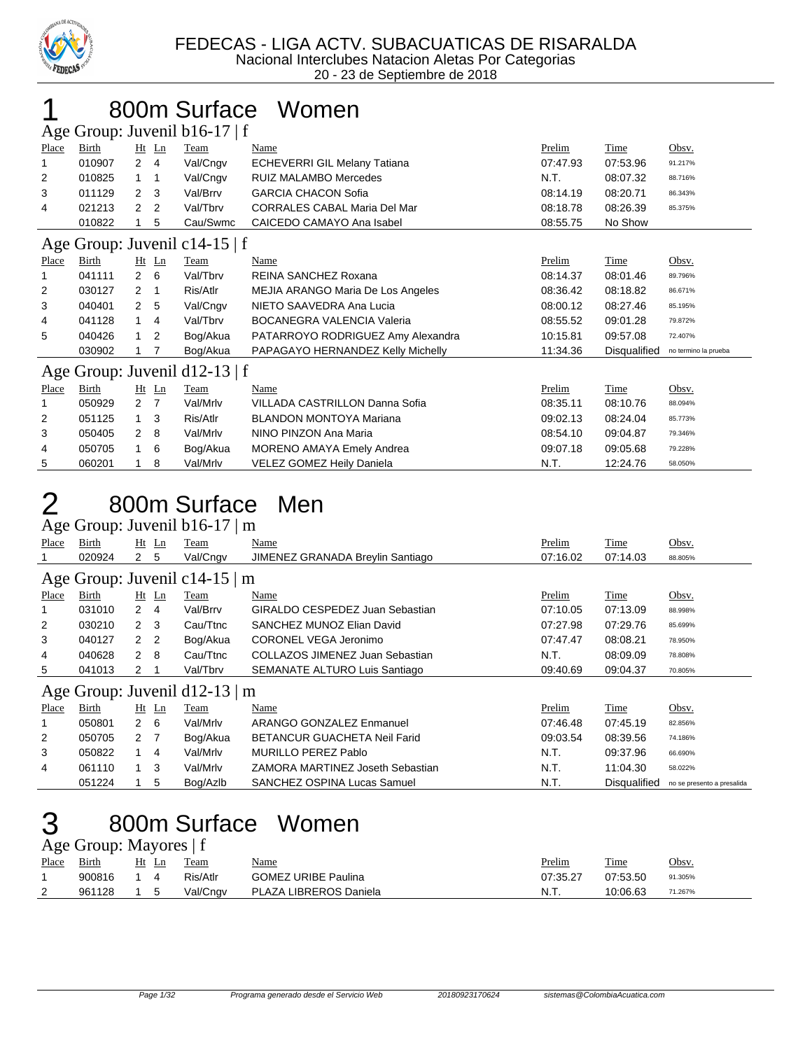FEDECAS - LIGA ACTV. SUBACUATICAS DE RISARALDA
Nacional Interclubes Natacion Aletas Por Categorias
20 - 23 de Septiembre de 2018

# 1 800m Surface Women

## Age Group: Juvenil b16-17 | f

| Place | Birth | Ht | Ln | Team | Name | Prelim | Time | Obsv. |
|---|---|---|---|---|---|---|---|---|
| 1 | 010907 | 2 | 4 | Val/Cngv | ECHEVERRI GIL Melany Tatiana | 07:47.93 | 07:53.96 | 91.217% |
| 2 | 010825 | 1 | 1 | Val/Cngv | RUIZ MALAMBO Mercedes | N.T. | 08:07.32 | 88.716% |
| 3 | 011129 | 2 | 3 | Val/Brrv | GARCIA CHACON Sofia | 08:14.19 | 08:20.71 | 86.343% |
| 4 | 021213 | 2 | 2 | Val/Tbrv | CORRALES CABAL Maria Del Mar | 08:18.78 | 08:26.39 | 85.375% |
| | 010822 | 1 | 5 | Cau/Swmc | CAICEDO CAMAYO Ana Isabel | 08:55.75 | No Show | |

## Age Group: Juvenil c14-15 | f

| Place | Birth | Ht | Ln | Team | Name | Prelim | Time | Obsv. |
|---|---|---|---|---|---|---|---|---|
| 1 | 041111 | 2 | 6 | Val/Tbrv | REINA SANCHEZ Roxana | 08:14.37 | 08:01.46 | 89.796% |
| 2 | 030127 | 2 | 1 | Ris/Atlr | MEJIA ARANGO Maria De Los Angeles | 08:36.42 | 08:18.82 | 86.671% |
| 3 | 040401 | 2 | 5 | Val/Cngv | NIETO SAAVEDRA Ana Lucia | 08:00.12 | 08:27.46 | 85.195% |
| 4 | 041128 | 1 | 4 | Val/Tbrv | BOCANEGRA VALENCIA Valeria | 08:55.52 | 09:01.28 | 79.872% |
| 5 | 040426 | 1 | 2 | Bog/Akua | PATARROYO RODRIGUEZ Amy Alexandra | 10:15.81 | 09:57.08 | 72.407% |
| | 030902 | 1 | 7 | Bog/Akua | PAPAGAYO HERNANDEZ Kelly Michelly | 11:34.36 | Disqualified | no termino la prueba |

## Age Group: Juvenil d12-13 | f

| Place | Birth | Ht | Ln | Team | Name | Prelim | Time | Obsv. |
|---|---|---|---|---|---|---|---|---|
| 1 | 050929 | 2 | 7 | Val/Mrlv | VILLADA CASTRILLON Danna Sofia | 08:35.11 | 08:10.76 | 88.094% |
| 2 | 051125 | 1 | 3 | Ris/Atlr | BLANDON MONTOYA Mariana | 09:02.13 | 08:24.04 | 85.773% |
| 3 | 050405 | 2 | 8 | Val/Mrlv | NINO PINZON Ana Maria | 08:54.10 | 09:04.87 | 79.346% |
| 4 | 050705 | 1 | 6 | Bog/Akua | MORENO AMAYA Emely Andrea | 09:07.18 | 09:05.68 | 79.228% |
| 5 | 060201 | 1 | 8 | Val/Mrlv | VELEZ GOMEZ Heily Daniela | N.T. | 12:24.76 | 58.050% |

# 2 800m Surface Men

## Age Group: Juvenil b16-17 | m

| Place | Birth | Ht | Ln | Team | Name | Prelim | Time | Obsv. |
|---|---|---|---|---|---|---|---|---|
| 1 | 020924 | 2 | 5 | Val/Cngv | JIMENEZ GRANADA Breylin Santiago | 07:16.02 | 07:14.03 | 88.805% |

## Age Group: Juvenil c14-15 | m

| Place | Birth | Ht | Ln | Team | Name | Prelim | Time | Obsv. |
|---|---|---|---|---|---|---|---|---|
| 1 | 031010 | 2 | 4 | Val/Brrv | GIRALDO CESPEDEZ Juan Sebastian | 07:10.05 | 07:13.09 | 88.998% |
| 2 | 030210 | 2 | 3 | Cau/Ttnc | SANCHEZ MUNOZ Elian David | 07:27.98 | 07:29.76 | 85.699% |
| 3 | 040127 | 2 | 2 | Bog/Akua | CORONEL VEGA Jeronimo | 07:47.47 | 08:08.21 | 78.950% |
| 4 | 040628 | 2 | 8 | Cau/Ttnc | COLLAZOS JIMENEZ Juan Sebastian | N.T. | 08:09.09 | 78.808% |
| 5 | 041013 | 2 | 1 | Val/Tbrv | SEMANATE ALTURO Luis Santiago | 09:40.69 | 09:04.37 | 70.805% |

## Age Group: Juvenil d12-13 | m

| Place | Birth | Ht | Ln | Team | Name | Prelim | Time | Obsv. |
|---|---|---|---|---|---|---|---|---|
| 1 | 050801 | 2 | 6 | Val/Mrlv | ARANGO GONZALEZ Enmanuel | 07:46.48 | 07:45.19 | 82.856% |
| 2 | 050705 | 2 | 7 | Bog/Akua | BETANCUR GUACHETA Neil Farid | 09:03.54 | 08:39.56 | 74.186% |
| 3 | 050822 | 1 | 4 | Val/Mrlv | MURILLO PEREZ Pablo | N.T. | 09:37.96 | 66.690% |
| 4 | 061110 | 1 | 3 | Val/Mrlv | ZAMORA MARTINEZ Joseth Sebastian | N.T. | 11:04.30 | 58.022% |
| | 051224 | 1 | 5 | Bog/Azlb | SANCHEZ OSPINA Lucas Samuel | N.T. | Disqualified | no se presento a presalida |

# 3 800m Surface Women

## Age Group: Mayores | f

| Place | Birth | Ht | Ln | Team | Name | Prelim | Time | Obsv. |
|---|---|---|---|---|---|---|---|---|
| 1 | 900816 | 1 | 4 | Ris/Atlr | GOMEZ URIBE Paulina | 07:35.27 | 07:53.50 | 91.305% |
| 2 | 961128 | 1 | 5 | Val/Cngv | PLAZA LIBREROS Daniela | N.T. | 10:06.63 | 71.267% |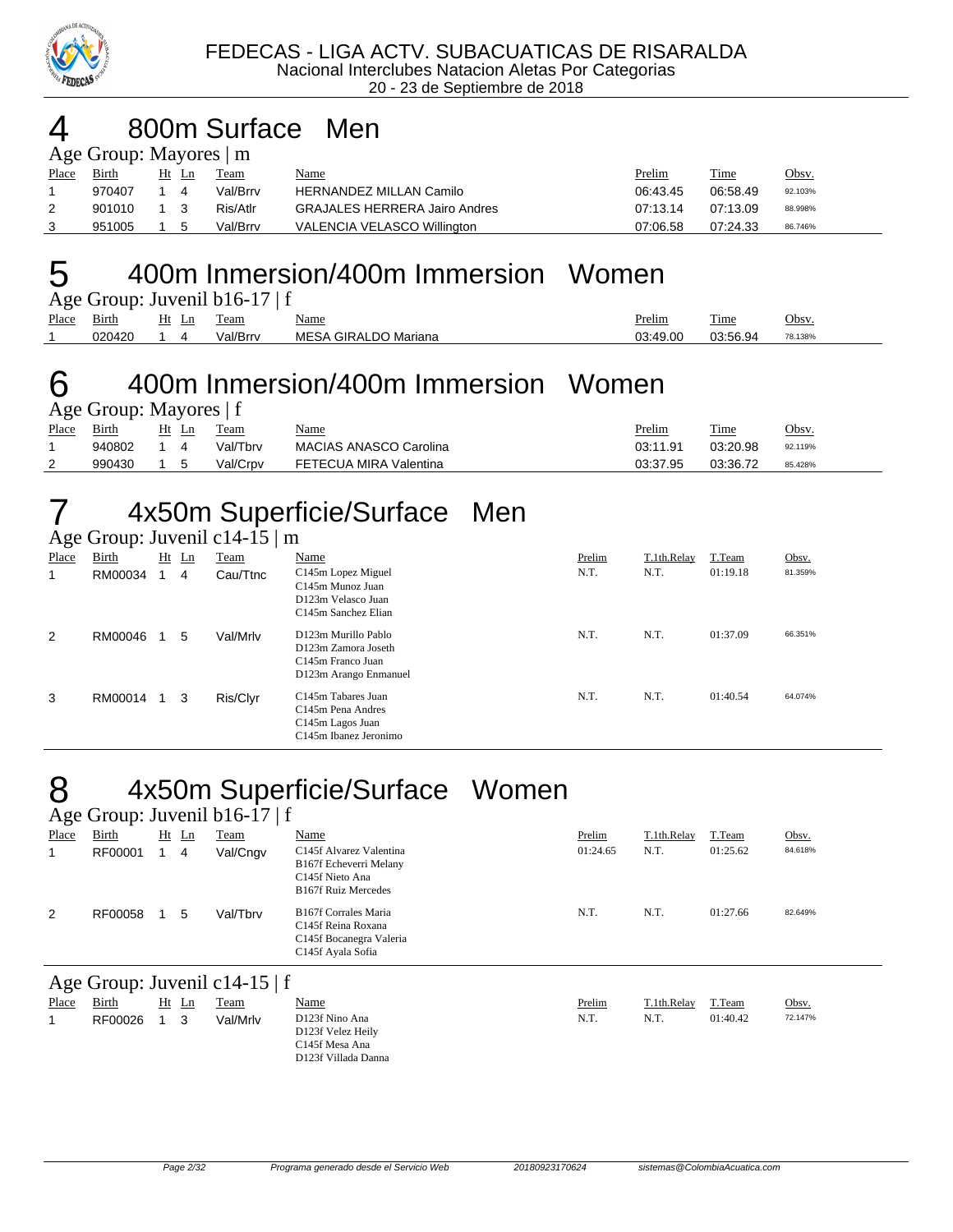FEDECAS - LIGA ACTV. SUBACUATICAS DE RISARALDA
Nacional Interclubes Natacion Aletas Por Categorias
20 - 23 de Septiembre de 2018

# 4 800m Surface Men

Age Group: Mayores | m

| Place | Birth | Ht | Ln | Team | Name | Prelim | Time | Obsv. |
|---|---|---|---|---|---|---|---|---|
| 1 | 970407 | 1 | 4 | Val/Brrv | HERNANDEZ MILLAN Camilo | 06:43.45 | 06:58.49 | 92.103% |
| 2 | 901010 | 1 | 3 | Ris/Atlr | GRAJALES HERRERA Jairo Andres | 07:13.14 | 07:13.09 | 88.998% |
| 3 | 951005 | 1 | 5 | Val/Brrv | VALENCIA VELASCO Willington | 07:06.58 | 07:24.33 | 86.746% |

# 5 400m Inmersion/400m Immersion Women

Age Group: Juvenil b16-17 | f

| Place | Birth | Ht | Ln | Team | Name | Prelim | Time | Obsv. |
|---|---|---|---|---|---|---|---|---|
| 1 | 020420 | 1 | 4 | Val/Brrv | MESA GIRALDO Mariana | 03:49.00 | 03:56.94 | 78.138% |

# 6 400m Inmersion/400m Immersion Women

Age Group: Mayores | f

| Place | Birth | Ht | Ln | Team | Name | Prelim | Time | Obsv. |
|---|---|---|---|---|---|---|---|---|
| 1 | 940802 | 1 | 4 | Val/Tbrv | MACIAS ANASCO Carolina | 03:11.91 | 03:20.98 | 92.119% |
| 2 | 990430 | 1 | 5 | Val/Crpv | FETECUA MIRA Valentina | 03:37.95 | 03:36.72 | 85.428% |

# 7 4x50m Superficie/Surface Men

Age Group: Juvenil c14-15 | m

| Place | Birth | Ht | Ln | Team | Name | Prelim | T.1th.Relay | T.Team | Obsv. |
|---|---|---|---|---|---|---|---|---|---|
| 1 | RM00034 | 1 | 4 | Cau/Ttnc | C145m Lopez Miguel<br>C145m Munoz Juan<br>D123m Velasco Juan<br>C145m Sanchez Elian | N.T. | N.T. | 01:19.18 | 81.359% |
| 2 | RM00046 | 1 | 5 | Val/Mrlv | D123m Murillo Pablo<br>D123m Zamora Joseth<br>C145m Franco Juan<br>D123m Arango Enmanuel | N.T. | N.T. | 01:37.09 | 66.351% |
| 3 | RM00014 | 1 | 3 | Ris/Clyr | C145m Tabares Juan<br>C145m Pena Andres<br>C145m Lagos Juan<br>C145m Ibanez Jeronimo | N.T. | N.T. | 01:40.54 | 64.074% |

# 8 4x50m Superficie/Surface Women

Age Group: Juvenil b16-17 | f

| Place | Birth | Ht | Ln | Team | Name | Prelim | T.1th.Relay | T.Team | Obsv. |
|---|---|---|---|---|---|---|---|---|---|
| 1 | RF00001 | 1 | 4 | Val/Cngv | C145f Alvarez Valentina<br>B167f Echeverri Melany<br>C145f Nieto Ana<br>B167f Ruiz Mercedes | 01:24.65 | N.T. | 01:25.62 | 84.618% |
| 2 | RF00058 | 1 | 5 | Val/Tbrv | B167f Corrales Maria<br>C145f Reina Roxana<br>C145f Bocanegra Valeria<br>C145f Ayala Sofia | N.T. | N.T. | 01:27.66 | 82.649% |

Age Group: Juvenil c14-15 | f

| Place | Birth | Ht | Ln | Team | Name | Prelim | T.1th.Relay | T.Team | Obsv. |
|---|---|---|---|---|---|---|---|---|---|
| 1 | RF00026 | 1 | 3 | Val/Mrlv | D123f Nino Ana<br>D123f Velez Heily<br>C145f Mesa Ana<br>D123f Villada Danna | N.T. | N.T. | 01:40.42 | 72.147% |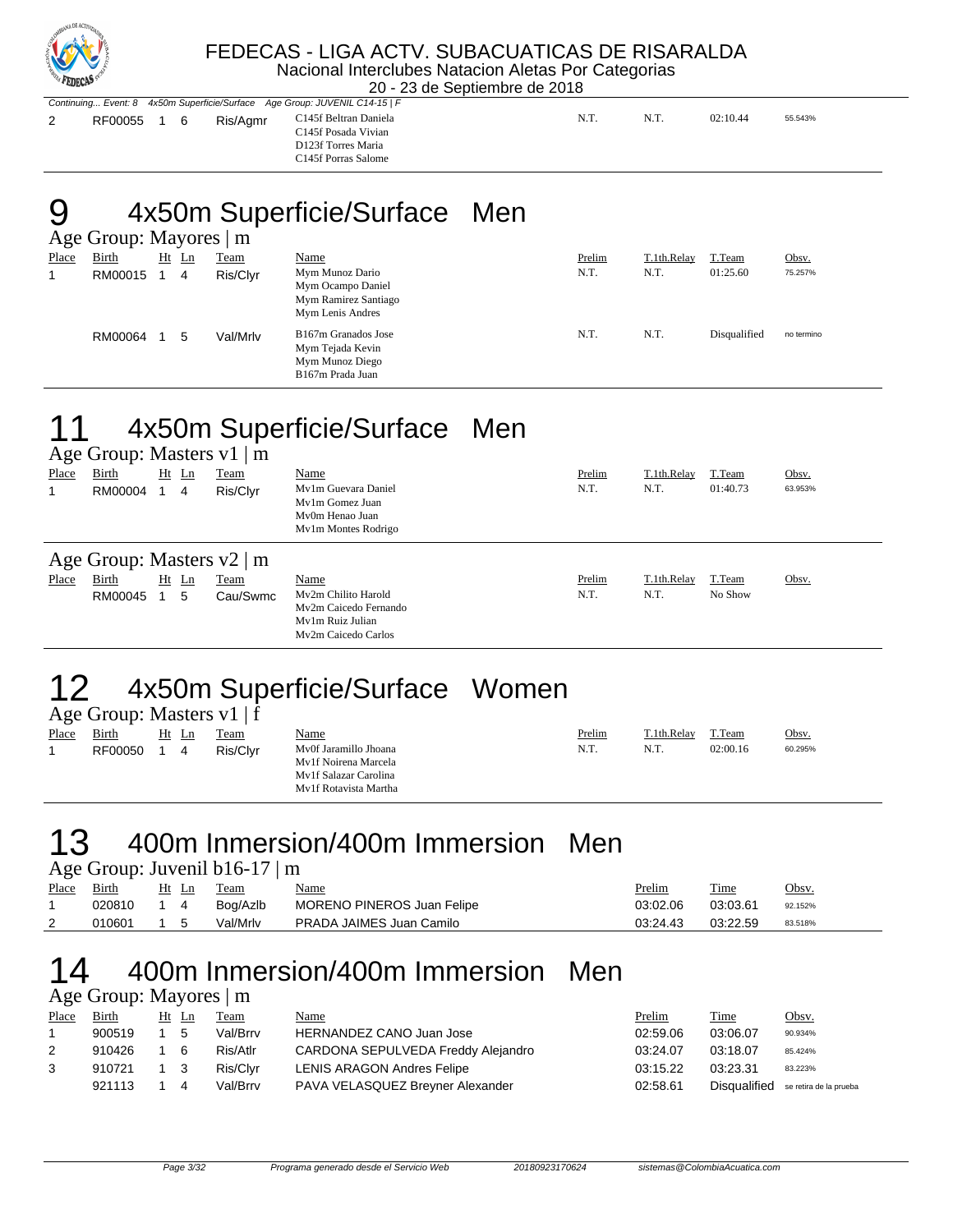Continuing... Event: 8 4x50m Superficie/Surface Age Group: JUVENIL C14-15 | F

| Place | Birth | Ht | Ln | Team | Name | Prelim | T.1th.Relay | T.Team | Obsv. |
|---|---|---|---|---|---|---|---|---|---|
| 2 | RF00055 | 1 | 6 | Ris/Agmr | C145f Beltran Daniela<br>C145f Posada Vivian<br>D123f Torres Maria<br>C145f Porras Salome | N.T. | N.T. | 02:10.44 | 55.543% |

# 9 4x50m Superficie/Surface Men

## Age Group: Mayores | m

| Place | Birth | Ht | Ln | Team | Name | Prelim | T.1th.Relay | T.Team | Obsv. |
|---|---|---|---|---|---|---|---|---|---|
| 1 | RM00015 | 1 | 4 | Ris/Clyr | Mym Munoz Dario<br>Mym Ocampo Daniel<br>Mym Ramirez Santiago<br>Mym Lenis Andres | N.T. | N.T. | 01:25.60 | 75.257% |
| | RM00064 | 1 | 5 | Val/Mrlv | B167m Granados Jose<br>Mym Tejada Kevin<br>Mym Munoz Diego<br>B167m Prada Juan | N.T. | N.T. | Disqualified | no termino |

# 11 4x50m Superficie/Surface Men

## Age Group: Masters v1 | m

| Place | Birth | Ht | Ln | Team | Name | Prelim | T.1th.Relay | T.Team | Obsv. |
|---|---|---|---|---|---|---|---|---|---|
| 1 | RM00004 | 1 | 4 | Ris/Clyr | Mv1m Guevara Daniel<br>Mv1m Gomez Juan<br>Mv0m Henao Juan<br>Mv1m Montes Rodrigo | N.T. | N.T. | 01:40.73 | 63.953% |

## Age Group: Masters v2 | m

| Place | Birth | Ht | Ln | Team | Name | Prelim | T.1th.Relay | T.Team | Obsv. |
|---|---|---|---|---|---|---|---|---|---|
| | RM00045 | 1 | 5 | Cau/Swmc | Mv2m Chilito Harold<br>Mv2m Caicedo Fernando<br>Mv1m Ruiz Julian<br>Mv2m Caicedo Carlos | N.T. | N.T. | No Show | |

# 12 4x50m Superficie/Surface Women

## Age Group: Masters v1 | f

| Place | Birth | Ht | Ln | Team | Name | Prelim | T.1th.Relay | T.Team | Obsv. |
|---|---|---|---|---|---|---|---|---|---|
| 1 | RF00050 | 1 | 4 | Ris/Clyr | Mv0f Jaramillo Jhoana<br>Mv1f Noirena Marcela<br>Mv1f Salazar Carolina<br>Mv1f Rotavista Martha | N.T. | N.T. | 02:00.16 | 60.295% |

# 13 400m Inmersion/400m Immersion Men

## Age Group: Juvenil b16-17 | m

| Place | Birth | Ht | Ln | Team | Name | Prelim | Time | Obsv. |
|---|---|---|---|---|---|---|---|---|
| 1 | 020810 | 1 | 4 | Bog/Azlb | MORENO PINEROS Juan Felipe | 03:02.06 | 03:03.61 | 92.152% |
| 2 | 010601 | 1 | 5 | Val/Mrlv | PRADA JAIMES Juan Camilo | 03:24.43 | 03:22.59 | 83.518% |

# 14 400m Inmersion/400m Immersion Men

## Age Group: Mayores | m

| Place | Birth | Ht | Ln | Team | Name | Prelim | Time | Obsv. |
|---|---|---|---|---|---|---|---|---|
| 1 | 900519 | 1 | 5 | Val/Brrv | HERNANDEZ CANO Juan Jose | 02:59.06 | 03:06.07 | 90.934% |
| 2 | 910426 | 1 | 6 | Ris/Atlr | CARDONA SEPULVEDA Freddy Alejandro | 03:24.07 | 03:18.07 | 85.424% |
| 3 | 910721 | 1 | 3 | Ris/Clyr | LENIS ARAGON Andres Felipe | 03:15.22 | 03:23.31 | 83.223% |
| | 921113 | 1 | 4 | Val/Brrv | PAVA VELASQUEZ Breyner Alexander | 02:58.61 | Disqualified | se retira de la prueba |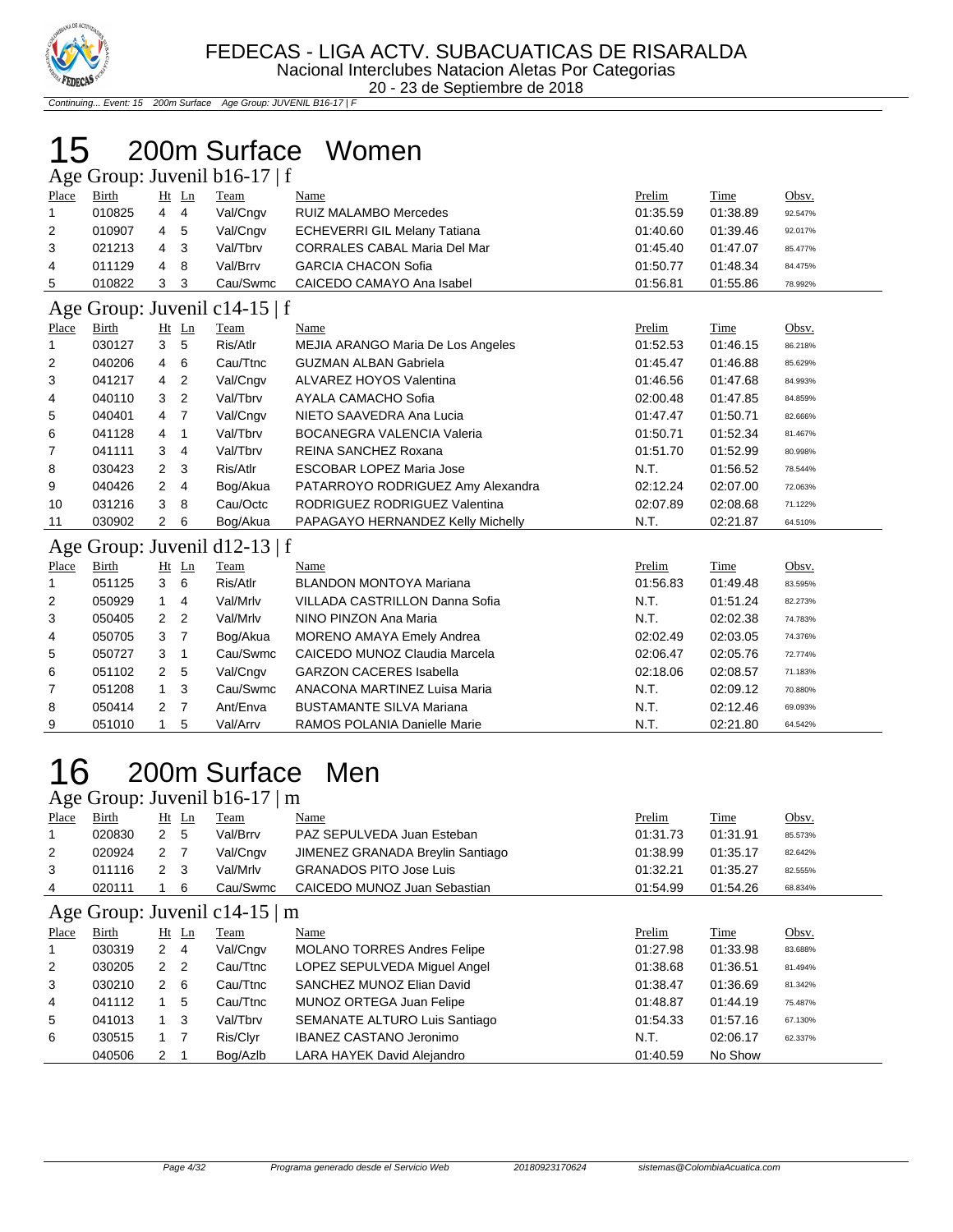# 15 200m Surface Women

## Age Group: Juvenil b16-17 | f

| Place | Birth | Ht | Ln | Team | Name | Prelim | Time | Obsv. |
|---|---|---|---|---|---|---|---|---|
| 1 | 010825 | 4 | 4 | Val/Cngv | RUIZ MALAMBO Mercedes | 01:35.59 | 01:38.89 | 92.547% |
| 2 | 010907 | 4 | 5 | Val/Cngv | ECHEVERRI GIL Melany Tatiana | 01:40.60 | 01:39.46 | 92.017% |
| 3 | 021213 | 4 | 3 | Val/Tbrv | CORRALES CABAL Maria Del Mar | 01:45.40 | 01:47.07 | 85.477% |
| 4 | 011129 | 4 | 8 | Val/Brrv | GARCIA CHACON Sofia | 01:50.77 | 01:48.34 | 84.475% |
| 5 | 010822 | 3 | 3 | Cau/Swmc | CAICEDO CAMAYO Ana Isabel | 01:56.81 | 01:55.86 | 78.992% |

## Age Group: Juvenil c14-15 | f

| Place | Birth | Ht | Ln | Team | Name | Prelim | Time | Obsv. |
|---|---|---|---|---|---|---|---|---|
| 1 | 030127 | 3 | 5 | Ris/Atlr | MEJIA ARANGO Maria De Los Angeles | 01:52.53 | 01:46.15 | 86.218% |
| 2 | 040206 | 4 | 6 | Cau/Ttnc | GUZMAN ALBAN Gabriela | 01:45.47 | 01:46.88 | 85.629% |
| 3 | 041217 | 4 | 2 | Val/Cngv | ALVAREZ HOYOS Valentina | 01:46.56 | 01:47.68 | 84.993% |
| 4 | 040110 | 3 | 2 | Val/Tbrv | AYALA CAMACHO Sofia | 02:00.48 | 01:47.85 | 84.859% |
| 5 | 040401 | 4 | 7 | Val/Cngv | NIETO SAAVEDRA Ana Lucia | 01:47.47 | 01:50.71 | 82.666% |
| 6 | 041128 | 4 | 1 | Val/Tbrv | BOCANEGRA VALENCIA Valeria | 01:50.71 | 01:52.34 | 81.467% |
| 7 | 041111 | 3 | 4 | Val/Tbrv | REINA SANCHEZ Roxana | 01:51.70 | 01:52.99 | 80.998% |
| 8 | 030423 | 2 | 3 | Ris/Atlr | ESCOBAR LOPEZ Maria Jose | N.T. | 01:56.52 | 78.544% |
| 9 | 040426 | 2 | 4 | Bog/Akua | PATARROYO RODRIGUEZ Amy Alexandra | 02:12.24 | 02:07.00 | 72.063% |
| 10 | 031216 | 3 | 8 | Cau/Octc | RODRIGUEZ RODRIGUEZ Valentina | 02:07.89 | 02:08.68 | 71.122% |
| 11 | 030902 | 2 | 6 | Bog/Akua | PAPAGAYO HERNANDEZ Kelly Michelly | N.T. | 02:21.87 | 64.510% |

## Age Group: Juvenil d12-13 | f

| Place | Birth | Ht | Ln | Team | Name | Prelim | Time | Obsv. |
|---|---|---|---|---|---|---|---|---|
| 1 | 051125 | 3 | 6 | Ris/Atlr | BLANDON MONTOYA Mariana | 01:56.83 | 01:49.48 | 83.595% |
| 2 | 050929 | 1 | 4 | Val/Mrlv | VILLADA CASTRILLON Danna Sofia | N.T. | 01:51.24 | 82.273% |
| 3 | 050405 | 2 | 2 | Val/Mrlv | NINO PINZON Ana Maria | N.T. | 02:02.38 | 74.783% |
| 4 | 050705 | 3 | 7 | Bog/Akua | MORENO AMAYA Emely Andrea | 02:02.49 | 02:03.05 | 74.376% |
| 5 | 050727 | 3 | 1 | Cau/Swmc | CAICEDO MUNOZ Claudia Marcela | 02:06.47 | 02:05.76 | 72.774% |
| 6 | 051102 | 2 | 5 | Val/Cngv | GARZON CACERES Isabella | 02:18.06 | 02:08.57 | 71.183% |
| 7 | 051208 | 1 | 3 | Cau/Swmc | ANACONA MARTINEZ Luisa Maria | N.T. | 02:09.12 | 70.880% |
| 8 | 050414 | 2 | 7 | Ant/Enva | BUSTAMANTE SILVA Mariana | N.T. | 02:12.46 | 69.093% |
| 9 | 051010 | 1 | 5 | Val/Arrv | RAMOS POLANIA Danielle Marie | N.T. | 02:21.80 | 64.542% |

# 16 200m Surface Men

## Age Group: Juvenil b16-17 | m

| Place | Birth | Ht | Ln | Team | Name | Prelim | Time | Obsv. |
|---|---|---|---|---|---|---|---|---|
| 1 | 020830 | 2 | 5 | Val/Brrv | PAZ SEPULVEDA Juan Esteban | 01:31.73 | 01:31.91 | 85.573% |
| 2 | 020924 | 2 | 7 | Val/Cngv | JIMENEZ GRANADA Breylin Santiago | 01:38.99 | 01:35.17 | 82.642% |
| 3 | 011116 | 2 | 3 | Val/Mrlv | GRANADOS PITO Jose Luis | 01:32.21 | 01:35.27 | 82.555% |
| 4 | 020111 | 1 | 6 | Cau/Swmc | CAICEDO MUNOZ Juan Sebastian | 01:54.99 | 01:54.26 | 68.834% |

## Age Group: Juvenil c14-15 | m

| Place | Birth | Ht | Ln | Team | Name | Prelim | Time | Obsv. |
|---|---|---|---|---|---|---|---|---|
| 1 | 030319 | 2 | 4 | Val/Cngv | MOLANO TORRES Andres Felipe | 01:27.98 | 01:33.98 | 83.688% |
| 2 | 030205 | 2 | 2 | Cau/Ttnc | LOPEZ SEPULVEDA Miguel Angel | 01:38.68 | 01:36.51 | 81.494% |
| 3 | 030210 | 2 | 6 | Cau/Ttnc | SANCHEZ MUNOZ Elian David | 01:38.47 | 01:36.69 | 81.342% |
| 4 | 041112 | 1 | 5 | Cau/Ttnc | MUNOZ ORTEGA Juan Felipe | 01:48.87 | 01:44.19 | 75.487% |
| 5 | 041013 | 1 | 3 | Val/Tbrv | SEMANATE ALTURO Luis Santiago | 01:54.33 | 01:57.16 | 67.130% |
| 6 | 030515 | 1 | 7 | Ris/Clyr | IBANEZ CASTANO Jeronimo | N.T. | 02:06.17 | 62.337% |
| | 040506 | 2 | 1 | Bog/Azlb | LARA HAYEK David Alejandro | 01:40.59 | No Show | |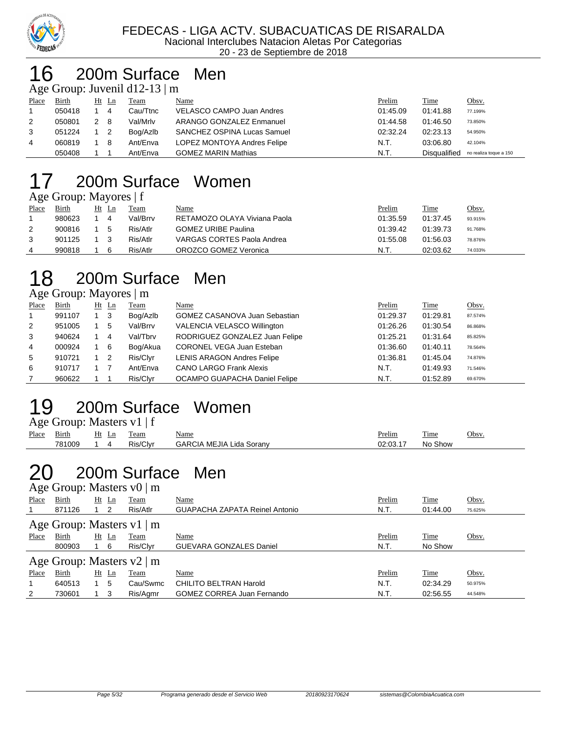FEDECAS - LIGA ACTV. SUBACUATICAS DE RISARALDA

Nacional Interclubes Natacion Aletas Por Categorias

20 - 23 de Septiembre de 2018

# 16 200m Surface Men

### Age Group: Juvenil d12-13 | m

| Place | Birth | Ht | Ln | Team | Name | Prelim | Time | Obsv. |
|---|---|---|---|---|---|---|---|---|
| 1 | 050418 | 1 | 4 | Cau/Ttnc | VELASCO CAMPO Juan Andres | 01:45.09 | 01:41.88 | 77.199% |
| 2 | 050801 | 2 | 8 | Val/Mrlv | ARANGO GONZALEZ Enmanuel | 01:44.58 | 01:46.50 | 73.850% |
| 3 | 051224 | 1 | 2 | Bog/Azlb | SANCHEZ OSPINA Lucas Samuel | 02:32.24 | 02:23.13 | 54.950% |
| 4 | 060819 | 1 | 8 | Ant/Enva | LOPEZ MONTOYA Andres Felipe | N.T. | 03:06.80 | 42.104% |
| | 050408 | 1 | 1 | Ant/Enva | GOMEZ MARIN Mathias | N.T. | Disqualified | no realiza toque a 150 |

# 17 200m Surface Women

### Age Group: Mayores | f

| Place | Birth | Ht | Ln | Team | Name | Prelim | Time | Obsv. |
|---|---|---|---|---|---|---|---|---|
| 1 | 980623 | 1 | 4 | Val/Brrv | RETAMOZO OLAYA Viviana Paola | 01:35.59 | 01:37.45 | 93.915% |
| 2 | 900816 | 1 | 5 | Ris/Atlr | GOMEZ URIBE Paulina | 01:39.42 | 01:39.73 | 91.768% |
| 3 | 901125 | 1 | 3 | Ris/Atlr | VARGAS CORTES Paola Andrea | 01:55.08 | 01:56.03 | 78.876% |
| 4 | 990818 | 1 | 6 | Ris/Atlr | OROZCO GOMEZ Veronica | N.T. | 02:03.62 | 74.033% |

# 18 200m Surface Men

### Age Group: Mayores | m

| Place | Birth | Ht | Ln | Team | Name | Prelim | Time | Obsv. |
|---|---|---|---|---|---|---|---|---|
| 1 | 991107 | 1 | 3 | Bog/Azlb | GOMEZ CASANOVA Juan Sebastian | 01:29.37 | 01:29.81 | 87.574% |
| 2 | 951005 | 1 | 5 | Val/Brrv | VALENCIA VELASCO Willington | 01:26.26 | 01:30.54 | 86.868% |
| 3 | 940624 | 1 | 4 | Val/Tbrv | RODRIGUEZ GONZALEZ Juan Felipe | 01:25.21 | 01:31.64 | 85.825% |
| 4 | 000924 | 1 | 6 | Bog/Akua | CORONEL VEGA Juan Esteban | 01:36.60 | 01:40.11 | 78.564% |
| 5 | 910721 | 1 | 2 | Ris/Clyr | LENIS ARAGON Andres Felipe | 01:36.81 | 01:45.04 | 74.876% |
| 6 | 910717 | 1 | 7 | Ant/Enva | CANO LARGO Frank Alexis | N.T. | 01:49.93 | 71.546% |
| 7 | 960622 | 1 | 1 | Ris/Clyr | OCAMPO GUAPACHA Daniel Felipe | N.T. | 01:52.89 | 69.670% |

# 19 200m Surface Women

### Age Group: Masters v1 | f

| Place | Birth | Ht | Ln | Team | Name | Prelim | Time | Obsv. |
|---|---|---|---|---|---|---|---|---|
| | 781009 | 1 | 4 | Ris/Clyr | GARCIA MEJIA Lida Sorany | 02:03.17 | No Show | |

# 20 200m Surface Men

### Age Group: Masters v0 | m

| Place | Birth | Ht | Ln | Team | Name | Prelim | Time | Obsv. |
|---|---|---|---|---|---|---|---|---|
| 1 | 871126 | 1 | 2 | Ris/Atlr | GUAPACHA ZAPATA Reinel Antonio | N.T. | 01:44.00 | 75.625% |

### Age Group: Masters v1 | m

| Place | Birth | Ht | Ln | Team | Name | Prelim | Time | Obsv. |
|---|---|---|---|---|---|---|---|---|
| | 800903 | 1 | 6 | Ris/Clyr | GUEVARA GONZALES Daniel | N.T. | No Show | |

### Age Group: Masters v2 | m

| Place | Birth | Ht | Ln | Team | Name | Prelim | Time | Obsv. |
|---|---|---|---|---|---|---|---|---|
| 1 | 640513 | 1 | 5 | Cau/Swmc | CHILITO BELTRAN Harold | N.T. | 02:34.29 | 50.975% |
| 2 | 730601 | 1 | 3 | Ris/Agmr | GOMEZ CORREA Juan Fernando | N.T. | 02:56.55 | 44.548% |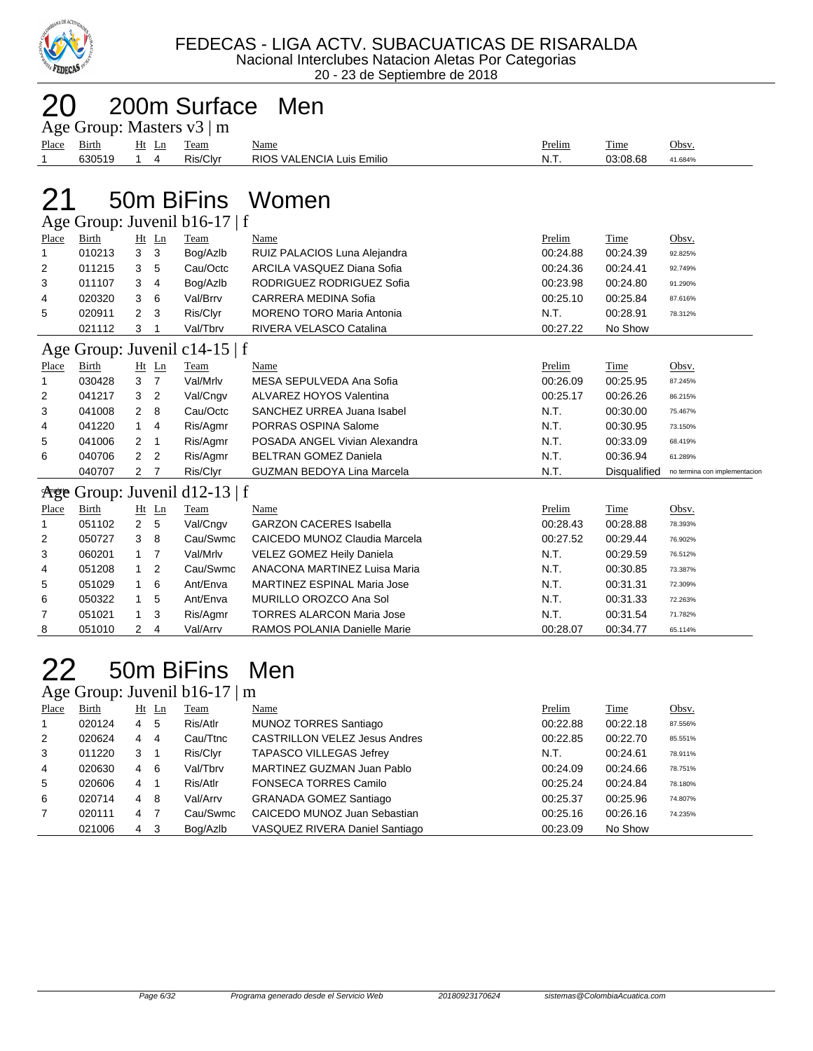FEDECAS - LIGA ACTV. SUBACUATICAS DE RISARALDA
Nacional Interclubes Natacion Aletas Por Categorias
20 - 23 de Septiembre de 2018

# 20 200m Surface Men

## Age Group: Masters v3 | m

| Place | Birth | Ht | Ln | Team | Name | Prelim | Time | Obsv. |
|---|---|---|---|---|---|---|---|---|
| 1 | 630519 | 1 | 4 | Ris/Clyr | RIOS VALENCIA Luis Emilio | N.T. | 03:08.68 | 41.684% |

# 21 50m BiFins Women

## Age Group: Juvenil b16-17 | f

| Place | Birth | Ht | Ln | Team | Name | Prelim | Time | Obsv. |
|---|---|---|---|---|---|---|---|---|
| 1 | 010213 | 3 | 3 | Bog/Azlb | RUIZ PALACIOS Luna Alejandra | 00:24.88 | 00:24.39 | 92.825% |
| 2 | 011215 | 3 | 5 | Cau/Octc | ARCILA VASQUEZ Diana Sofia | 00:24.36 | 00:24.41 | 92.749% |
| 3 | 011107 | 3 | 4 | Bog/Azlb | RODRIGUEZ RODRIGUEZ Sofia | 00:23.98 | 00:24.80 | 91.290% |
| 4 | 020320 | 3 | 6 | Val/Brrv | CARRERA MEDINA Sofia | 00:25.10 | 00:25.84 | 87.616% |
| 5 | 020911 | 2 | 3 | Ris/Clyr | MORENO TORO Maria Antonia | N.T. | 00:28.91 | 78.312% |
| | 021112 | 3 | 1 | Val/Tbrv | RIVERA VELASCO Catalina | 00:27.22 | No Show | |

## Age Group: Juvenil c14-15 | f

| Place | Birth | Ht | Ln | Team | Name | Prelim | Time | Obsv. |
|---|---|---|---|---|---|---|---|---|
| 1 | 030428 | 3 | 7 | Val/Mrlv | MESA SEPULVEDA Ana Sofia | 00:26.09 | 00:25.95 | 87.245% |
| 2 | 041217 | 3 | 2 | Val/Cngv | ALVAREZ HOYOS Valentina | 00:25.17 | 00:26.26 | 86.215% |
| 3 | 041008 | 2 | 8 | Cau/Octc | SANCHEZ URREA Juana Isabel | N.T. | 00:30.00 | 75.467% |
| 4 | 041220 | 1 | 4 | Ris/Agmr | PORRAS OSPINA Salome | N.T. | 00:30.95 | 73.150% |
| 5 | 041006 | 2 | 1 | Ris/Agmr | POSADA ANGEL Vivian Alexandra | N.T. | 00:33.09 | 68.419% |
| 6 | 040706 | 2 | 2 | Ris/Agmr | BELTRAN GOMEZ Daniela | N.T. | 00:36.94 | 61.289% |
| | 040707 | 2 | 7 | Ris/Clyr | GUZMAN BEDOYA Lina Marcela | N.T. | Disqualified | no termina con implementacion |

## Age Group: Juvenil d12-13 | f

| Place | Birth | Ht | Ln | Team | Name | Prelim | Time | Obsv. |
|---|---|---|---|---|---|---|---|---|
| 1 | 051102 | 2 | 5 | Val/Cngv | GARZON CACERES Isabella | 00:28.43 | 00:28.88 | 78.393% |
| 2 | 050727 | 3 | 8 | Cau/Swmc | CAICEDO MUNOZ Claudia Marcela | 00:27.52 | 00:29.44 | 76.902% |
| 3 | 060201 | 1 | 7 | Val/Mrlv | VELEZ GOMEZ Heily Daniela | N.T. | 00:29.59 | 76.512% |
| 4 | 051208 | 1 | 2 | Cau/Swmc | ANACONA MARTINEZ Luisa Maria | N.T. | 00:30.85 | 73.387% |
| 5 | 051029 | 1 | 6 | Ant/Enva | MARTINEZ ESPINAL Maria Jose | N.T. | 00:31.31 | 72.309% |
| 6 | 050322 | 1 | 5 | Ant/Enva | MURILLO OROZCO Ana Sol | N.T. | 00:31.33 | 72.263% |
| 7 | 051021 | 1 | 3 | Ris/Agmr | TORRES ALARCON Maria Jose | N.T. | 00:31.54 | 71.782% |
| 8 | 051010 | 2 | 4 | Val/Arrv | RAMOS POLANIA Danielle Marie | 00:28.07 | 00:34.77 | 65.114% |

# 22 50m BiFins Men

## Age Group: Juvenil b16-17 | m

| Place | Birth | Ht | Ln | Team | Name | Prelim | Time | Obsv. |
|---|---|---|---|---|---|---|---|---|
| 1 | 020124 | 4 | 5 | Ris/Atlr | MUNOZ TORRES Santiago | 00:22.88 | 00:22.18 | 87.556% |
| 2 | 020624 | 4 | 4 | Cau/Ttnc | CASTRILLON VELEZ Jesus Andres | 00:22.85 | 00:22.70 | 85.551% |
| 3 | 011220 | 3 | 1 | Ris/Clyr | TAPASCO VILLEGAS Jefrey | N.T. | 00:24.61 | 78.911% |
| 4 | 020630 | 4 | 6 | Val/Tbrv | MARTINEZ GUZMAN Juan Pablo | 00:24.09 | 00:24.66 | 78.751% |
| 5 | 020606 | 4 | 1 | Ris/Atlr | FONSECA TORRES Camilo | 00:25.24 | 00:24.84 | 78.180% |
| 6 | 020714 | 4 | 8 | Val/Arrv | GRANADA GOMEZ Santiago | 00:25.37 | 00:25.96 | 74.807% |
| 7 | 020111 | 4 | 7 | Cau/Swmc | CAICEDO MUNOZ Juan Sebastian | 00:25.16 | 00:26.16 | 74.235% |
| | 021006 | 4 | 3 | Bog/Azlb | VASQUEZ RIVERA Daniel Santiago | 00:23.09 | No Show | |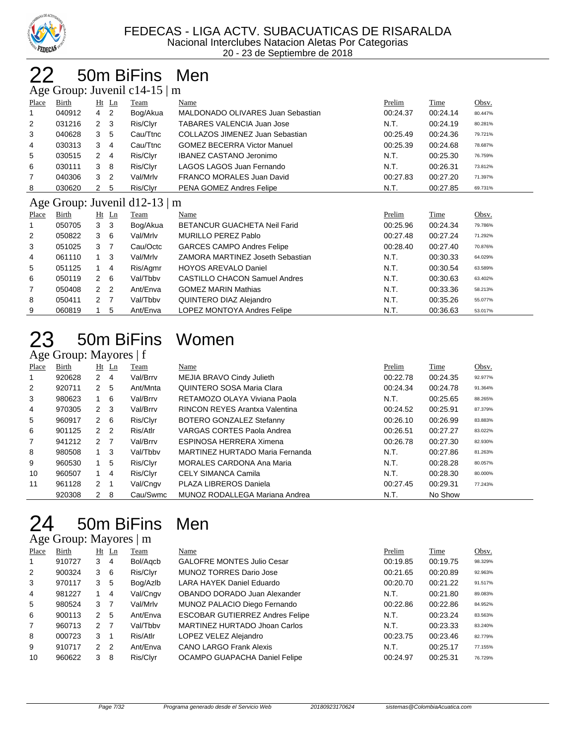# FEDECAS - LIGA ACTV. SUBACUATICAS DE RISARALDA

Nacional Interclubes Natacion Aletas Por Categorias

20 - 23 de Septiembre de 2018

## 22 50m BiFins Men

### Age Group: Juvenil c14-15 | m

| Place | Birth | Ht | Ln | Team | Name | Prelim | Time | Obsv. |
|---|---|---|---|---|---|---|---|---|
| 1 | 040912 | 4 | 2 | Bog/Akua | MALDONADO OLIVARES Juan Sebastian | 00:24.37 | 00:24.14 | 80.447% |
| 2 | 031216 | 2 | 3 | Ris/Clyr | TABARES VALENCIA Juan Jose | N.T. | 00:24.19 | 80.281% |
| 3 | 040628 | 3 | 5 | Cau/Ttnc | COLLAZOS JIMENEZ Juan Sebastian | 00:25.49 | 00:24.36 | 79.721% |
| 4 | 030313 | 3 | 4 | Cau/Ttnc | GOMEZ BECERRA Victor Manuel | 00:25.39 | 00:24.68 | 78.687% |
| 5 | 030515 | 2 | 4 | Ris/Clyr | IBANEZ CASTANO Jeronimo | N.T. | 00:25.30 | 76.759% |
| 6 | 030111 | 3 | 8 | Ris/Clyr | LAGOS LAGOS Juan Fernando | N.T. | 00:26.31 | 73.812% |
| 7 | 040306 | 3 | 2 | Val/Mrlv | FRANCO MORALES Juan David | 00:27.83 | 00:27.20 | 71.397% |
| 8 | 030620 | 2 | 5 | Ris/Clyr | PENA GOMEZ Andres Felipe | N.T. | 00:27.85 | 69.731% |

### Age Group: Juvenil d12-13 | m

| Place | Birth | Ht | Ln | Team | Name | Prelim | Time | Obsv. |
|---|---|---|---|---|---|---|---|---|
| 1 | 050705 | 3 | 3 | Bog/Akua | BETANCUR GUACHETA Neil Farid | 00:25.96 | 00:24.34 | 79.786% |
| 2 | 050822 | 3 | 6 | Val/Mrlv | MURILLO PEREZ Pablo | 00:27.48 | 00:27.24 | 71.292% |
| 3 | 051025 | 3 | 7 | Cau/Octc | GARCES CAMPO Andres Felipe | 00:28.40 | 00:27.40 | 70.876% |
| 4 | 061110 | 1 | 3 | Val/Mrlv | ZAMORA MARTINEZ Joseth Sebastian | N.T. | 00:30.33 | 64.029% |
| 5 | 051125 | 1 | 4 | Ris/Agmr | HOYOS AREVALO Daniel | N.T. | 00:30.54 | 63.589% |
| 6 | 050119 | 2 | 6 | Val/Tbbv | CASTILLO CHACON Samuel Andres | N.T. | 00:30.63 | 63.402% |
| 7 | 050408 | 2 | 2 | Ant/Enva | GOMEZ MARIN Mathias | N.T. | 00:33.36 | 58.213% |
| 8 | 050411 | 2 | 7 | Val/Tbbv | QUINTERO DIAZ Alejandro | N.T. | 00:35.26 | 55.077% |
| 9 | 060819 | 1 | 5 | Ant/Enva | LOPEZ MONTOYA Andres Felipe | N.T. | 00:36.63 | 53.017% |

## 23 50m BiFins Women

### Age Group: Mayores | f

| Place | Birth | Ht | Ln | Team | Name | Prelim | Time | Obsv. |
|---|---|---|---|---|---|---|---|---|
| 1 | 920628 | 2 | 4 | Val/Brrv | MEJIA BRAVO Cindy Julieth | 00:22.78 | 00:24.35 | 92.977% |
| 2 | 920711 | 2 | 5 | Ant/Mnta | QUINTERO SOSA Maria Clara | 00:24.34 | 00:24.78 | 91.364% |
| 3 | 980623 | 1 | 6 | Val/Brrv | RETAMOZO OLAYA Viviana Paola | N.T. | 00:25.65 | 88.265% |
| 4 | 970305 | 2 | 3 | Val/Brrv | RINCON REYES Arantxa Valentina | 00:24.52 | 00:25.91 | 87.379% |
| 5 | 960917 | 2 | 6 | Ris/Clyr | BOTERO GONZALEZ Stefanny | 00:26.10 | 00:26.99 | 83.883% |
| 6 | 901125 | 2 | 2 | Ris/Atlr | VARGAS CORTES Paola Andrea | 00:26.51 | 00:27.27 | 83.022% |
| 7 | 941212 | 2 | 7 | Val/Brrv | ESPINOSA HERRERA Ximena | 00:26.78 | 00:27.30 | 82.930% |
| 8 | 980508 | 1 | 3 | Val/Tbbv | MARTINEZ HURTADO Maria Fernanda | N.T. | 00:27.86 | 81.263% |
| 9 | 960530 | 1 | 5 | Ris/Clyr | MORALES CARDONA Ana Maria | N.T. | 00:28.28 | 80.057% |
| 10 | 960507 | 1 | 4 | Ris/Clyr | CELY SIMANCA Camila | N.T. | 00:28.30 | 80.000% |
| 11 | 961128 | 2 | 1 | Val/Cngv | PLAZA LIBREROS Daniela | 00:27.45 | 00:29.31 | 77.243% |
| | 920308 | 2 | 8 | Cau/Swmc | MUNOZ RODALLEGA Mariana Andrea | N.T. | No Show | |

## 24 50m BiFins Men

### Age Group: Mayores | m

| Place | Birth | Ht | Ln | Team | Name | Prelim | Time | Obsv. |
|---|---|---|---|---|---|---|---|---|
| 1 | 910727 | 3 | 4 | Bol/Aqcb | GALOFRE MONTES Julio Cesar | 00:19.85 | 00:19.75 | 98.329% |
| 2 | 900324 | 3 | 6 | Ris/Clyr | MUNOZ TORRES Dario Jose | 00:21.65 | 00:20.89 | 92.963% |
| 3 | 970117 | 3 | 5 | Bog/Azlb | LARA HAYEK Daniel Eduardo | 00:20.70 | 00:21.22 | 91.517% |
| 4 | 981227 | 1 | 4 | Val/Cngv | OBANDO DORADO Juan Alexander | N.T. | 00:21.80 | 89.083% |
| 5 | 980524 | 3 | 7 | Val/Mrlv | MUNOZ PALACIO Diego Fernando | 00:22.86 | 00:22.86 | 84.952% |
| 6 | 900113 | 2 | 5 | Ant/Enva | ESCOBAR GUTIERREZ Andres Felipe | N.T. | 00:23.24 | 83.563% |
| 7 | 960713 | 2 | 7 | Val/Tbbv | MARTINEZ HURTADO Jhoan Carlos | N.T. | 00:23.33 | 83.240% |
| 8 | 000723 | 3 | 1 | Ris/Atlr | LOPEZ VELEZ Alejandro | 00:23.75 | 00:23.46 | 82.779% |
| 9 | 910717 | 2 | 2 | Ant/Enva | CANO LARGO Frank Alexis | N.T. | 00:25.17 | 77.155% |
| 10 | 960622 | 3 | 8 | Ris/Clyr | OCAMPO GUAPACHA Daniel Felipe | 00:24.97 | 00:25.31 | 76.729% |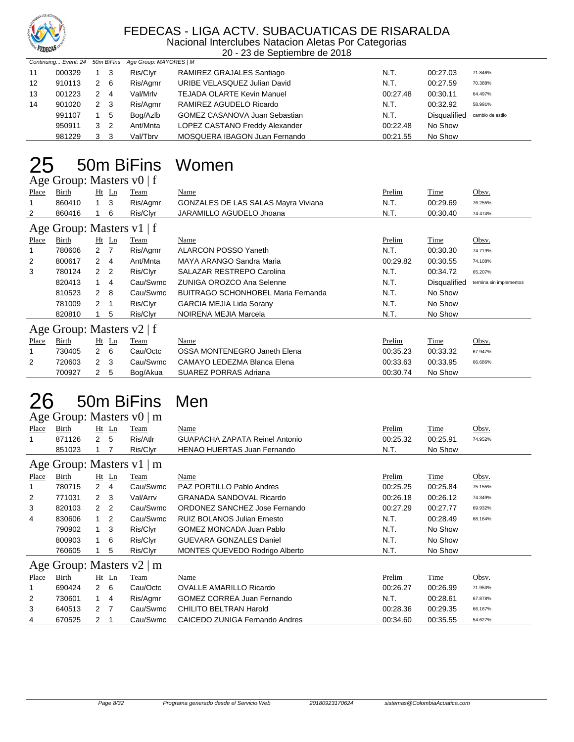# FEDECAS - LIGA ACTV. SUBACUATICAS DE RISARALDA

Nacional Interclubes Natacion Aletas Por Categorias

20 - 23 de Septiembre de 2018

*Continuing... Event: 24 50m BiFins Age Group: MAYORES | M*

| Place | Birth | Ht | Ln | Team | Name | Prelim | Time | Obsv. |
|---|---|---|---|---|---|---|---|---|
| 11 | 000329 | 1 | 3 | Ris/Clyr | RAMIREZ GRAJALES Santiago | N.T. | 00:27.03 | 71.846% |
| 12 | 910113 | 2 | 6 | Ris/Agmr | URIBE VELASQUEZ Julian David | N.T. | 00:27.59 | 70.388% |
| 13 | 001223 | 2 | 4 | Val/Mrlv | TEJADA OLARTE Kevin Manuel | 00:27.48 | 00:30.11 | 64.497% |
| 14 | 901020 | 2 | 3 | Ris/Agmr | RAMIREZ AGUDELO Ricardo | N.T. | 00:32.92 | 58.991% |
| | 991107 | 1 | 5 | Bog/Azlb | GOMEZ CASANOVA Juan Sebastian | N.T. | Disqualified | cambio de estilo |
| | 950911 | 3 | 2 | Ant/Mnta | LOPEZ CASTANO Freddy Alexander | 00:22.48 | No Show | |
| | 981229 | 3 | 3 | Val/Tbrv | MOSQUERA IBAGON Juan Fernando | 00:21.55 | No Show | |

# 25 50m BiFins Women

## Age Group: Masters v0 | f

| Place | Birth | Ht | Ln | Team | Name | Prelim | Time | Obsv. |
|---|---|---|---|---|---|---|---|---|
| 1 | 860410 | 1 | 3 | Ris/Agmr | GONZALES DE LAS SALAS Mayra Viviana | N.T. | 00:29.69 | 76.255% |
| 2 | 860416 | 1 | 6 | Ris/Clyr | JARAMILLO AGUDELO Jhoana | N.T. | 00:30.40 | 74.474% |

## Age Group: Masters v1 | f

| Place | Birth | Ht | Ln | Team | Name | Prelim | Time | Obsv. |
|---|---|---|---|---|---|---|---|---|
| 1 | 780606 | 2 | 7 | Ris/Agmr | ALARCON POSSO Yaneth | N.T. | 00:30.30 | 74.719% |
| 2 | 800617 | 2 | 4 | Ant/Mnta | MAYA ARANGO Sandra Maria | 00:29.82 | 00:30.55 | 74.108% |
| 3 | 780124 | 2 | 2 | Ris/Clyr | SALAZAR RESTREPO Carolina | N.T. | 00:34.72 | 65.207% |
| | 820413 | 1 | 4 | Cau/Swmc | ZUNIGA OROZCO Ana Selenne | N.T. | Disqualified | termina sin implementos |
| | 810523 | 2 | 8 | Cau/Swmc | BUITRAGO SCHONHOBEL Maria Fernanda | N.T. | No Show | |
| | 781009 | 2 | 1 | Ris/Clyr | GARCIA MEJIA Lida Sorany | N.T. | No Show | |
| | 820810 | 1 | 5 | Ris/Clyr | NOIRENA MEJIA Marcela | N.T. | No Show | |

## Age Group: Masters v2 | f

| Place | Birth | Ht | Ln | Team | Name | Prelim | Time | Obsv. |
|---|---|---|---|---|---|---|---|---|
| 1 | 730405 | 2 | 6 | Cau/Octc | OSSA MONTENEGRO Janeth Elena | 00:35.23 | 00:33.32 | 67.947% |
| 2 | 720603 | 2 | 3 | Cau/Swmc | CAMAYO LEDEZMA Blanca Elena | 00:33.63 | 00:33.95 | 66.686% |
| | 700927 | 2 | 5 | Bog/Akua | SUAREZ PORRAS Adriana | 00:30.74 | No Show | |

# 26 50m BiFins Men

## Age Group: Masters v0 | m

| Place | Birth | Ht | Ln | Team | Name | Prelim | Time | Obsv. |
|---|---|---|---|---|---|---|---|---|
| 1 | 871126 | 2 | 5 | Ris/Atlr | GUAPACHA ZAPATA Reinel Antonio | 00:25.32 | 00:25.91 | 74.952% |
| | 851023 | 1 | 7 | Ris/Clyr | HENAO HUERTAS Juan Fernando | N.T. | No Show | |

## Age Group: Masters v1 | m

| Place | Birth | Ht | Ln | Team | Name | Prelim | Time | Obsv. |
|---|---|---|---|---|---|---|---|---|
| 1 | 780715 | 2 | 4 | Cau/Swmc | PAZ PORTILLO Pablo Andres | 00:25.25 | 00:25.84 | 75.155% |
| 2 | 771031 | 2 | 3 | Val/Arrv | GRANADA SANDOVAL Ricardo | 00:26.18 | 00:26.12 | 74.349% |
| 3 | 820103 | 2 | 2 | Cau/Swmc | ORDONEZ SANCHEZ Jose Fernando | 00:27.29 | 00:27.77 | 69.932% |
| 4 | 830606 | 1 | 2 | Cau/Swmc | RUIZ BOLANOS Julian Ernesto | N.T. | 00:28.49 | 68.164% |
| | 790902 | 1 | 3 | Ris/Clyr | GOMEZ MONCADA Juan Pablo | N.T. | No Show | |
| | 800903 | 1 | 6 | Ris/Clyr | GUEVARA GONZALES Daniel | N.T. | No Show | |
| | 760605 | 1 | 5 | Ris/Clyr | MONTES QUEVEDO Rodrigo Alberto | N.T. | No Show | |

## Age Group: Masters v2 | m

| Place | Birth | Ht | Ln | Team | Name | Prelim | Time | Obsv. |
|---|---|---|---|---|---|---|---|---|
| 1 | 690424 | 2 | 6 | Cau/Octc | OVALLE AMARILLO Ricardo | 00:26.27 | 00:26.99 | 71.953% |
| 2 | 730601 | 1 | 4 | Ris/Agmr | GOMEZ CORREA Juan Fernando | N.T. | 00:28.61 | 67.878% |
| 3 | 640513 | 2 | 7 | Cau/Swmc | CHILITO BELTRAN Harold | 00:28.36 | 00:29.35 | 66.167% |
| 4 | 670525 | 2 | 1 | Cau/Swmc | CAICEDO ZUNIGA Fernando Andres | 00:34.60 | 00:35.55 | 54.627% |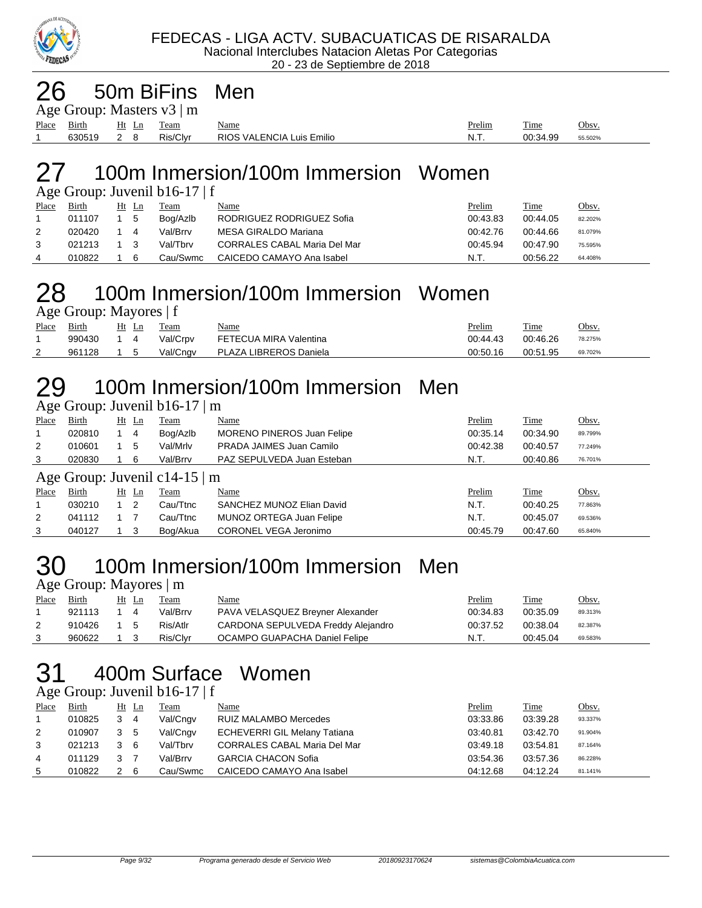FEDECAS - LIGA ACTV. SUBACUATICAS DE RISARALDA

Nacional Interclubes Natacion Aletas Por Categorias

20 - 23 de Septiembre de 2018

# 26 50m BiFins Men

Age Group: Masters v3 | m

| Place | Birth | Ht | Ln | Team | Name | Prelim | Time | Obsv. |
|---|---|---|---|---|---|---|---|---|
| 1 | 630519 | 2 | 8 | Ris/Clyr | RIOS VALENCIA Luis Emilio | N.T. | 00:34.99 | 55.502% |

# 27 100m Inmersion/100m Immersion Women

Age Group: Juvenil b16-17 | f

| Place | Birth | Ht | Ln | Team | Name | Prelim | Time | Obsv. |
|---|---|---|---|---|---|---|---|---|
| 1 | 011107 | 1 | 5 | Bog/Azlb | RODRIGUEZ RODRIGUEZ Sofia | 00:43.83 | 00:44.05 | 82.202% |
| 2 | 020420 | 1 | 4 | Val/Brrv | MESA GIRALDO Mariana | 00:42.76 | 00:44.66 | 81.079% |
| 3 | 021213 | 1 | 3 | Val/Tbrv | CORRALES CABAL Maria Del Mar | 00:45.94 | 00:47.90 | 75.595% |
| 4 | 010822 | 1 | 6 | Cau/Swmc | CAICEDO CAMAYO Ana Isabel | N.T. | 00:56.22 | 64.408% |

# 28 100m Inmersion/100m Immersion Women

Age Group: Mayores | f

| Place | Birth | Ht | Ln | Team | Name | Prelim | Time | Obsv. |
|---|---|---|---|---|---|---|---|---|
| 1 | 990430 | 1 | 4 | Val/Crpv | FETECUA MIRA Valentina | 00:44.43 | 00:46.26 | 78.275% |
| 2 | 961128 | 1 | 5 | Val/Cngv | PLAZA LIBREROS Daniela | 00:50.16 | 00:51.95 | 69.702% |

# 29 100m Inmersion/100m Immersion Men

Age Group: Juvenil b16-17 | m

| Place | Birth | Ht | Ln | Team | Name | Prelim | Time | Obsv. |
|---|---|---|---|---|---|---|---|---|
| 1 | 020810 | 1 | 4 | Bog/Azlb | MORENO PINEROS Juan Felipe | 00:35.14 | 00:34.90 | 89.799% |
| 2 | 010601 | 1 | 5 | Val/Mrlv | PRADA JAIMES Juan Camilo | 00:42.38 | 00:40.57 | 77.249% |
| 3 | 020830 | 1 | 6 | Val/Brrv | PAZ SEPULVEDA Juan Esteban | N.T. | 00:40.86 | 76.701% |

Age Group: Juvenil c14-15 | m

| Place | Birth | Ht | Ln | Team | Name | Prelim | Time | Obsv. |
|---|---|---|---|---|---|---|---|---|
| 1 | 030210 | 1 | 2 | Cau/Ttnc | SANCHEZ MUNOZ Elian David | N.T. | 00:40.25 | 77.863% |
| 2 | 041112 | 1 | 7 | Cau/Ttnc | MUNOZ ORTEGA Juan Felipe | N.T. | 00:45.07 | 69.536% |
| 3 | 040127 | 1 | 3 | Bog/Akua | CORONEL VEGA Jeronimo | 00:45.79 | 00:47.60 | 65.840% |

# 30 100m Inmersion/100m Immersion Men

Age Group: Mayores | m

| Place | Birth | Ht | Ln | Team | Name | Prelim | Time | Obsv. |
|---|---|---|---|---|---|---|---|---|
| 1 | 921113 | 1 | 4 | Val/Brrv | PAVA VELASQUEZ Breyner Alexander | 00:34.83 | 00:35.09 | 89.313% |
| 2 | 910426 | 1 | 5 | Ris/Atlr | CARDONA SEPULVEDA Freddy Alejandro | 00:37.52 | 00:38.04 | 82.387% |
| 3 | 960622 | 1 | 3 | Ris/Clyr | OCAMPO GUAPACHA Daniel Felipe | N.T. | 00:45.04 | 69.583% |

# 31 400m Surface Women

Age Group: Juvenil b16-17 | f

| Place | Birth | Ht | Ln | Team | Name | Prelim | Time | Obsv. |
|---|---|---|---|---|---|---|---|---|
| 1 | 010825 | 3 | 4 | Val/Cngv | RUIZ MALAMBO Mercedes | 03:33.86 | 03:39.28 | 93.337% |
| 2 | 010907 | 3 | 5 | Val/Cngv | ECHEVERRI GIL Melany Tatiana | 03:40.81 | 03:42.70 | 91.904% |
| 3 | 021213 | 3 | 6 | Val/Tbrv | CORRALES CABAL Maria Del Mar | 03:49.18 | 03:54.81 | 87.164% |
| 4 | 011129 | 3 | 7 | Val/Brrv | GARCIA CHACON Sofia | 03:54.36 | 03:57.36 | 86.228% |
| 5 | 010822 | 2 | 6 | Cau/Swmc | CAICEDO CAMAYO Ana Isabel | 04:12.68 | 04:12.24 | 81.141% |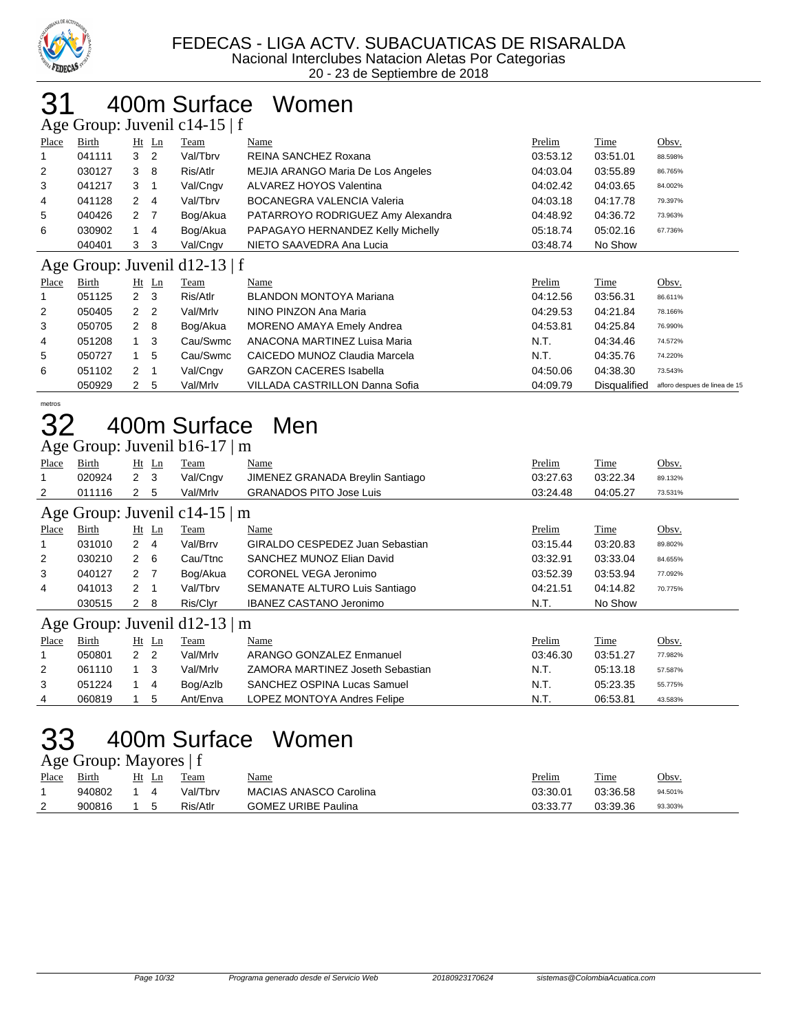FEDECAS - LIGA ACTV. SUBACUATICAS DE RISARALDA
Nacional Interclubes Natacion Aletas Por Categorias
20 - 23 de Septiembre de 2018

# 31 400m Surface Women

### Age Group: Juvenil c14-15 | f

| Place | Birth | Ht | Ln | Team | Name | Prelim | Time | Obsv. |
|---|---|---|---|---|---|---|---|---|
| 1 | 041111 | 3 | 2 | Val/Tbrv | REINA SANCHEZ Roxana | 03:53.12 | 03:51.01 | 88.598% |
| 2 | 030127 | 3 | 8 | Ris/Atlr | MEJIA ARANGO Maria De Los Angeles | 04:03.04 | 03:55.89 | 86.765% |
| 3 | 041217 | 3 | 1 | Val/Cngv | ALVAREZ HOYOS Valentina | 04:02.42 | 04:03.65 | 84.002% |
| 4 | 041128 | 2 | 4 | Val/Tbrv | BOCANEGRA VALENCIA Valeria | 04:03.18 | 04:17.78 | 79.397% |
| 5 | 040426 | 2 | 7 | Bog/Akua | PATARROYO RODRIGUEZ Amy Alexandra | 04:48.92 | 04:36.72 | 73.963% |
| 6 | 030902 | 1 | 4 | Bog/Akua | PAPAGAYO HERNANDEZ Kelly Michelly | 05:18.74 | 05:02.16 | 67.736% |
| | 040401 | 3 | 3 | Val/Cngv | NIETO SAAVEDRA Ana Lucia | 03:48.74 | No Show | |

### Age Group: Juvenil d12-13 | f

| Place | Birth | Ht | Ln | Team | Name | Prelim | Time | Obsv. |
|---|---|---|---|---|---|---|---|---|
| 1 | 051125 | 2 | 3 | Ris/Atlr | BLANDON MONTOYA Mariana | 04:12.56 | 03:56.31 | 86.611% |
| 2 | 050405 | 2 | 2 | Val/Mrlv | NINO PINZON Ana Maria | 04:29.53 | 04:21.84 | 78.166% |
| 3 | 050705 | 2 | 8 | Bog/Akua | MORENO AMAYA Emely Andrea | 04:53.81 | 04:25.84 | 76.990% |
| 4 | 051208 | 1 | 3 | Cau/Swmc | ANACONA MARTINEZ Luisa Maria | N.T. | 04:34.46 | 74.572% |
| 5 | 050727 | 1 | 5 | Cau/Swmc | CAICEDO MUNOZ Claudia Marcela | N.T. | 04:35.76 | 74.220% |
| 6 | 051102 | 2 | 1 | Val/Cngv | GARZON CACERES Isabella | 04:50.06 | 04:38.30 | 73.543% |
| | 050929 | 2 | 5 | Val/Mrlv | VILLADA CASTRILLON Danna Sofia | 04:09.79 | Disqualified | afloro despues de linea de 15 metros |

# 32 400m Surface Men

### Age Group: Juvenil b16-17 | m

| Place | Birth | Ht | Ln | Team | Name | Prelim | Time | Obsv. |
|---|---|---|---|---|---|---|---|---|
| 1 | 020924 | 2 | 3 | Val/Cngv | JIMENEZ GRANADA Breylin Santiago | 03:27.63 | 03:22.34 | 89.132% |
| 2 | 011116 | 2 | 5 | Val/Mrlv | GRANADOS PITO Jose Luis | 03:24.48 | 04:05.27 | 73.531% |

### Age Group: Juvenil c14-15 | m

| Place | Birth | Ht | Ln | Team | Name | Prelim | Time | Obsv. |
|---|---|---|---|---|---|---|---|---|
| 1 | 031010 | 2 | 4 | Val/Brrv | GIRALDO CESPEDEZ Juan Sebastian | 03:15.44 | 03:20.83 | 89.802% |
| 2 | 030210 | 2 | 6 | Cau/Ttnc | SANCHEZ MUNOZ Elian David | 03:32.91 | 03:33.04 | 84.655% |
| 3 | 040127 | 2 | 7 | Bog/Akua | CORONEL VEGA Jeronimo | 03:52.39 | 03:53.94 | 77.092% |
| 4 | 041013 | 2 | 1 | Val/Tbrv | SEMANATE ALTURO Luis Santiago | 04:21.51 | 04:14.82 | 70.775% |
| | 030515 | 2 | 8 | Ris/Clyr | IBANEZ CASTANO Jeronimo | N.T. | No Show | |

### Age Group: Juvenil d12-13 | m

| Place | Birth | Ht | Ln | Team | Name | Prelim | Time | Obsv. |
|---|---|---|---|---|---|---|---|---|
| 1 | 050801 | 2 | 2 | Val/Mrlv | ARANGO GONZALEZ Enmanuel | 03:46.30 | 03:51.27 | 77.982% |
| 2 | 061110 | 1 | 3 | Val/Mrlv | ZAMORA MARTINEZ Joseth Sebastian | N.T. | 05:13.18 | 57.587% |
| 3 | 051224 | 1 | 4 | Bog/Azlb | SANCHEZ OSPINA Lucas Samuel | N.T. | 05:23.35 | 55.775% |
| 4 | 060819 | 1 | 5 | Ant/Enva | LOPEZ MONTOYA Andres Felipe | N.T. | 06:53.81 | 43.583% |

# 33 400m Surface Women

### Age Group: Mayores | f

| Place | Birth | Ht | Ln | Team | Name | Prelim | Time | Obsv. |
|---|---|---|---|---|---|---|---|---|
| 1 | 940802 | 1 | 4 | Val/Tbrv | MACIAS ANASCO Carolina | 03:30.01 | 03:36.58 | 94.501% |
| 2 | 900816 | 1 | 5 | Ris/Atlr | GOMEZ URIBE Paulina | 03:33.77 | 03:39.36 | 93.303% |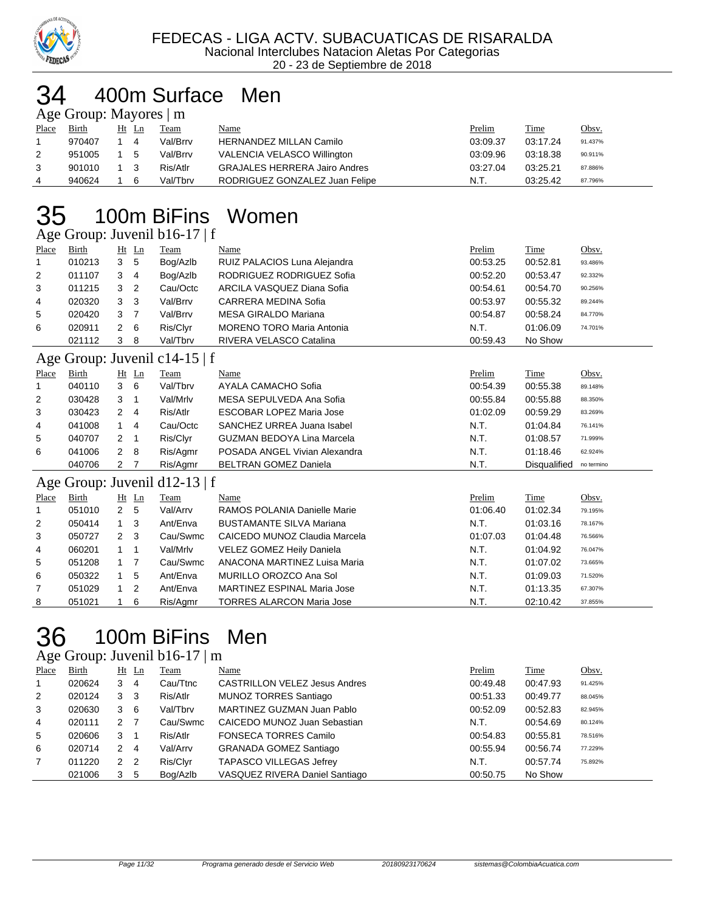FEDECAS - LIGA ACTV. SUBACUATICAS DE RISARALDA
Nacional Interclubes Natacion Aletas Por Categorias
20 - 23 de Septiembre de 2018

# 34 400m Surface Men

### Age Group: Mayores | m

| Place | Birth | Ht | Ln | Team | Name | Prelim | Time | Obsv. |
|---|---|---|---|---|---|---|---|---|
| 1 | 970407 | 1 | 4 | Val/Brrv | HERNANDEZ MILLAN Camilo | 03:09.37 | 03:17.24 | 91.437% |
| 2 | 951005 | 1 | 5 | Val/Brrv | VALENCIA VELASCO Willington | 03:09.96 | 03:18.38 | 90.911% |
| 3 | 901010 | 1 | 3 | Ris/Atlr | GRAJALES HERRERA Jairo Andres | 03:27.04 | 03:25.21 | 87.886% |
| 4 | 940624 | 1 | 6 | Val/Tbrv | RODRIGUEZ GONZALEZ Juan Felipe | N.T. | 03:25.42 | 87.796% |

# 35 100m BiFins Women

### Age Group: Juvenil b16-17 | f

| Place | Birth | Ht | Ln | Team | Name | Prelim | Time | Obsv. |
|---|---|---|---|---|---|---|---|---|
| 1 | 010213 | 3 | 5 | Bog/Azlb | RUIZ PALACIOS Luna Alejandra | 00:53.25 | 00:52.81 | 93.486% |
| 2 | 011107 | 3 | 4 | Bog/Azlb | RODRIGUEZ RODRIGUEZ Sofia | 00:52.20 | 00:53.47 | 92.332% |
| 3 | 011215 | 3 | 2 | Cau/Octc | ARCILA VASQUEZ Diana Sofia | 00:54.61 | 00:54.70 | 90.256% |
| 4 | 020320 | 3 | 3 | Val/Brrv | CARRERA MEDINA Sofia | 00:53.97 | 00:55.32 | 89.244% |
| 5 | 020420 | 3 | 7 | Val/Brrv | MESA GIRALDO Mariana | 00:54.87 | 00:58.24 | 84.770% |
| 6 | 020911 | 2 | 6 | Ris/Clyr | MORENO TORO Maria Antonia | N.T. | 01:06.09 | 74.701% |
| | 021112 | 3 | 8 | Val/Tbrv | RIVERA VELASCO Catalina | 00:59.43 | No Show | |

### Age Group: Juvenil c14-15 | f

| Place | Birth | Ht | Ln | Team | Name | Prelim | Time | Obsv. |
|---|---|---|---|---|---|---|---|---|
| 1 | 040110 | 3 | 6 | Val/Tbrv | AYALA CAMACHO Sofia | 00:54.39 | 00:55.38 | 89.148% |
| 2 | 030428 | 3 | 1 | Val/Mrlv | MESA SEPULVEDA Ana Sofia | 00:55.84 | 00:55.88 | 88.350% |
| 3 | 030423 | 2 | 4 | Ris/Atlr | ESCOBAR LOPEZ Maria Jose | 01:02.09 | 00:59.29 | 83.269% |
| 4 | 041008 | 1 | 4 | Cau/Octc | SANCHEZ URREA Juana Isabel | N.T. | 01:04.84 | 76.141% |
| 5 | 040707 | 2 | 1 | Ris/Clyr | GUZMAN BEDOYA Lina Marcela | N.T. | 01:08.57 | 71.999% |
| 6 | 041006 | 2 | 8 | Ris/Agmr | POSADA ANGEL Vivian Alexandra | N.T. | 01:18.46 | 62.924% |
| | 040706 | 2 | 7 | Ris/Agmr | BELTRAN GOMEZ Daniela | N.T. | Disqualified | no termino |

### Age Group: Juvenil d12-13 | f

| Place | Birth | Ht | Ln | Team | Name | Prelim | Time | Obsv. |
|---|---|---|---|---|---|---|---|---|
| 1 | 051010 | 2 | 5 | Val/Arrv | RAMOS POLANIA Danielle Marie | 01:06.40 | 01:02.34 | 79.195% |
| 2 | 050414 | 1 | 3 | Ant/Enva | BUSTAMANTE SILVA Mariana | N.T. | 01:03.16 | 78.167% |
| 3 | 050727 | 2 | 3 | Cau/Swmc | CAICEDO MUNOZ Claudia Marcela | 01:07.03 | 01:04.48 | 76.566% |
| 4 | 060201 | 1 | 1 | Val/Mrlv | VELEZ GOMEZ Heily Daniela | N.T. | 01:04.92 | 76.047% |
| 5 | 051208 | 1 | 7 | Cau/Swmc | ANACONA MARTINEZ Luisa Maria | N.T. | 01:07.02 | 73.665% |
| 6 | 050322 | 1 | 5 | Ant/Enva | MURILLO OROZCO Ana Sol | N.T. | 01:09.03 | 71.520% |
| 7 | 051029 | 1 | 2 | Ant/Enva | MARTINEZ ESPINAL Maria Jose | N.T. | 01:13.35 | 67.307% |
| 8 | 051021 | 1 | 6 | Ris/Agmr | TORRES ALARCON Maria Jose | N.T. | 02:10.42 | 37.855% |

# 36 100m BiFins Men

### Age Group: Juvenil b16-17 | m

| Place | Birth | Ht | Ln | Team | Name | Prelim | Time | Obsv. |
|---|---|---|---|---|---|---|---|---|
| 1 | 020624 | 3 | 4 | Cau/Ttnc | CASTRILLON VELEZ Jesus Andres | 00:49.48 | 00:47.93 | 91.425% |
| 2 | 020124 | 3 | 3 | Ris/Atlr | MUNOZ TORRES Santiago | 00:51.33 | 00:49.77 | 88.045% |
| 3 | 020630 | 3 | 6 | Val/Tbrv | MARTINEZ GUZMAN Juan Pablo | 00:52.09 | 00:52.83 | 82.945% |
| 4 | 020111 | 2 | 7 | Cau/Swmc | CAICEDO MUNOZ Juan Sebastian | N.T. | 00:54.69 | 80.124% |
| 5 | 020606 | 3 | 1 | Ris/Atlr | FONSECA TORRES Camilo | 00:54.83 | 00:55.81 | 78.516% |
| 6 | 020714 | 2 | 4 | Val/Arrv | GRANADA GOMEZ Santiago | 00:55.94 | 00:56.74 | 77.229% |
| 7 | 011220 | 2 | 2 | Ris/Clyr | TAPASCO VILLEGAS Jefrey | N.T. | 00:57.74 | 75.892% |
| | 021006 | 3 | 5 | Bog/Azlb | VASQUEZ RIVERA Daniel Santiago | 00:50.75 | No Show | |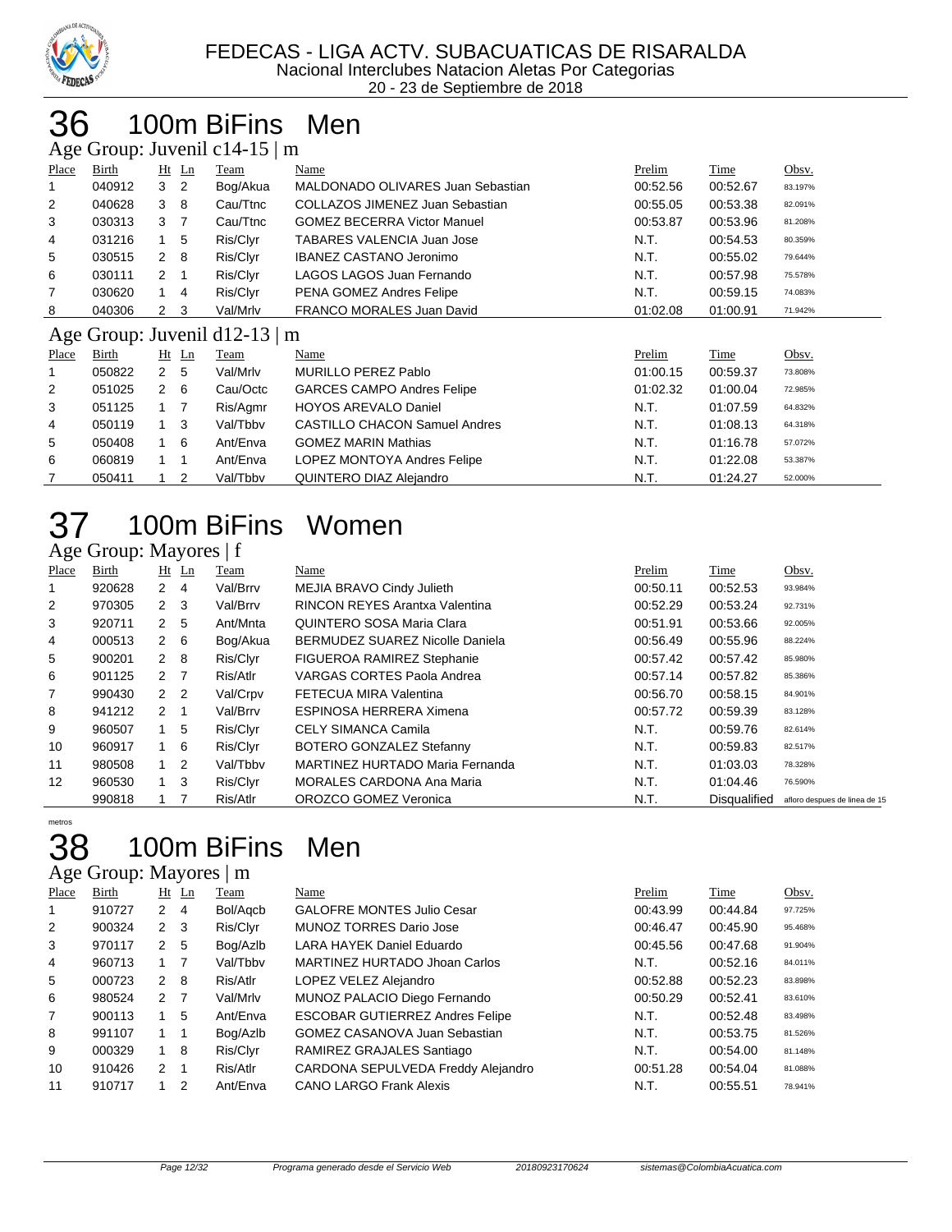FEDECAS - LIGA ACTV. SUBACUATICAS DE RISARALDA
Nacional Interclubes Natacion Aletas Por Categorias
20 - 23 de Septiembre de 2018

# 36 100m BiFins Men

## Age Group: Juvenil c14-15 | m

| Place | Birth | Ht | Ln | Team | Name | Prelim | Time | Obsv. |
|---|---|---|---|---|---|---|---|---|
| 1 | 040912 | 3 | 2 | Bog/Akua | MALDONADO OLIVARES Juan Sebastian | 00:52.56 | 00:52.67 | 83.197% |
| 2 | 040628 | 3 | 8 | Cau/Ttnc | COLLAZOS JIMENEZ Juan Sebastian | 00:55.05 | 00:53.38 | 82.091% |
| 3 | 030313 | 3 | 7 | Cau/Ttnc | GOMEZ BECERRA Victor Manuel | 00:53.87 | 00:53.96 | 81.208% |
| 4 | 031216 | 1 | 5 | Ris/Clyr | TABARES VALENCIA Juan Jose | N.T. | 00:54.53 | 80.359% |
| 5 | 030515 | 2 | 8 | Ris/Clyr | IBANEZ CASTANO Jeronimo | N.T. | 00:55.02 | 79.644% |
| 6 | 030111 | 2 | 1 | Ris/Clyr | LAGOS LAGOS Juan Fernando | N.T. | 00:57.98 | 75.578% |
| 7 | 030620 | 1 | 4 | Ris/Clyr | PENA GOMEZ Andres Felipe | N.T. | 00:59.15 | 74.083% |
| 8 | 040306 | 2 | 3 | Val/Mrlv | FRANCO MORALES Juan David | 01:02.08 | 01:00.91 | 71.942% |

## Age Group: Juvenil d12-13 | m

| Place | Birth | Ht | Ln | Team | Name | Prelim | Time | Obsv. |
|---|---|---|---|---|---|---|---|---|
| 1 | 050822 | 2 | 5 | Val/Mrlv | MURILLO PEREZ Pablo | 01:00.15 | 00:59.37 | 73.808% |
| 2 | 051025 | 2 | 6 | Cau/Octc | GARCES CAMPO Andres Felipe | 01:02.32 | 01:00.04 | 72.985% |
| 3 | 051125 | 1 | 7 | Ris/Agmr | HOYOS AREVALO Daniel | N.T. | 01:07.59 | 64.832% |
| 4 | 050119 | 1 | 3 | Val/Tbbv | CASTILLO CHACON Samuel Andres | N.T. | 01:08.13 | 64.318% |
| 5 | 050408 | 1 | 6 | Ant/Enva | GOMEZ MARIN Mathias | N.T. | 01:16.78 | 57.072% |
| 6 | 060819 | 1 | 1 | Ant/Enva | LOPEZ MONTOYA Andres Felipe | N.T. | 01:22.08 | 53.387% |
| 7 | 050411 | 1 | 2 | Val/Tbbv | QUINTERO DIAZ Alejandro | N.T. | 01:24.27 | 52.000% |

# 37 100m BiFins Women

## Age Group: Mayores | f

| Place | Birth | Ht | Ln | Team | Name | Prelim | Time | Obsv. |
|---|---|---|---|---|---|---|---|---|
| 1 | 920628 | 2 | 4 | Val/Brrv | MEJIA BRAVO Cindy Julieth | 00:50.11 | 00:52.53 | 93.984% |
| 2 | 970305 | 2 | 3 | Val/Brrv | RINCON REYES Arantxa Valentina | 00:52.29 | 00:53.24 | 92.731% |
| 3 | 920711 | 2 | 5 | Ant/Mnta | QUINTERO SOSA Maria Clara | 00:51.91 | 00:53.66 | 92.005% |
| 4 | 000513 | 2 | 6 | Bog/Akua | BERMUDEZ SUAREZ Nicolle Daniela | 00:56.49 | 00:55.96 | 88.224% |
| 5 | 900201 | 2 | 8 | Ris/Clyr | FIGUEROA RAMIREZ Stephanie | 00:57.42 | 00:57.42 | 85.980% |
| 6 | 901125 | 2 | 7 | Ris/Atlr | VARGAS CORTES Paola Andrea | 00:57.14 | 00:57.82 | 85.386% |
| 7 | 990430 | 2 | 2 | Val/Crpv | FETECUA MIRA Valentina | 00:56.70 | 00:58.15 | 84.901% |
| 8 | 941212 | 2 | 1 | Val/Brrv | ESPINOSA HERRERA Ximena | 00:57.72 | 00:59.39 | 83.128% |
| 9 | 960507 | 1 | 5 | Ris/Clyr | CELY SIMANCA Camila | N.T. | 00:59.76 | 82.614% |
| 10 | 960917 | 1 | 6 | Ris/Clyr | BOTERO GONZALEZ Stefanny | N.T. | 00:59.83 | 82.517% |
| 11 | 980508 | 1 | 2 | Val/Tbbv | MARTINEZ HURTADO Maria Fernanda | N.T. | 01:03.03 | 78.328% |
| 12 | 960530 | 1 | 3 | Ris/Clyr | MORALES CARDONA Ana Maria | N.T. | 01:04.46 | 76.590% |
| | 990818 | 1 | 7 | Ris/Atlr | OROZCO GOMEZ Veronica | N.T. | Disqualified | afloro despues de linea de 15 metros |

# 38 100m BiFins Men

## Age Group: Mayores | m

| Place | Birth | Ht | Ln | Team | Name | Prelim | Time | Obsv. |
|---|---|---|---|---|---|---|---|---|
| 1 | 910727 | 2 | 4 | Bol/Aqcb | GALOFRE MONTES Julio Cesar | 00:43.99 | 00:44.84 | 97.725% |
| 2 | 900324 | 2 | 3 | Ris/Clyr | MUNOZ TORRES Dario Jose | 00:46.47 | 00:45.90 | 95.468% |
| 3 | 970117 | 2 | 5 | Bog/Azlb | LARA HAYEK Daniel Eduardo | 00:45.56 | 00:47.68 | 91.904% |
| 4 | 960713 | 1 | 7 | Val/Tbbv | MARTINEZ HURTADO Jhoan Carlos | N.T. | 00:52.16 | 84.011% |
| 5 | 000723 | 2 | 8 | Ris/Atlr | LOPEZ VELEZ Alejandro | 00:52.88 | 00:52.23 | 83.898% |
| 6 | 980524 | 2 | 7 | Val/Mrlv | MUNOZ PALACIO Diego Fernando | 00:50.29 | 00:52.41 | 83.610% |
| 7 | 900113 | 1 | 5 | Ant/Enva | ESCOBAR GUTIERREZ Andres Felipe | N.T. | 00:52.48 | 83.498% |
| 8 | 991107 | 1 | 1 | Bog/Azlb | GOMEZ CASANOVA Juan Sebastian | N.T. | 00:53.75 | 81.526% |
| 9 | 000329 | 1 | 8 | Ris/Clyr | RAMIREZ GRAJALES Santiago | N.T. | 00:54.00 | 81.148% |
| 10 | 910426 | 2 | 1 | Ris/Atlr | CARDONA SEPULVEDA Freddy Alejandro | 00:51.28 | 00:54.04 | 81.088% |
| 11 | 910717 | 1 | 2 | Ant/Enva | CANO LARGO Frank Alexis | N.T. | 00:55.51 | 78.941% |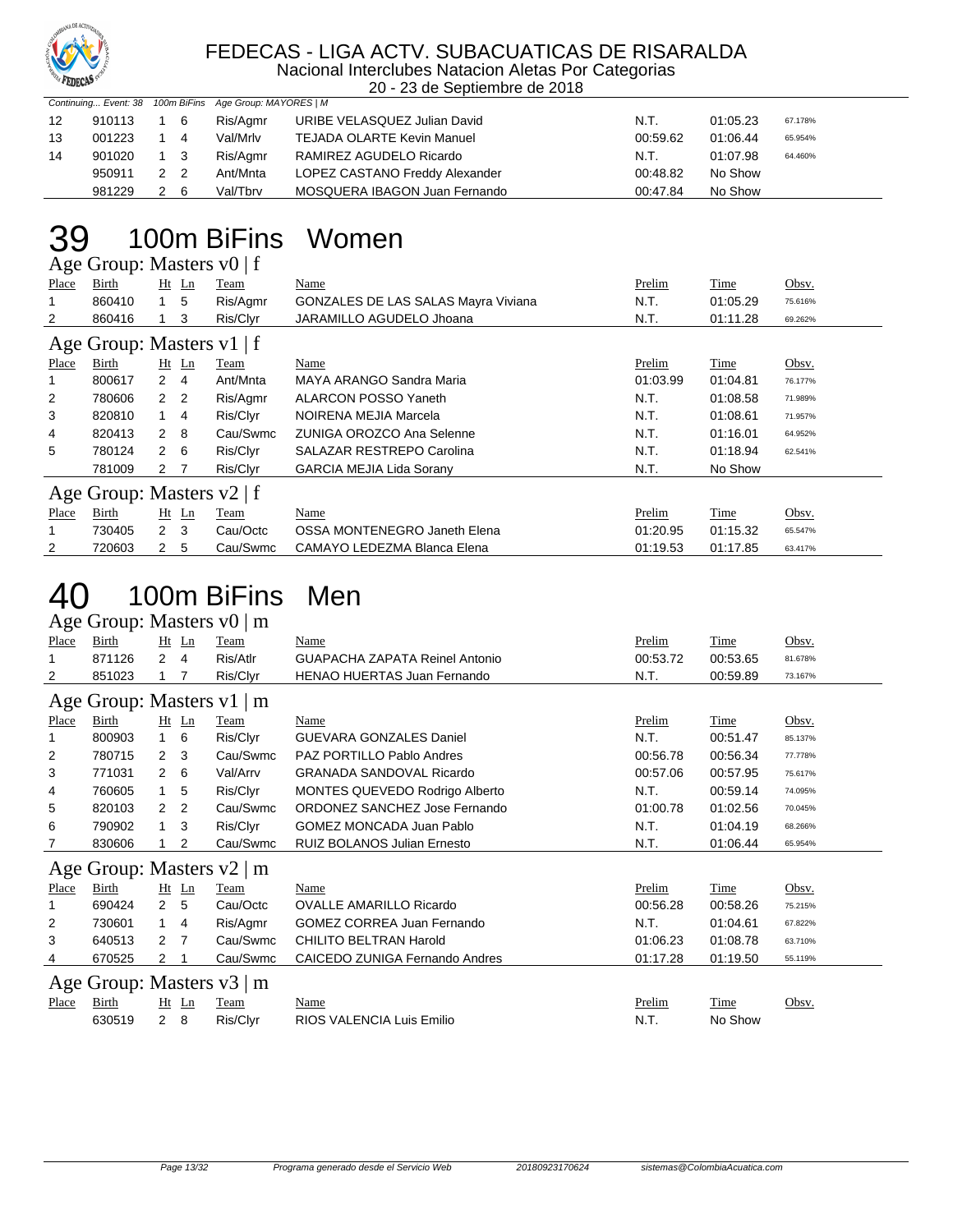# FEDECAS - LIGA ACTV. SUBACUATICAS DE RISARALDA

Nacional Interclubes Natacion Aletas Por Categorias

20 - 23 de Septiembre de 2018

*Continuing... Event: 38 100m BiFins Age Group: MAYORES | M*

| Place | Birth | Ht | Ln | Team | Name | Prelim | Time | Obsv. |
|---|---|---|---|---|---|---|---|---|
| 12 | 910113 | 1 | 6 | Ris/Agmr | URIBE VELASQUEZ Julian David | N.T. | 01:05.23 | 67.178% |
| 13 | 001223 | 1 | 4 | Val/Mrlv | TEJADA OLARTE Kevin Manuel | 00:59.62 | 01:06.44 | 65.954% |
| 14 | 901020 | 1 | 3 | Ris/Agmr | RAMIREZ AGUDELO Ricardo | N.T. | 01:07.98 | 64.460% |
| | 950911 | 2 | 2 | Ant/Mnta | LOPEZ CASTANO Freddy Alexander | 00:48.82 | No Show | |
| | 981229 | 2 | 6 | Val/Tbrv | MOSQUERA IBAGON Juan Fernando | 00:47.84 | No Show | |

# 39 100m BiFins Women

### Age Group: Masters v0 | f

| Place | Birth | Ht | Ln | Team | Name | Prelim | Time | Obsv. |
|---|---|---|---|---|---|---|---|---|
| 1 | 860410 | 1 | 5 | Ris/Agmr | GONZALES DE LAS SALAS Mayra Viviana | N.T. | 01:05.29 | 75.616% |
| 2 | 860416 | 1 | 3 | Ris/Clyr | JARAMILLO AGUDELO Jhoana | N.T. | 01:11.28 | 69.262% |

### Age Group: Masters v1 | f

| Place | Birth | Ht | Ln | Team | Name | Prelim | Time | Obsv. |
|---|---|---|---|---|---|---|---|---|
| 1 | 800617 | 2 | 4 | Ant/Mnta | MAYA ARANGO Sandra Maria | 01:03.99 | 01:04.81 | 76.177% |
| 2 | 780606 | 2 | 2 | Ris/Agmr | ALARCON POSSO Yaneth | N.T. | 01:08.58 | 71.989% |
| 3 | 820810 | 1 | 4 | Ris/Clyr | NOIRENA MEJIA Marcela | N.T. | 01:08.61 | 71.957% |
| 4 | 820413 | 2 | 8 | Cau/Swmc | ZUNIGA OROZCO Ana Selenne | N.T. | 01:16.01 | 64.952% |
| 5 | 780124 | 2 | 6 | Ris/Clyr | SALAZAR RESTREPO Carolina | N.T. | 01:18.94 | 62.541% |
| | 781009 | 2 | 7 | Ris/Clyr | GARCIA MEJIA Lida Sorany | N.T. | No Show | |

### Age Group: Masters v2 | f

| Place | Birth | Ht | Ln | Team | Name | Prelim | Time | Obsv. |
|---|---|---|---|---|---|---|---|---|
| 1 | 730405 | 2 | 3 | Cau/Octc | OSSA MONTENEGRO Janeth Elena | 01:20.95 | 01:15.32 | 65.547% |
| 2 | 720603 | 2 | 5 | Cau/Swmc | CAMAYO LEDEZMA Blanca Elena | 01:19.53 | 01:17.85 | 63.417% |

# 40 100m BiFins Men

### Age Group: Masters v0 | m

| Place | Birth | Ht | Ln | Team | Name | Prelim | Time | Obsv. |
|---|---|---|---|---|---|---|---|---|
| 1 | 871126 | 2 | 4 | Ris/Atlr | GUAPACHA ZAPATA Reinel Antonio | 00:53.72 | 00:53.65 | 81.678% |
| 2 | 851023 | 1 | 7 | Ris/Clyr | HENAO HUERTAS Juan Fernando | N.T. | 00:59.89 | 73.167% |

### Age Group: Masters v1 | m

| Place | Birth | Ht | Ln | Team | Name | Prelim | Time | Obsv. |
|---|---|---|---|---|---|---|---|---|
| 1 | 800903 | 1 | 6 | Ris/Clyr | GUEVARA GONZALES Daniel | N.T. | 00:51.47 | 85.137% |
| 2 | 780715 | 2 | 3 | Cau/Swmc | PAZ PORTILLO Pablo Andres | 00:56.78 | 00:56.34 | 77.778% |
| 3 | 771031 | 2 | 6 | Val/Arrv | GRANADA SANDOVAL Ricardo | 00:57.06 | 00:57.95 | 75.617% |
| 4 | 760605 | 1 | 5 | Ris/Clyr | MONTES QUEVEDO Rodrigo Alberto | N.T. | 00:59.14 | 74.095% |
| 5 | 820103 | 2 | 2 | Cau/Swmc | ORDONEZ SANCHEZ Jose Fernando | 01:00.78 | 01:02.56 | 70.045% |
| 6 | 790902 | 1 | 3 | Ris/Clyr | GOMEZ MONCADA Juan Pablo | N.T. | 01:04.19 | 68.266% |
| 7 | 830606 | 1 | 2 | Cau/Swmc | RUIZ BOLANOS Julian Ernesto | N.T. | 01:06.44 | 65.954% |

### Age Group: Masters v2 | m

| Place | Birth | Ht | Ln | Team | Name | Prelim | Time | Obsv. |
|---|---|---|---|---|---|---|---|---|
| 1 | 690424 | 2 | 5 | Cau/Octc | OVALLE AMARILLO Ricardo | 00:56.28 | 00:58.26 | 75.215% |
| 2 | 730601 | 1 | 4 | Ris/Agmr | GOMEZ CORREA Juan Fernando | N.T. | 01:04.61 | 67.822% |
| 3 | 640513 | 2 | 7 | Cau/Swmc | CHILITO BELTRAN Harold | 01:06.23 | 01:08.78 | 63.710% |
| 4 | 670525 | 2 | 1 | Cau/Swmc | CAICEDO ZUNIGA Fernando Andres | 01:17.28 | 01:19.50 | 55.119% |

### Age Group: Masters v3 | m

| Place | Birth | Ht | Ln | Team | Name | Prelim | Time | Obsv. |
|---|---|---|---|---|---|---|---|---|
| | 630519 | 2 | 8 | Ris/Clyr | RIOS VALENCIA Luis Emilio | N.T. | No Show | |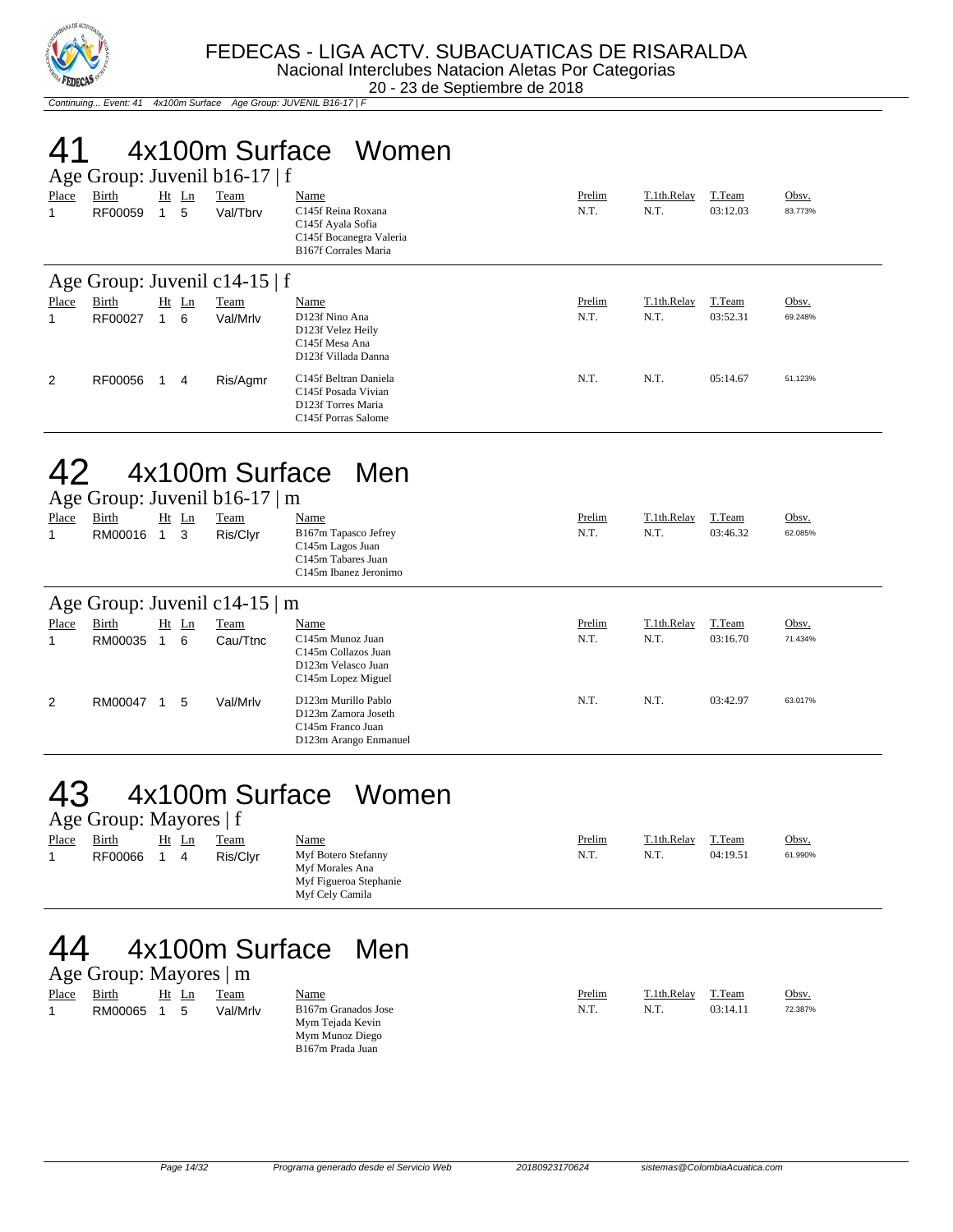Continuing... Event: 41 4x100m Surface Age Group: JUVENIL B16-17 | F

# 41 4x100m Surface Women

### Age Group: Juvenil b16-17 | f

| Place | Birth | Ht | Ln | Team | Name | Prelim | T.1th.Relay | T.Team | Obsv. |
|---|---|---|---|---|---|---|---|---|---|
| 1 | RF00059 | 1 | 5 | Val/Tbrv | C145f Reina Roxana<br>C145f Ayala Sofia<br>C145f Bocanegra Valeria<br>B167f Corrales Maria | N.T. | N.T. | 03:12.03 | 83.773% |

### Age Group: Juvenil c14-15 | f

| Place | Birth | Ht | Ln | Team | Name | Prelim | T.1th.Relay | T.Team | Obsv. |
|---|---|---|---|---|---|---|---|---|---|
| 1 | RF00027 | 1 | 6 | Val/Mrlv | D123f Nino Ana<br>D123f Velez Heily<br>C145f Mesa Ana<br>D123f Villada Danna | N.T. | N.T. | 03:52.31 | 69.248% |
| 2 | RF00056 | 1 | 4 | Ris/Agmr | C145f Beltran Daniela<br>C145f Posada Vivian<br>D123f Torres Maria<br>C145f Porras Salome | N.T. | N.T. | 05:14.67 | 51.123% |

# 42 4x100m Surface Men

### Age Group: Juvenil b16-17 | m

| Place | Birth | Ht | Ln | Team | Name | Prelim | T.1th.Relay | T.Team | Obsv. |
|---|---|---|---|---|---|---|---|---|---|
| 1 | RM00016 | 1 | 3 | Ris/Clyr | B167m Tapasco Jefrey<br>C145m Lagos Juan<br>C145m Tabares Juan<br>C145m Ibanez Jeronimo | N.T. | N.T. | 03:46.32 | 62.085% |

### Age Group: Juvenil c14-15 | m

| Place | Birth | Ht | Ln | Team | Name | Prelim | T.1th.Relay | T.Team | Obsv. |
|---|---|---|---|---|---|---|---|---|---|
| 1 | RM00035 | 1 | 6 | Cau/Ttnc | C145m Munoz Juan<br>C145m Collazos Juan<br>D123m Velasco Juan<br>C145m Lopez Miguel | N.T. | N.T. | 03:16.70 | 71.434% |
| 2 | RM00047 | 1 | 5 | Val/Mrlv | D123m Murillo Pablo<br>D123m Zamora Joseth<br>C145m Franco Juan<br>D123m Arango Enmanuel | N.T. | N.T. | 03:42.97 | 63.017% |

# 43 4x100m Surface Women

### Age Group: Mayores | f

| Place | Birth | Ht | Ln | Team | Name | Prelim | T.1th.Relay | T.Team | Obsv. |
|---|---|---|---|---|---|---|---|---|---|
| 1 | RF00066 | 1 | 4 | Ris/Clyr | Myf Botero Stefanny<br>Myf Morales Ana<br>Myf Figueroa Stephanie<br>Myf Cely Camila | N.T. | N.T. | 04:19.51 | 61.990% |

# 44 4x100m Surface Men

### Age Group: Mayores | m

| Place | Birth | Ht | Ln | Team | Name | Prelim | T.1th.Relay | T.Team | Obsv. |
|---|---|---|---|---|---|---|---|---|---|
| 1 | RM00065 | 1 | 5 | Val/Mrlv | B167m Granados Jose<br>Mym Tejada Kevin<br>Mym Munoz Diego<br>B167m Prada Juan | N.T. | N.T. | 03:14.11 | 72.387% |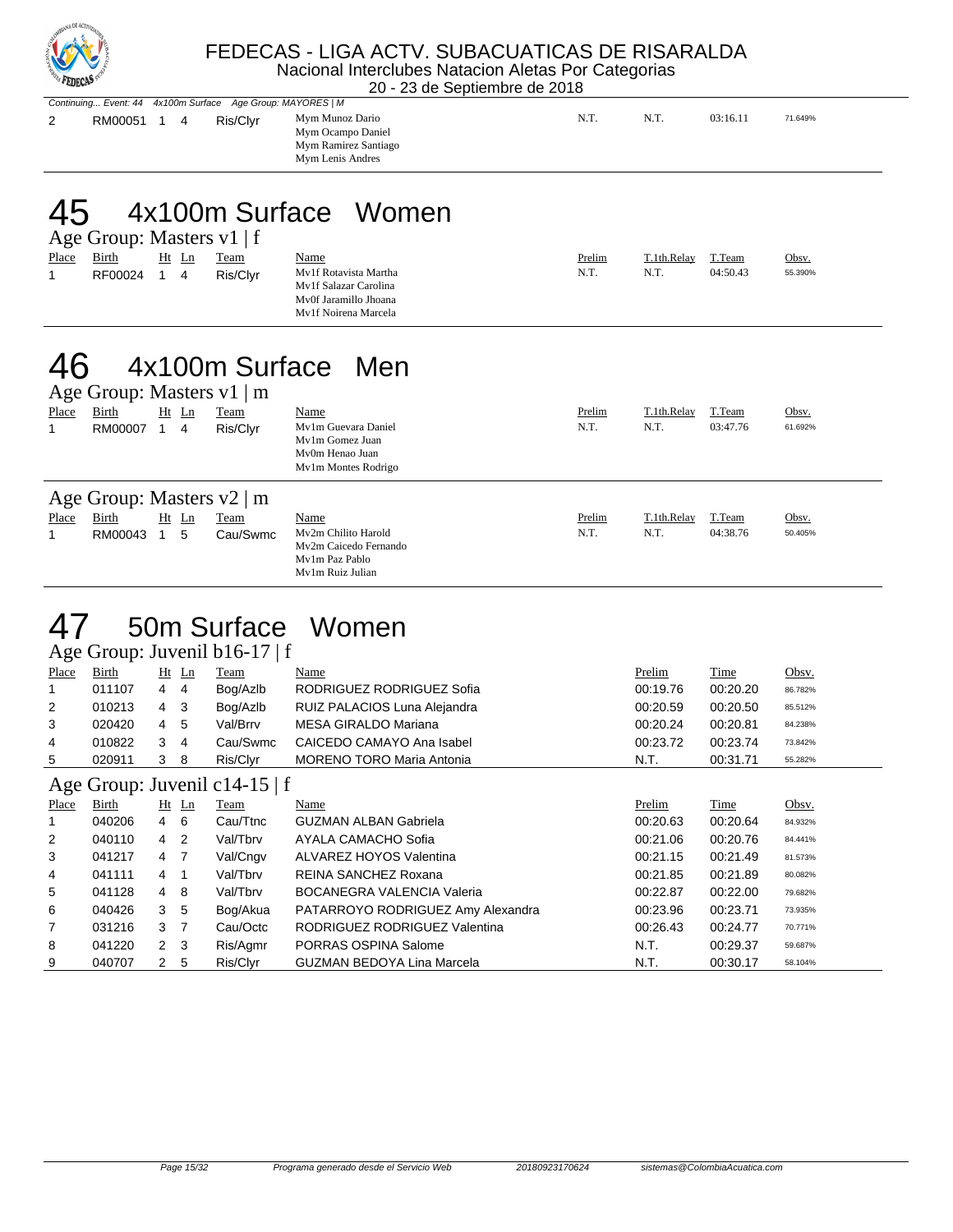*Continuing... Event: 44 4x100m Surface Age Group: MAYORES | M*

| Place | Birth | Ht | Ln | Team | Name | Prelim | T.1th.Relay | T.Team | Obsv. |
|---|---|---|---|---|---|---|---|---|---|
| 2 | RM00051 | 1 | 4 | Ris/Clyr | Mym Munoz Dario<br>Mym Ocampo Daniel<br>Mym Ramirez Santiago<br>Mym Lenis Andres | N.T. | N.T. | 03:16.11 | 71.649% |

# 45 4x100m Surface Women

### Age Group: Masters v1 | f

| Place | Birth | Ht | Ln | Team | Name | Prelim | T.1th.Relay | T.Team | Obsv. |
|---|---|---|---|---|---|---|---|---|---|
| 1 | RF00024 | 1 | 4 | Ris/Clyr | Mv1f Rotavista Martha<br>Mv1f Salazar Carolina<br>Mv0f Jaramillo Jhoana<br>Mv1f Noirena Marcela | N.T. | N.T. | 04:50.43 | 55.390% |

# 46 4x100m Surface Men

### Age Group: Masters v1 | m

| Place | Birth | Ht | Ln | Team | Name | Prelim | T.1th.Relay | T.Team | Obsv. |
|---|---|---|---|---|---|---|---|---|---|
| 1 | RM00007 | 1 | 4 | Ris/Clyr | Mv1m Guevara Daniel<br>Mv1m Gomez Juan<br>Mv0m Henao Juan<br>Mv1m Montes Rodrigo | N.T. | N.T. | 03:47.76 | 61.692% |

### Age Group: Masters v2 | m

| Place | Birth | Ht | Ln | Team | Name | Prelim | T.1th.Relay | T.Team | Obsv. |
|---|---|---|---|---|---|---|---|---|---|
| 1 | RM00043 | 1 | 5 | Cau/Swmc | Mv2m Chilito Harold<br>Mv2m Caicedo Fernando<br>Mv1m Paz Pablo<br>Mv1m Ruiz Julian | N.T. | N.T. | 04:38.76 | 50.405% |

# 47 50m Surface Women

### Age Group: Juvenil b16-17 | f

| Place | Birth | Ht | Ln | Team | Name | Prelim | Time | Obsv. |
|---|---|---|---|---|---|---|---|---|
| 1 | 011107 | 4 | 4 | Bog/Azlb | RODRIGUEZ RODRIGUEZ Sofia | 00:19.76 | 00:20.20 | 86.782% |
| 2 | 010213 | 4 | 3 | Bog/Azlb | RUIZ PALACIOS Luna Alejandra | 00:20.59 | 00:20.50 | 85.512% |
| 3 | 020420 | 4 | 5 | Val/Brrv | MESA GIRALDO Mariana | 00:20.24 | 00:20.81 | 84.238% |
| 4 | 010822 | 3 | 4 | Cau/Swmc | CAICEDO CAMAYO Ana Isabel | 00:23.72 | 00:23.74 | 73.842% |
| 5 | 020911 | 3 | 8 | Ris/Clyr | MORENO TORO Maria Antonia | N.T. | 00:31.71 | 55.282% |

### Age Group: Juvenil c14-15 | f

| Place | Birth | Ht | Ln | Team | Name | Prelim | Time | Obsv. |
|---|---|---|---|---|---|---|---|---|
| 1 | 040206 | 4 | 6 | Cau/Ttnc | GUZMAN ALBAN Gabriela | 00:20.63 | 00:20.64 | 84.932% |
| 2 | 040110 | 4 | 2 | Val/Tbrv | AYALA CAMACHO Sofia | 00:21.06 | 00:20.76 | 84.441% |
| 3 | 041217 | 4 | 7 | Val/Cngv | ALVAREZ HOYOS Valentina | 00:21.15 | 00:21.49 | 81.573% |
| 4 | 041111 | 4 | 1 | Val/Tbrv | REINA SANCHEZ Roxana | 00:21.85 | 00:21.89 | 80.082% |
| 5 | 041128 | 4 | 8 | Val/Tbrv | BOCANEGRA VALENCIA Valeria | 00:22.87 | 00:22.00 | 79.682% |
| 6 | 040426 | 3 | 5 | Bog/Akua | PATARROYO RODRIGUEZ Amy Alexandra | 00:23.96 | 00:23.71 | 73.935% |
| 7 | 031216 | 3 | 7 | Cau/Octc | RODRIGUEZ RODRIGUEZ Valentina | 00:26.43 | 00:24.77 | 70.771% |
| 8 | 041220 | 2 | 3 | Ris/Agmr | PORRAS OSPINA Salome | N.T. | 00:29.37 | 59.687% |
| 9 | 040707 | 2 | 5 | Ris/Clyr | GUZMAN BEDOYA Lina Marcela | N.T. | 00:30.17 | 58.104% |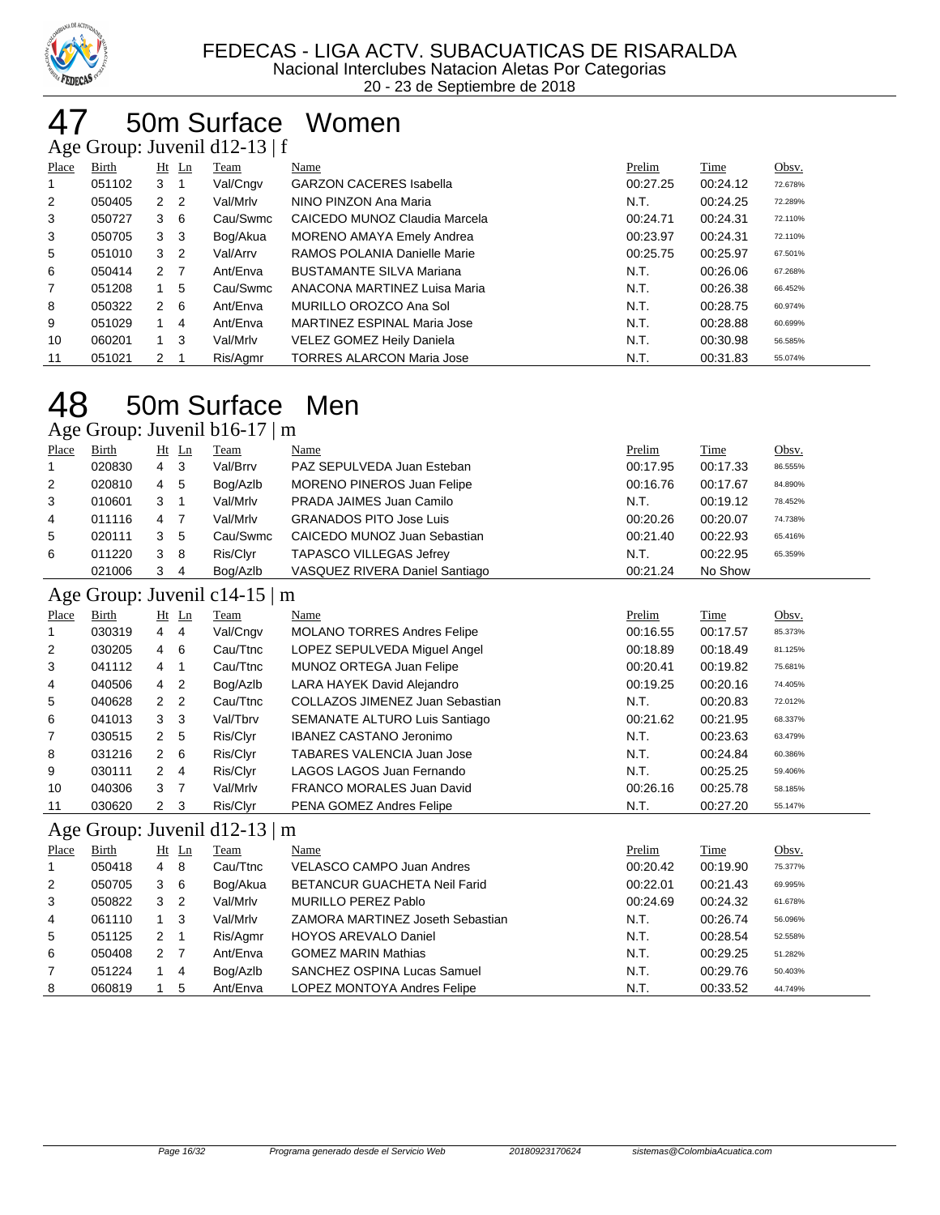FEDECAS - LIGA ACTV. SUBACUATICAS DE RISARALDA
Nacional Interclubes Natacion Aletas Por Categorias
20 - 23 de Septiembre de 2018

# 47 50m Surface Women

### Age Group: Juvenil d12-13 | f

| Place | Birth | Ht | Ln | Team | Name | Prelim | Time | Obsv. |
|---|---|---|---|---|---|---|---|---|
| 1 | 051102 | 3 | 1 | Val/Cngv | GARZON CACERES Isabella | 00:27.25 | 00:24.12 | 72.678% |
| 2 | 050405 | 2 | 2 | Val/Mrlv | NINO PINZON Ana Maria | N.T. | 00:24.25 | 72.289% |
| 3 | 050727 | 3 | 6 | Cau/Swmc | CAICEDO MUNOZ Claudia Marcela | 00:24.71 | 00:24.31 | 72.110% |
| 3 | 050705 | 3 | 3 | Bog/Akua | MORENO AMAYA Emely Andrea | 00:23.97 | 00:24.31 | 72.110% |
| 5 | 051010 | 3 | 2 | Val/Arrv | RAMOS POLANIA Danielle Marie | 00:25.75 | 00:25.97 | 67.501% |
| 6 | 050414 | 2 | 7 | Ant/Enva | BUSTAMANTE SILVA Mariana | N.T. | 00:26.06 | 67.268% |
| 7 | 051208 | 1 | 5 | Cau/Swmc | ANACONA MARTINEZ Luisa Maria | N.T. | 00:26.38 | 66.452% |
| 8 | 050322 | 2 | 6 | Ant/Enva | MURILLO OROZCO Ana Sol | N.T. | 00:28.75 | 60.974% |
| 9 | 051029 | 1 | 4 | Ant/Enva | MARTINEZ ESPINAL Maria Jose | N.T. | 00:28.88 | 60.699% |
| 10 | 060201 | 1 | 3 | Val/Mrlv | VELEZ GOMEZ Heily Daniela | N.T. | 00:30.98 | 56.585% |
| 11 | 051021 | 2 | 1 | Ris/Agmr | TORRES ALARCON Maria Jose | N.T. | 00:31.83 | 55.074% |

# 48 50m Surface Men

### Age Group: Juvenil b16-17 | m

| Place | Birth | Ht | Ln | Team | Name | Prelim | Time | Obsv. |
|---|---|---|---|---|---|---|---|---|
| 1 | 020830 | 4 | 3 | Val/Brrv | PAZ SEPULVEDA Juan Esteban | 00:17.95 | 00:17.33 | 86.555% |
| 2 | 020810 | 4 | 5 | Bog/Azlb | MORENO PINEROS Juan Felipe | 00:16.76 | 00:17.67 | 84.890% |
| 3 | 010601 | 3 | 1 | Val/Mrlv | PRADA JAIMES Juan Camilo | N.T. | 00:19.12 | 78.452% |
| 4 | 011116 | 4 | 7 | Val/Mrlv | GRANADOS PITO Jose Luis | 00:20.26 | 00:20.07 | 74.738% |
| 5 | 020111 | 3 | 5 | Cau/Swmc | CAICEDO MUNOZ Juan Sebastian | 00:21.40 | 00:22.93 | 65.416% |
| 6 | 011220 | 3 | 8 | Ris/Clyr | TAPASCO VILLEGAS Jefrey | N.T. | 00:22.95 | 65.359% |
|  | 021006 | 3 | 4 | Bog/Azlb | VASQUEZ RIVERA Daniel Santiago | 00:21.24 | No Show |  |

### Age Group: Juvenil c14-15 | m

| Place | Birth | Ht | Ln | Team | Name | Prelim | Time | Obsv. |
|---|---|---|---|---|---|---|---|---|
| 1 | 030319 | 4 | 4 | Val/Cngv | MOLANO TORRES Andres Felipe | 00:16.55 | 00:17.57 | 85.373% |
| 2 | 030205 | 4 | 6 | Cau/Ttnc | LOPEZ SEPULVEDA Miguel Angel | 00:18.89 | 00:18.49 | 81.125% |
| 3 | 041112 | 4 | 1 | Cau/Ttnc | MUNOZ ORTEGA Juan Felipe | 00:20.41 | 00:19.82 | 75.681% |
| 4 | 040506 | 4 | 2 | Bog/Azlb | LARA HAYEK David Alejandro | 00:19.25 | 00:20.16 | 74.405% |
| 5 | 040628 | 2 | 2 | Cau/Ttnc | COLLAZOS JIMENEZ Juan Sebastian | N.T. | 00:20.83 | 72.012% |
| 6 | 041013 | 3 | 3 | Val/Tbrv | SEMANATE ALTURO Luis Santiago | 00:21.62 | 00:21.95 | 68.337% |
| 7 | 030515 | 2 | 5 | Ris/Clyr | IBANEZ CASTANO Jeronimo | N.T. | 00:23.63 | 63.479% |
| 8 | 031216 | 2 | 6 | Ris/Clyr | TABARES VALENCIA Juan Jose | N.T. | 00:24.84 | 60.386% |
| 9 | 030111 | 2 | 4 | Ris/Clyr | LAGOS LAGOS Juan Fernando | N.T. | 00:25.25 | 59.406% |
| 10 | 040306 | 3 | 7 | Val/Mrlv | FRANCO MORALES Juan David | 00:26.16 | 00:25.78 | 58.185% |
| 11 | 030620 | 2 | 3 | Ris/Clyr | PENA GOMEZ Andres Felipe | N.T. | 00:27.20 | 55.147% |

### Age Group: Juvenil d12-13 | m

| Place | Birth | Ht | Ln | Team | Name | Prelim | Time | Obsv. |
|---|---|---|---|---|---|---|---|---|
| 1 | 050418 | 4 | 8 | Cau/Ttnc | VELASCO CAMPO Juan Andres | 00:20.42 | 00:19.90 | 75.377% |
| 2 | 050705 | 3 | 6 | Bog/Akua | BETANCUR GUACHETA Neil Farid | 00:22.01 | 00:21.43 | 69.995% |
| 3 | 050822 | 3 | 2 | Val/Mrlv | MURILLO PEREZ Pablo | 00:24.69 | 00:24.32 | 61.678% |
| 4 | 061110 | 1 | 3 | Val/Mrlv | ZAMORA MARTINEZ Joseth Sebastian | N.T. | 00:26.74 | 56.096% |
| 5 | 051125 | 2 | 1 | Ris/Agmr | HOYOS AREVALO Daniel | N.T. | 00:28.54 | 52.558% |
| 6 | 050408 | 2 | 7 | Ant/Enva | GOMEZ MARIN Mathias | N.T. | 00:29.25 | 51.282% |
| 7 | 051224 | 1 | 4 | Bog/Azlb | SANCHEZ OSPINA Lucas Samuel | N.T. | 00:29.76 | 50.403% |
| 8 | 060819 | 1 | 5 | Ant/Enva | LOPEZ MONTOYA Andres Felipe | N.T. | 00:33.52 | 44.749% |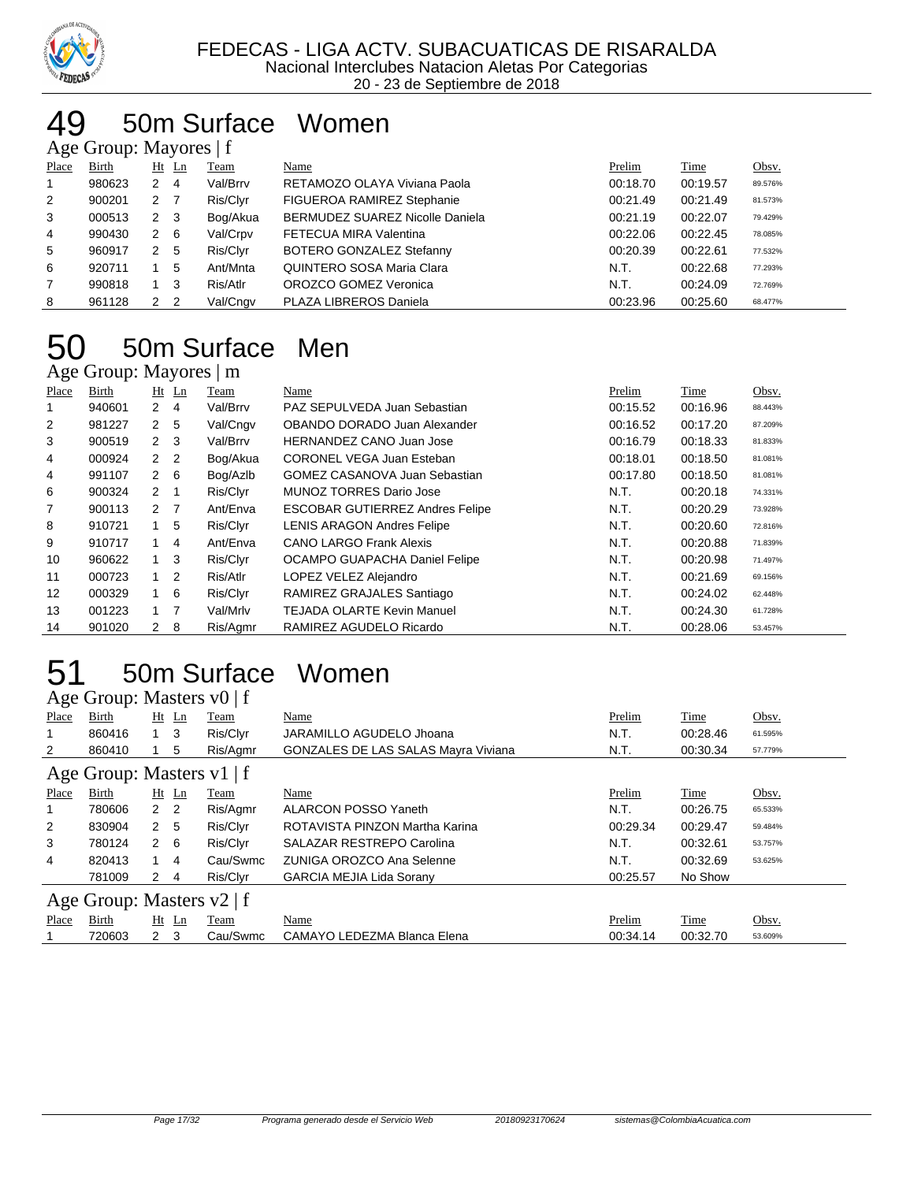FEDECAS - LIGA ACTV. SUBACUATICAS DE RISARALDA
Nacional Interclubes Natacion Aletas Por Categorias
20 - 23 de Septiembre de 2018

# 49 50m Surface Women

## Age Group: Mayores | f

| Place | Birth | Ht | Ln | Team | Name | Prelim | Time | Obsv. |
|---|---|---|---|---|---|---|---|---|
| 1 | 980623 | 2 | 4 | Val/Brrv | RETAMOZO OLAYA Viviana Paola | 00:18.70 | 00:19.57 | 89.576% |
| 2 | 900201 | 2 | 7 | Ris/Clyr | FIGUEROA RAMIREZ Stephanie | 00:21.49 | 00:21.49 | 81.573% |
| 3 | 000513 | 2 | 3 | Bog/Akua | BERMUDEZ SUAREZ Nicolle Daniela | 00:21.19 | 00:22.07 | 79.429% |
| 4 | 990430 | 2 | 6 | Val/Crpv | FETECUA MIRA Valentina | 00:22.06 | 00:22.45 | 78.085% |
| 5 | 960917 | 2 | 5 | Ris/Clyr | BOTERO GONZALEZ Stefanny | 00:20.39 | 00:22.61 | 77.532% |
| 6 | 920711 | 1 | 5 | Ant/Mnta | QUINTERO SOSA Maria Clara | N.T. | 00:22.68 | 77.293% |
| 7 | 990818 | 1 | 3 | Ris/Atlr | OROZCO GOMEZ Veronica | N.T. | 00:24.09 | 72.769% |
| 8 | 961128 | 2 | 2 | Val/Cngv | PLAZA LIBREROS Daniela | 00:23.96 | 00:25.60 | 68.477% |

# 50 50m Surface Men

## Age Group: Mayores | m

| Place | Birth | Ht | Ln | Team | Name | Prelim | Time | Obsv. |
|---|---|---|---|---|---|---|---|---|
| 1 | 940601 | 2 | 4 | Val/Brrv | PAZ SEPULVEDA Juan Sebastian | 00:15.52 | 00:16.96 | 88.443% |
| 2 | 981227 | 2 | 5 | Val/Cngv | OBANDO DORADO Juan Alexander | 00:16.52 | 00:17.20 | 87.209% |
| 3 | 900519 | 2 | 3 | Val/Brrv | HERNANDEZ CANO Juan Jose | 00:16.79 | 00:18.33 | 81.833% |
| 4 | 000924 | 2 | 2 | Bog/Akua | CORONEL VEGA Juan Esteban | 00:18.01 | 00:18.50 | 81.081% |
| 4 | 991107 | 2 | 6 | Bog/Azlb | GOMEZ CASANOVA Juan Sebastian | 00:17.80 | 00:18.50 | 81.081% |
| 6 | 900324 | 2 | 1 | Ris/Clyr | MUNOZ TORRES Dario Jose | N.T. | 00:20.18 | 74.331% |
| 7 | 900113 | 2 | 7 | Ant/Enva | ESCOBAR GUTIERREZ Andres Felipe | N.T. | 00:20.29 | 73.928% |
| 8 | 910721 | 1 | 5 | Ris/Clyr | LENIS ARAGON Andres Felipe | N.T. | 00:20.60 | 72.816% |
| 9 | 910717 | 1 | 4 | Ant/Enva | CANO LARGO Frank Alexis | N.T. | 00:20.88 | 71.839% |
| 10 | 960622 | 1 | 3 | Ris/Clyr | OCAMPO GUAPACHA Daniel Felipe | N.T. | 00:20.98 | 71.497% |
| 11 | 000723 | 1 | 2 | Ris/Atlr | LOPEZ VELEZ Alejandro | N.T. | 00:21.69 | 69.156% |
| 12 | 000329 | 1 | 6 | Ris/Clyr | RAMIREZ GRAJALES Santiago | N.T. | 00:24.02 | 62.448% |
| 13 | 001223 | 1 | 7 | Val/Mrlv | TEJADA OLARTE Kevin Manuel | N.T. | 00:24.30 | 61.728% |
| 14 | 901020 | 2 | 8 | Ris/Agmr | RAMIREZ AGUDELO Ricardo | N.T. | 00:28.06 | 53.457% |

# 51 50m Surface Women

## Age Group: Masters v0 | f

| Place | Birth | Ht | Ln | Team | Name | Prelim | Time | Obsv. |
|---|---|---|---|---|---|---|---|---|
| 1 | 860416 | 1 | 3 | Ris/Clyr | JARAMILLO AGUDELO Jhoana | N.T. | 00:28.46 | 61.595% |
| 2 | 860410 | 1 | 5 | Ris/Agmr | GONZALES DE LAS SALAS Mayra Viviana | N.T. | 00:30.34 | 57.779% |

## Age Group: Masters v1 | f

| Place | Birth | Ht | Ln | Team | Name | Prelim | Time | Obsv. |
|---|---|---|---|---|---|---|---|---|
| 1 | 780606 | 2 | 2 | Ris/Agmr | ALARCON POSSO Yaneth | N.T. | 00:26.75 | 65.533% |
| 2 | 830904 | 2 | 5 | Ris/Clyr | ROTAVISTA PINZON Martha Karina | 00:29.34 | 00:29.47 | 59.484% |
| 3 | 780124 | 2 | 6 | Ris/Clyr | SALAZAR RESTREPO Carolina | N.T. | 00:32.61 | 53.757% |
| 4 | 820413 | 1 | 4 | Cau/Swmc | ZUNIGA OROZCO Ana Selenne | N.T. | 00:32.69 | 53.625% |
| | 781009 | 2 | 4 | Ris/Clyr | GARCIA MEJIA Lida Sorany | 00:25.57 | No Show | |

## Age Group: Masters v2 | f

| Place | Birth | Ht | Ln | Team | Name | Prelim | Time | Obsv. |
|---|---|---|---|---|---|---|---|---|
| 1 | 720603 | 2 | 3 | Cau/Swmc | CAMAYO LEDEZMA Blanca Elena | 00:34.14 | 00:32.70 | 53.609% |

Programa generado desde el Servicio Web 20180923170624 sistemas@ColombiaAcuatica.com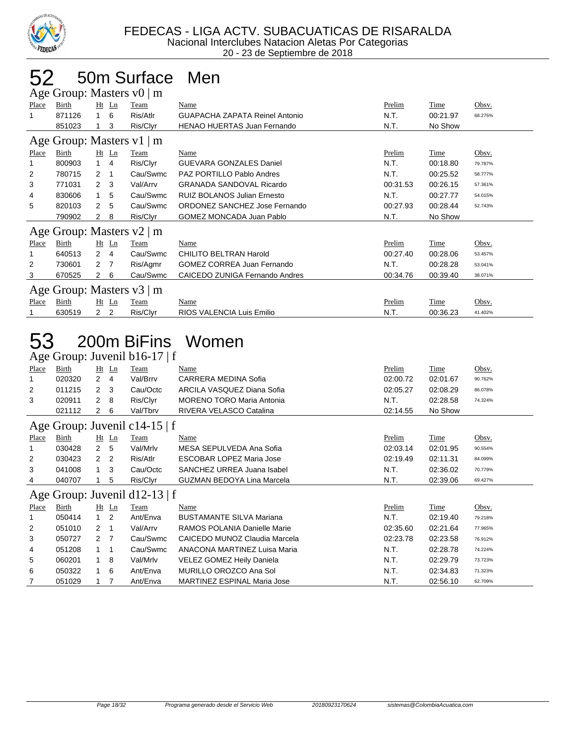FEDECAS - LIGA ACTV. SUBACUATICAS DE RISARALDA
Nacional Interclubes Natacion Aletas Por Categorias
20 - 23 de Septiembre de 2018

# 52 50m Surface Men

## Age Group: Masters v0 | m

| Place | Birth | Ht | Ln | Team | Name | Prelim | Time | Obsv. |
|---|---|---|---|---|---|---|---|---|
| 1 | 871126 | 1 | 6 | Ris/Atlr | GUAPACHA ZAPATA Reinel Antonio | N.T. | 00:21.97 | 68.275% |
| | 851023 | 1 | 3 | Ris/Clyr | HENAO HUERTAS Juan Fernando | N.T. | No Show | |

## Age Group: Masters v1 | m

| Place | Birth | Ht | Ln | Team | Name | Prelim | Time | Obsv. |
|---|---|---|---|---|---|---|---|---|
| 1 | 800903 | 1 | 4 | Ris/Clyr | GUEVARA GONZALES Daniel | N.T. | 00:18.80 | 79.787% |
| 2 | 780715 | 2 | 1 | Cau/Swmc | PAZ PORTILLO Pablo Andres | N.T. | 00:25.52 | 58.777% |
| 3 | 771031 | 2 | 3 | Val/Arrv | GRANADA SANDOVAL Ricardo | 00:31.53 | 00:26.15 | 57.361% |
| 4 | 830606 | 1 | 5 | Cau/Swmc | RUIZ BOLANOS Julian Ernesto | N.T. | 00:27.77 | 54.015% |
| 5 | 820103 | 2 | 5 | Cau/Swmc | ORDONEZ SANCHEZ Jose Fernando | 00:27.93 | 00:28.44 | 52.743% |
| | 790902 | 2 | 8 | Ris/Clyr | GOMEZ MONCADA Juan Pablo | N.T. | No Show | |

## Age Group: Masters v2 | m

| Place | Birth | Ht | Ln | Team | Name | Prelim | Time | Obsv. |
|---|---|---|---|---|---|---|---|---|
| 1 | 640513 | 2 | 4 | Cau/Swmc | CHILITO BELTRAN Harold | 00:27.40 | 00:28.06 | 53.457% |
| 2 | 730601 | 2 | 7 | Ris/Agmr | GOMEZ CORREA Juan Fernando | N.T. | 00:28.28 | 53.041% |
| 3 | 670525 | 2 | 6 | Cau/Swmc | CAICEDO ZUNIGA Fernando Andres | 00:34.76 | 00:39.40 | 38.071% |

## Age Group: Masters v3 | m

| Place | Birth | Ht | Ln | Team | Name | Prelim | Time | Obsv. |
|---|---|---|---|---|---|---|---|---|
| 1 | 630519 | 2 | 2 | Ris/Clyr | RIOS VALENCIA Luis Emilio | N.T. | 00:36.23 | 41.402% |

# 53 200m BiFins Women

## Age Group: Juvenil b16-17 | f

| Place | Birth | Ht | Ln | Team | Name | Prelim | Time | Obsv. |
|---|---|---|---|---|---|---|---|---|
| 1 | 020320 | 2 | 4 | Val/Brrv | CARRERA MEDINA Sofia | 02:00.72 | 02:01.67 | 90.762% |
| 2 | 011215 | 2 | 3 | Cau/Octc | ARCILA VASQUEZ Diana Sofia | 02:05.27 | 02:08.29 | 86.078% |
| 3 | 020911 | 2 | 8 | Ris/Clyr | MORENO TORO Maria Antonia | N.T. | 02:28.58 | 74.324% |
| | 021112 | 2 | 6 | Val/Tbrv | RIVERA VELASCO Catalina | 02:14.55 | No Show | |

## Age Group: Juvenil c14-15 | f

| Place | Birth | Ht | Ln | Team | Name | Prelim | Time | Obsv. |
|---|---|---|---|---|---|---|---|---|
| 1 | 030428 | 2 | 5 | Val/Mrlv | MESA SEPULVEDA Ana Sofia | 02:03.14 | 02:01.95 | 90.554% |
| 2 | 030423 | 2 | 2 | Ris/Atlr | ESCOBAR LOPEZ Maria Jose | 02:19.49 | 02:11.31 | 84.099% |
| 3 | 041008 | 1 | 3 | Cau/Octc | SANCHEZ URREA Juana Isabel | N.T. | 02:36.02 | 70.779% |
| 4 | 040707 | 1 | 5 | Ris/Clyr | GUZMAN BEDOYA Lina Marcela | N.T. | 02:39.06 | 69.427% |

## Age Group: Juvenil d12-13 | f

| Place | Birth | Ht | Ln | Team | Name | Prelim | Time | Obsv. |
|---|---|---|---|---|---|---|---|---|
| 1 | 050414 | 1 | 2 | Ant/Enva | BUSTAMANTE SILVA Mariana | N.T. | 02:19.40 | 79.218% |
| 2 | 051010 | 2 | 1 | Val/Arrv | RAMOS POLANIA Danielle Marie | 02:35.60 | 02:21.64 | 77.965% |
| 3 | 050727 | 2 | 7 | Cau/Swmc | CAICEDO MUNOZ Claudia Marcela | 02:23.78 | 02:23.58 | 76.912% |
| 4 | 051208 | 1 | 1 | Cau/Swmc | ANACONA MARTINEZ Luisa Maria | N.T. | 02:28.78 | 74.224% |
| 5 | 060201 | 1 | 8 | Val/Mrlv | VELEZ GOMEZ Heily Daniela | N.T. | 02:29.79 | 73.723% |
| 6 | 050322 | 1 | 6 | Ant/Enva | MURILLO OROZCO Ana Sol | N.T. | 02:34.83 | 71.323% |
| 7 | 051029 | 1 | 7 | Ant/Enva | MARTINEZ ESPINAL Maria Jose | N.T. | 02:56.10 | 62.709% |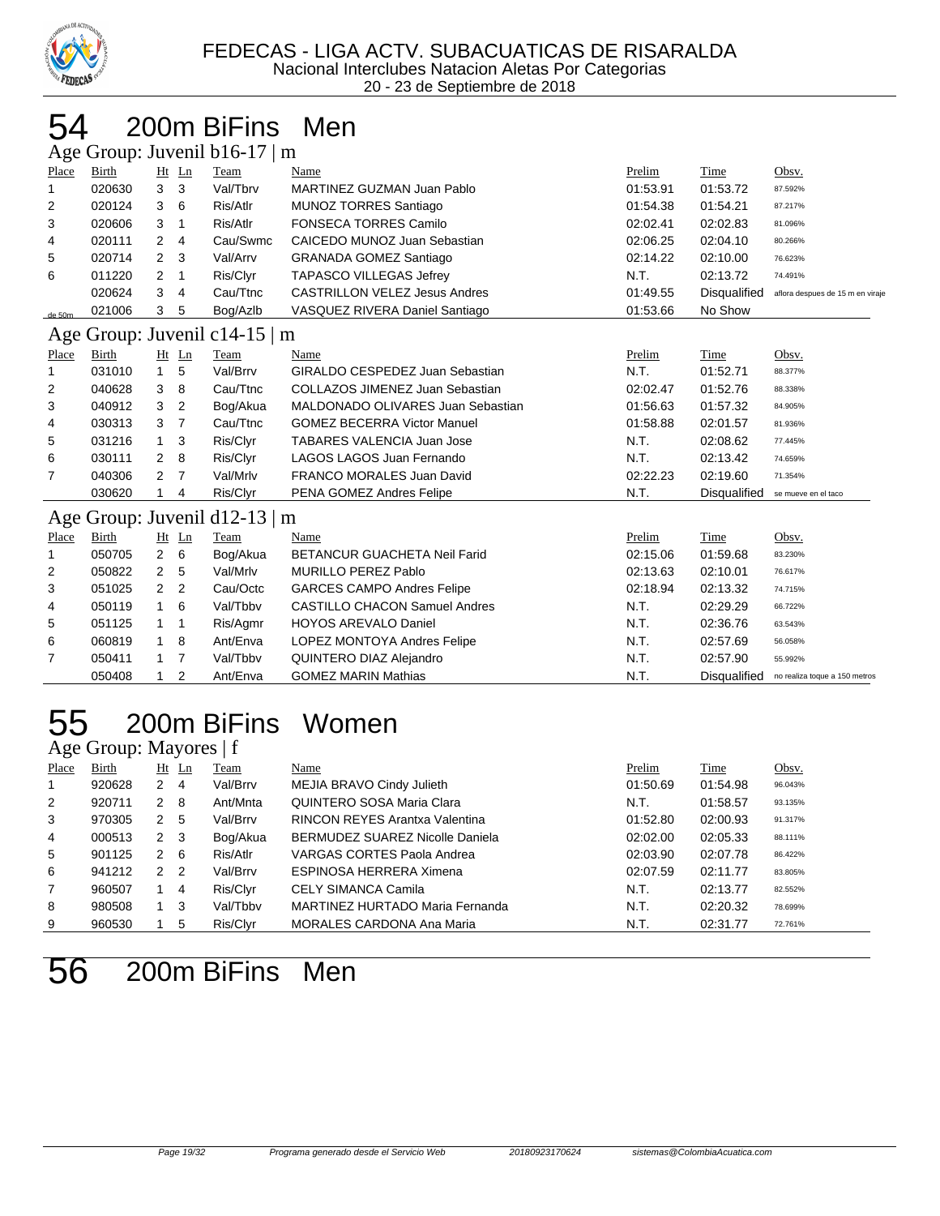FEDECAS - LIGA ACTV. SUBACUATICAS DE RISARALDA
Nacional Interclubes Natacion Aletas Por Categorias
20 - 23 de Septiembre de 2018

# 54 200m BiFins Men

## Age Group: Juvenil b16-17 | m

| Place | Birth | Ht | Ln | Team | Name | Prelim | Time | Obsv. |
|---|---|---|---|---|---|---|---|---|
| 1 | 020630 | 3 | 3 | Val/Tbrv | MARTINEZ GUZMAN Juan Pablo | 01:53.91 | 01:53.72 | 87.592% |
| 2 | 020124 | 3 | 6 | Ris/Atlr | MUNOZ TORRES Santiago | 01:54.38 | 01:54.21 | 87.217% |
| 3 | 020606 | 3 | 1 | Ris/Atlr | FONSECA TORRES Camilo | 02:02.41 | 02:02.83 | 81.096% |
| 4 | 020111 | 2 | 4 | Cau/Swmc | CAICEDO MUNOZ Juan Sebastian | 02:06.25 | 02:04.10 | 80.266% |
| 5 | 020714 | 2 | 3 | Val/Arrv | GRANADA GOMEZ Santiago | 02:14.22 | 02:10.00 | 76.623% |
| 6 | 011220 | 2 | 1 | Ris/Clyr | TAPASCO VILLEGAS Jefrey | N.T. | 02:13.72 | 74.491% |
| | 020624 | 3 | 4 | Cau/Ttnc | CASTRILLON VELEZ Jesus Andres | 01:49.55 | Disqualified | aflora despues de 15 m en viraje de 50m |
| | 021006 | 3 | 5 | Bog/Azlb | VASQUEZ RIVERA Daniel Santiago | 01:53.66 | No Show | |

## Age Group: Juvenil c14-15 | m

| Place | Birth | Ht | Ln | Team | Name | Prelim | Time | Obsv. |
|---|---|---|---|---|---|---|---|---|
| 1 | 031010 | 1 | 5 | Val/Brrv | GIRALDO CESPEDEZ Juan Sebastian | N.T. | 01:52.71 | 88.377% |
| 2 | 040628 | 3 | 8 | Cau/Ttnc | COLLAZOS JIMENEZ Juan Sebastian | 02:02.47 | 01:52.76 | 88.338% |
| 3 | 040912 | 3 | 2 | Bog/Akua | MALDONADO OLIVARES Juan Sebastian | 01:56.63 | 01:57.32 | 84.905% |
| 4 | 030313 | 3 | 7 | Cau/Ttnc | GOMEZ BECERRA Victor Manuel | 01:58.88 | 02:01.57 | 81.936% |
| 5 | 031216 | 1 | 3 | Ris/Clyr | TABARES VALENCIA Juan Jose | N.T. | 02:08.62 | 77.445% |
| 6 | 030111 | 2 | 8 | Ris/Clyr | LAGOS LAGOS Juan Fernando | N.T. | 02:13.42 | 74.659% |
| 7 | 040306 | 2 | 7 | Val/Mrlv | FRANCO MORALES Juan David | 02:22.23 | 02:19.60 | 71.354% |
| | 030620 | 1 | 4 | Ris/Clyr | PENA GOMEZ Andres Felipe | N.T. | Disqualified | se mueve en el taco |

## Age Group: Juvenil d12-13 | m

| Place | Birth | Ht | Ln | Team | Name | Prelim | Time | Obsv. |
|---|---|---|---|---|---|---|---|---|
| 1 | 050705 | 2 | 6 | Bog/Akua | BETANCUR GUACHETA Neil Farid | 02:15.06 | 01:59.68 | 83.230% |
| 2 | 050822 | 2 | 5 | Val/Mrlv | MURILLO PEREZ Pablo | 02:13.63 | 02:10.01 | 76.617% |
| 3 | 051025 | 2 | 2 | Cau/Octc | GARCES CAMPO Andres Felipe | 02:18.94 | 02:13.32 | 74.715% |
| 4 | 050119 | 1 | 6 | Val/Tbbv | CASTILLO CHACON Samuel Andres | N.T. | 02:29.29 | 66.722% |
| 5 | 051125 | 1 | 1 | Ris/Agmr | HOYOS AREVALO Daniel | N.T. | 02:36.76 | 63.543% |
| 6 | 060819 | 1 | 8 | Ant/Enva | LOPEZ MONTOYA Andres Felipe | N.T. | 02:57.69 | 56.058% |
| 7 | 050411 | 1 | 7 | Val/Tbbv | QUINTERO DIAZ Alejandro | N.T. | 02:57.90 | 55.992% |
| | 050408 | 1 | 2 | Ant/Enva | GOMEZ MARIN Mathias | N.T. | Disqualified | no realiza toque a 150 metros |

# 55 200m BiFins Women

## Age Group: Mayores | f

| Place | Birth | Ht | Ln | Team | Name | Prelim | Time | Obsv. |
|---|---|---|---|---|---|---|---|---|
| 1 | 920628 | 2 | 4 | Val/Brrv | MEJIA BRAVO Cindy Julieth | 01:50.69 | 01:54.98 | 96.043% |
| 2 | 920711 | 2 | 8 | Ant/Mnta | QUINTERO SOSA Maria Clara | N.T. | 01:58.57 | 93.135% |
| 3 | 970305 | 2 | 5 | Val/Brrv | RINCON REYES Arantxa Valentina | 01:52.80 | 02:00.93 | 91.317% |
| 4 | 000513 | 2 | 3 | Bog/Akua | BERMUDEZ SUAREZ Nicolle Daniela | 02:02.00 | 02:05.33 | 88.111% |
| 5 | 901125 | 2 | 6 | Ris/Atlr | VARGAS CORTES Paola Andrea | 02:03.90 | 02:07.78 | 86.422% |
| 6 | 941212 | 2 | 2 | Val/Brrv | ESPINOSA HERRERA Ximena | 02:07.59 | 02:11.77 | 83.805% |
| 7 | 960507 | 1 | 4 | Ris/Clyr | CELY SIMANCA Camila | N.T. | 02:13.77 | 82.552% |
| 8 | 980508 | 1 | 3 | Val/Tbbv | MARTINEZ HURTADO Maria Fernanda | N.T. | 02:20.32 | 78.699% |
| 9 | 960530 | 1 | 5 | Ris/Clyr | MORALES CARDONA Ana Maria | N.T. | 02:31.77 | 72.761% |

# 56 200m BiFins Men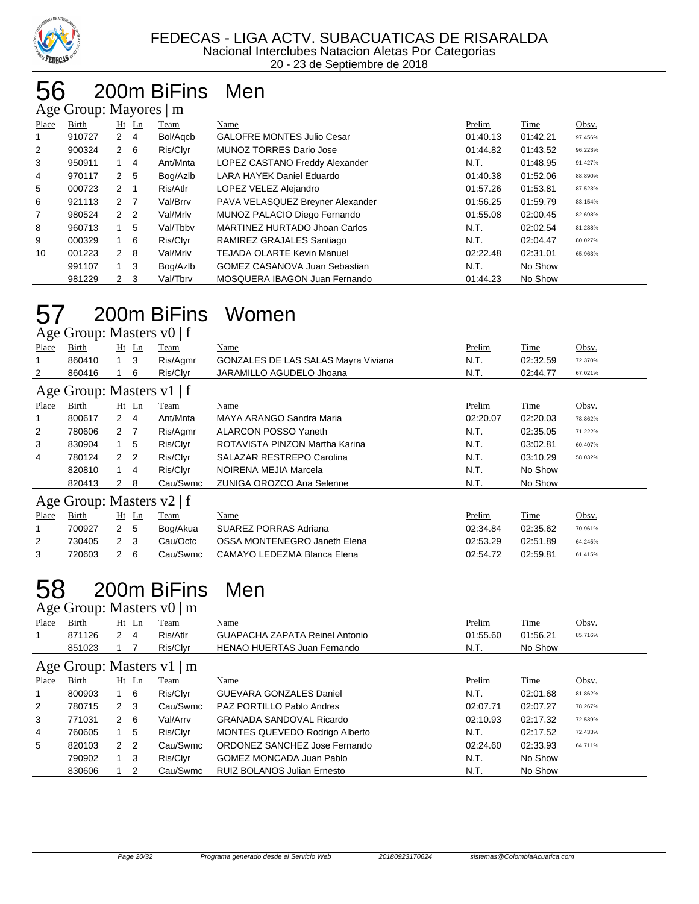FEDECAS - LIGA ACTV. SUBACUATICAS DE RISARALDA

Nacional Interclubes Natacion Aletas Por Categorias

20 - 23 de Septiembre de 2018

# 56 200m BiFins Men

## Age Group: Mayores | m

| Place | Birth | Ht | Ln | Team | Name | Prelim | Time | Obsv. |
|---|---|---|---|---|---|---|---|---|
| 1 | 910727 | 2 | 4 | Bol/Aqcb | GALOFRE MONTES Julio Cesar | 01:40.13 | 01:42.21 | 97.456% |
| 2 | 900324 | 2 | 6 | Ris/Clyr | MUNOZ TORRES Dario Jose | 01:44.82 | 01:43.52 | 96.223% |
| 3 | 950911 | 1 | 4 | Ant/Mnta | LOPEZ CASTANO Freddy Alexander | N.T. | 01:48.95 | 91.427% |
| 4 | 970117 | 2 | 5 | Bog/Azlb | LARA HAYEK Daniel Eduardo | 01:40.38 | 01:52.06 | 88.890% |
| 5 | 000723 | 2 | 1 | Ris/Atlr | LOPEZ VELEZ Alejandro | 01:57.26 | 01:53.81 | 87.523% |
| 6 | 921113 | 2 | 7 | Val/Brrv | PAVA VELASQUEZ Breyner Alexander | 01:56.25 | 01:59.79 | 83.154% |
| 7 | 980524 | 2 | 2 | Val/Mrlv | MUNOZ PALACIO Diego Fernando | 01:55.08 | 02:00.45 | 82.698% |
| 8 | 960713 | 1 | 5 | Val/Tbbv | MARTINEZ HURTADO Jhoan Carlos | N.T. | 02:02.54 | 81.288% |
| 9 | 000329 | 1 | 6 | Ris/Clyr | RAMIREZ GRAJALES Santiago | N.T. | 02:04.47 | 80.027% |
| 10 | 001223 | 2 | 8 | Val/Mrlv | TEJADA OLARTE Kevin Manuel | 02:22.48 | 02:31.01 | 65.963% |
| | 991107 | 1 | 3 | Bog/Azlb | GOMEZ CASANOVA Juan Sebastian | N.T. | No Show | |
| | 981229 | 2 | 3 | Val/Tbrv | MOSQUERA IBAGON Juan Fernando | 01:44.23 | No Show | |

# 57 200m BiFins Women

## Age Group: Masters v0 | f

| Place | Birth | Ht | Ln | Team | Name | Prelim | Time | Obsv. |
|---|---|---|---|---|---|---|---|---|
| 1 | 860410 | 1 | 3 | Ris/Agmr | GONZALES DE LAS SALAS Mayra Viviana | N.T. | 02:32.59 | 72.370% |
| 2 | 860416 | 1 | 6 | Ris/Clyr | JARAMILLO AGUDELO Jhoana | N.T. | 02:44.77 | 67.021% |

## Age Group: Masters v1 | f

| Place | Birth | Ht | Ln | Team | Name | Prelim | Time | Obsv. |
|---|---|---|---|---|---|---|---|---|
| 1 | 800617 | 2 | 4 | Ant/Mnta | MAYA ARANGO Sandra Maria | 02:20.07 | 02:20.03 | 78.862% |
| 2 | 780606 | 2 | 7 | Ris/Agmr | ALARCON POSSO Yaneth | N.T. | 02:35.05 | 71.222% |
| 3 | 830904 | 1 | 5 | Ris/Clyr | ROTAVISTA PINZON Martha Karina | N.T. | 03:02.81 | 60.407% |
| 4 | 780124 | 2 | 2 | Ris/Clyr | SALAZAR RESTREPO Carolina | N.T. | 03:10.29 | 58.032% |
| | 820810 | 1 | 4 | Ris/Clyr | NOIRENA MEJIA Marcela | N.T. | No Show | |
| | 820413 | 2 | 8 | Cau/Swmc | ZUNIGA OROZCO Ana Selenne | N.T. | No Show | |

## Age Group: Masters v2 | f

| Place | Birth | Ht | Ln | Team | Name | Prelim | Time | Obsv. |
|---|---|---|---|---|---|---|---|---|
| 1 | 700927 | 2 | 5 | Bog/Akua | SUAREZ PORRAS Adriana | 02:34.84 | 02:35.62 | 70.961% |
| 2 | 730405 | 2 | 3 | Cau/Octc | OSSA MONTENEGRO Janeth Elena | 02:53.29 | 02:51.89 | 64.245% |
| 3 | 720603 | 2 | 6 | Cau/Swmc | CAMAYO LEDEZMA Blanca Elena | 02:54.72 | 02:59.81 | 61.415% |

# 58 200m BiFins Men

## Age Group: Masters v0 | m

| Place | Birth | Ht | Ln | Team | Name | Prelim | Time | Obsv. |
|---|---|---|---|---|---|---|---|---|
| 1 | 871126 | 2 | 4 | Ris/Atlr | GUAPACHA ZAPATA Reinel Antonio | 01:55.60 | 01:56.21 | 85.716% |
| | 851023 | 1 | 7 | Ris/Clyr | HENAO HUERTAS Juan Fernando | N.T. | No Show | |

## Age Group: Masters v1 | m

| Place | Birth | Ht | Ln | Team | Name | Prelim | Time | Obsv. |
|---|---|---|---|---|---|---|---|---|
| 1 | 800903 | 1 | 6 | Ris/Clyr | GUEVARA GONZALES Daniel | N.T. | 02:01.68 | 81.862% |
| 2 | 780715 | 2 | 3 | Cau/Swmc | PAZ PORTILLO Pablo Andres | 02:07.71 | 02:07.27 | 78.267% |
| 3 | 771031 | 2 | 6 | Val/Arrv | GRANADA SANDOVAL Ricardo | 02:10.93 | 02:17.32 | 72.539% |
| 4 | 760605 | 1 | 5 | Ris/Clyr | MONTES QUEVEDO Rodrigo Alberto | N.T. | 02:17.52 | 72.433% |
| 5 | 820103 | 2 | 2 | Cau/Swmc | ORDONEZ SANCHEZ Jose Fernando | 02:24.60 | 02:33.93 | 64.711% |
| | 790902 | 1 | 3 | Ris/Clyr | GOMEZ MONCADA Juan Pablo | N.T. | No Show | |
| | 830606 | 1 | 2 | Cau/Swmc | RUIZ BOLANOS Julian Ernesto | N.T. | No Show | |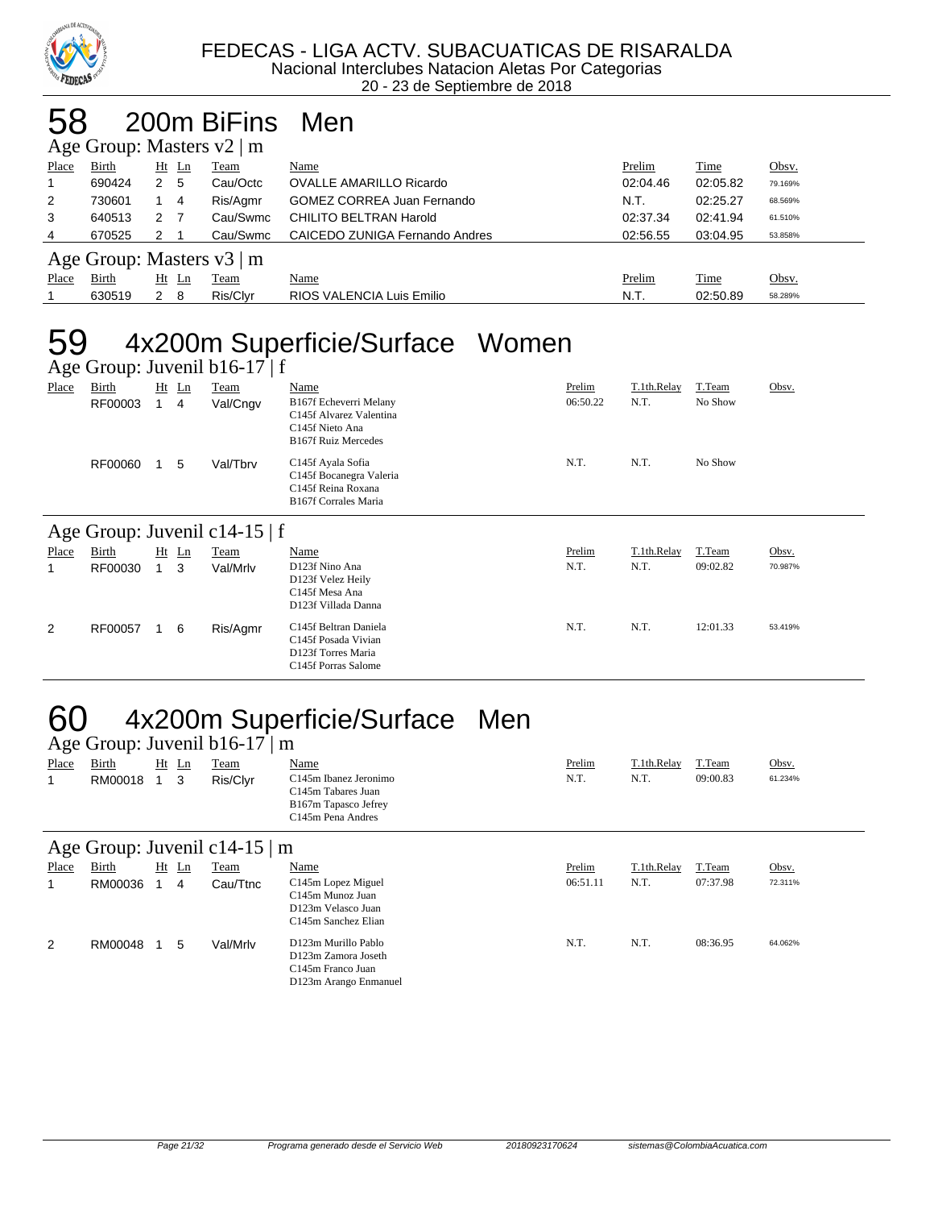FEDECAS - LIGA ACTV. SUBACUATICAS DE RISARALDA
Nacional Interclubes Natacion Aletas Por Categorias
20 - 23 de Septiembre de 2018

# 58 200m BiFins Men

### Age Group: Masters v2 | m

| Place | Birth | Ht | Ln | Team | Name | Prelim | Time | Obsv. |
|---|---|---|---|---|---|---|---|---|
| 1 | 690424 | 2 | 5 | Cau/Octc | OVALLE AMARILLO Ricardo | 02:04.46 | 02:05.82 | 79.169% |
| 2 | 730601 | 1 | 4 | Ris/Agmr | GOMEZ CORREA Juan Fernando | N.T. | 02:25.27 | 68.569% |
| 3 | 640513 | 2 | 7 | Cau/Swmc | CHILITO BELTRAN Harold | 02:37.34 | 02:41.94 | 61.510% |
| 4 | 670525 | 2 | 1 | Cau/Swmc | CAICEDO ZUNIGA Fernando Andres | 02:56.55 | 03:04.95 | 53.858% |

### Age Group: Masters v3 | m

| Place | Birth | Ht | Ln | Team | Name | Prelim | Time | Obsv. |
|---|---|---|---|---|---|---|---|---|
| 1 | 630519 | 2 | 8 | Ris/Clyr | RIOS VALENCIA Luis Emilio | N.T. | 02:50.89 | 58.289% |

# 59 4x200m Superficie/Surface Women

### Age Group: Juvenil b16-17 | f

| Place | Birth | Ht | Ln | Team | Name | Prelim | T.1th.Relay | T.Team | Obsv. |
|---|---|---|---|---|---|---|---|---|---|
| | RF00003 | 1 | 4 | Val/Cngv | B167f Echeverri Melany<br>C145f Alvarez Valentina<br>C145f Nieto Ana<br>B167f Ruiz Mercedes | 06:50.22 | N.T. | No Show | |
| | RF00060 | 1 | 5 | Val/Tbrv | C145f Ayala Sofia<br>C145f Bocanegra Valeria<br>C145f Reina Roxana<br>B167f Corrales Maria | N.T. | N.T. | No Show | |

### Age Group: Juvenil c14-15 | f

| Place | Birth | Ht | Ln | Team | Name | Prelim | T.1th.Relay | T.Team | Obsv. |
|---|---|---|---|---|---|---|---|---|---|
| 1 | RF00030 | 1 | 3 | Val/Mrlv | D123f Nino Ana<br>D123f Velez Heily<br>C145f Mesa Ana<br>D123f Villada Danna | N.T. | N.T. | 09:02.82 | 70.987% |
| 2 | RF00057 | 1 | 6 | Ris/Agmr | C145f Beltran Daniela<br>C145f Posada Vivian<br>D123f Torres Maria<br>C145f Porras Salome | N.T. | N.T. | 12:01.33 | 53.419% |

# 60 4x200m Superficie/Surface Men

### Age Group: Juvenil b16-17 | m

| Place | Birth | Ht | Ln | Team | Name | Prelim | T.1th.Relay | T.Team | Obsv. |
|---|---|---|---|---|---|---|---|---|---|
| 1 | RM00018 | 1 | 3 | Ris/Clyr | C145m Ibanez Jeronimo<br>C145m Tabares Juan<br>B167m Tapasco Jefrey<br>C145m Pena Andres | N.T. | N.T. | 09:00.83 | 61.234% |

### Age Group: Juvenil c14-15 | m

| Place | Birth | Ht | Ln | Team | Name | Prelim | T.1th.Relay | T.Team | Obsv. |
|---|---|---|---|---|---|---|---|---|---|
| 1 | RM00036 | 1 | 4 | Cau/Ttnc | C145m Lopez Miguel<br>C145m Munoz Juan<br>D123m Velasco Juan<br>C145m Sanchez Elian | 06:51.11 | N.T. | 07:37.98 | 72.311% |
| 2 | RM00048 | 1 | 5 | Val/Mrlv | D123m Murillo Pablo<br>D123m Zamora Joseth<br>C145m Franco Juan<br>D123m Arango Enmanuel | N.T. | N.T. | 08:36.95 | 64.062% |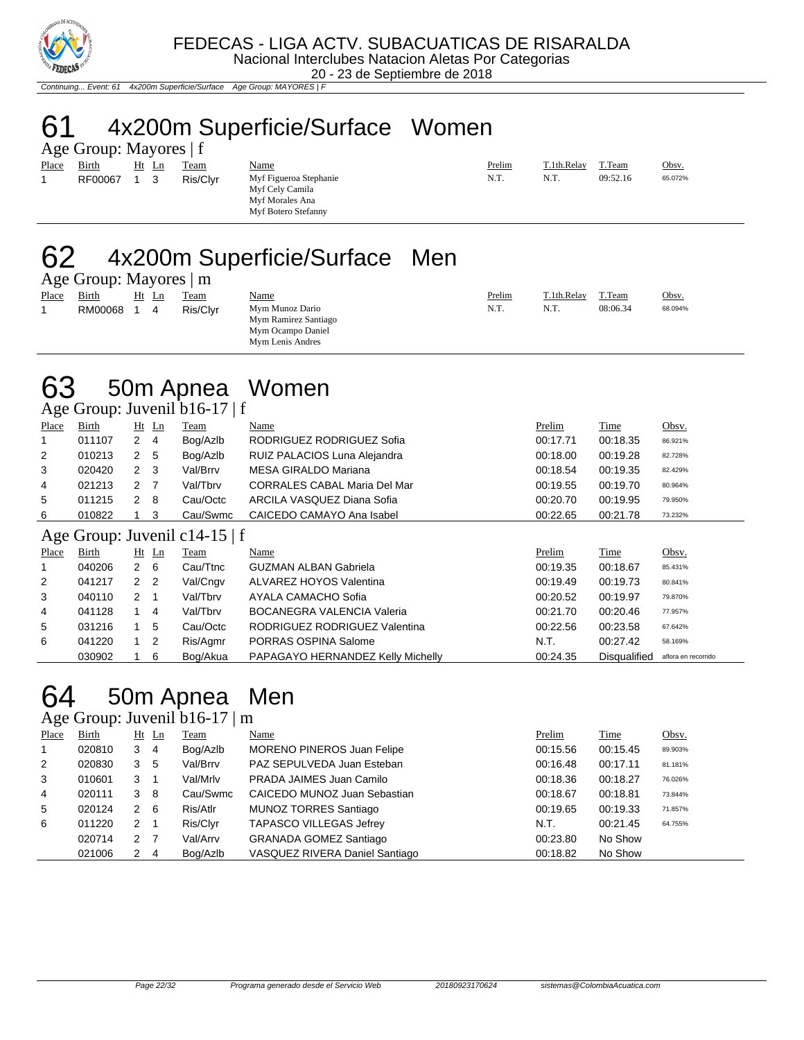# 61 4x200m Superficie/Surface Women

Age Group: Mayores | f

| Place | Birth | Ht | Ln | Team | Name | Prelim | T.1th.Relay | T.Team | Obsv. |
|---|---|---|---|---|---|---|---|---|---|
| 1 | RF00067 | 1 | 3 | Ris/Clyr | Myf Figueroa Stephanie<br>Myf Cely Camila<br>Myf Morales Ana<br>Myf Botero Stefanny | N.T. | N.T. | 09:52.16 | 65.072% |

# 62 4x200m Superficie/Surface Men

Age Group: Mayores | m

| Place | Birth | Ht | Ln | Team | Name | Prelim | T.1th.Relay | T.Team | Obsv. |
|---|---|---|---|---|---|---|---|---|---|
| 1 | RM00068 | 1 | 4 | Ris/Clyr | Mym Munoz Dario<br>Mym Ramirez Santiago<br>Mym Ocampo Daniel<br>Mym Lenis Andres | N.T. | N.T. | 08:06.34 | 68.094% |

# 63 50m Apnea Women

Age Group: Juvenil b16-17 | f

| Place | Birth | Ht | Ln | Team | Name | Prelim | Time | Obsv. |
|---|---|---|---|---|---|---|---|---|
| 1 | 011107 | 2 | 4 | Bog/Azlb | RODRIGUEZ RODRIGUEZ Sofia | 00:17.71 | 00:18.35 | 86.921% |
| 2 | 010213 | 2 | 5 | Bog/Azlb | RUIZ PALACIOS Luna Alejandra | 00:18.00 | 00:19.28 | 82.728% |
| 3 | 020420 | 2 | 3 | Val/Brrv | MESA GIRALDO Mariana | 00:18.54 | 00:19.35 | 82.429% |
| 4 | 021213 | 2 | 7 | Val/Tbrv | CORRALES CABAL Maria Del Mar | 00:19.55 | 00:19.70 | 80.964% |
| 5 | 011215 | 2 | 8 | Cau/Octc | ARCILA VASQUEZ Diana Sofia | 00:20.70 | 00:19.95 | 79.950% |
| 6 | 010822 | 1 | 3 | Cau/Swmc | CAICEDO CAMAYO Ana Isabel | 00:22.65 | 00:21.78 | 73.232% |

Age Group: Juvenil c14-15 | f

| Place | Birth | Ht | Ln | Team | Name | Prelim | Time | Obsv. |
|---|---|---|---|---|---|---|---|---|
| 1 | 040206 | 2 | 6 | Cau/Ttnc | GUZMAN ALBAN Gabriela | 00:19.35 | 00:18.67 | 85.431% |
| 2 | 041217 | 2 | 2 | Val/Cngv | ALVAREZ HOYOS Valentina | 00:19.49 | 00:19.73 | 80.841% |
| 3 | 040110 | 2 | 1 | Val/Tbrv | AYALA CAMACHO Sofia | 00:20.52 | 00:19.97 | 79.870% |
| 4 | 041128 | 1 | 4 | Val/Tbrv | BOCANEGRA VALENCIA Valeria | 00:21.70 | 00:20.46 | 77.957% |
| 5 | 031216 | 1 | 5 | Cau/Octc | RODRIGUEZ RODRIGUEZ Valentina | 00:22.56 | 00:23.58 | 67.642% |
| 6 | 041220 | 1 | 2 | Ris/Agmr | PORRAS OSPINA Salome | N.T. | 00:27.42 | 58.169% |
| | 030902 | 1 | 6 | Bog/Akua | PAPAGAYO HERNANDEZ Kelly Michelly | 00:24.35 | Disqualified | aflora en recorrido |

# 64 50m Apnea Men

Age Group: Juvenil b16-17 | m

| Place | Birth | Ht | Ln | Team | Name | Prelim | Time | Obsv. |
|---|---|---|---|---|---|---|---|---|
| 1 | 020810 | 3 | 4 | Bog/Azlb | MORENO PINEROS Juan Felipe | 00:15.56 | 00:15.45 | 89.903% |
| 2 | 020830 | 3 | 5 | Val/Brrv | PAZ SEPULVEDA Juan Esteban | 00:16.48 | 00:17.11 | 81.181% |
| 3 | 010601 | 3 | 1 | Val/Mrlv | PRADA JAIMES Juan Camilo | 00:18.36 | 00:18.27 | 76.026% |
| 4 | 020111 | 3 | 8 | Cau/Swmc | CAICEDO MUNOZ Juan Sebastian | 00:18.67 | 00:18.81 | 73.844% |
| 5 | 020124 | 2 | 6 | Ris/Atlr | MUNOZ TORRES Santiago | 00:19.65 | 00:19.33 | 71.857% |
| 6 | 011220 | 2 | 1 | Ris/Clyr | TAPASCO VILLEGAS Jefrey | N.T. | 00:21.45 | 64.755% |
| | 020714 | 2 | 7 | Val/Arrv | GRANADA GOMEZ Santiago | 00:23.80 | No Show | |
| | 021006 | 2 | 4 | Bog/Azlb | VASQUEZ RIVERA Daniel Santiago | 00:18.82 | No Show | |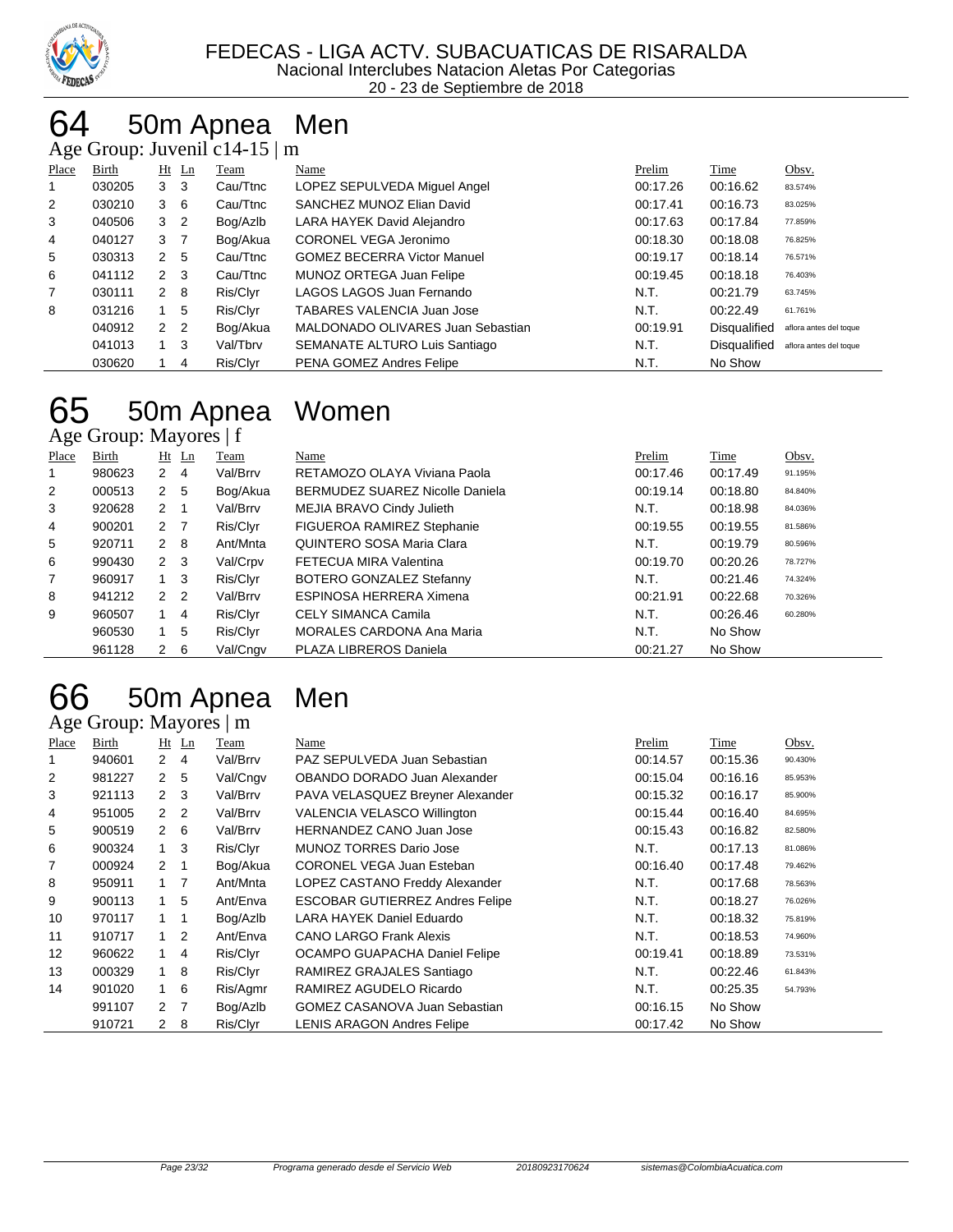FEDECAS - LIGA ACTV. SUBACUATICAS DE RISARALDA
Nacional Interclubes Natacion Aletas Por Categorias
20 - 23 de Septiembre de 2018

# 64 50m Apnea Men

Age Group: Juvenil c14-15 | m

| Place | Birth | Ht | Ln | Team | Name | Prelim | Time | Obsv. |
|---|---|---|---|---|---|---|---|---|
| 1 | 030205 | 3 | 3 | Cau/Ttnc | LOPEZ SEPULVEDA Miguel Angel | 00:17.26 | 00:16.62 | 83.574% |
| 2 | 030210 | 3 | 6 | Cau/Ttnc | SANCHEZ MUNOZ Elian David | 00:17.41 | 00:16.73 | 83.025% |
| 3 | 040506 | 3 | 2 | Bog/Azlb | LARA HAYEK David Alejandro | 00:17.63 | 00:17.84 | 77.859% |
| 4 | 040127 | 3 | 7 | Bog/Akua | CORONEL VEGA Jeronimo | 00:18.30 | 00:18.08 | 76.825% |
| 5 | 030313 | 2 | 5 | Cau/Ttnc | GOMEZ BECERRA Victor Manuel | 00:19.17 | 00:18.14 | 76.571% |
| 6 | 041112 | 2 | 3 | Cau/Ttnc | MUNOZ ORTEGA Juan Felipe | 00:19.45 | 00:18.18 | 76.403% |
| 7 | 030111 | 2 | 8 | Ris/Clyr | LAGOS LAGOS Juan Fernando | N.T. | 00:21.79 | 63.745% |
| 8 | 031216 | 1 | 5 | Ris/Clyr | TABARES VALENCIA Juan Jose | N.T. | 00:22.49 | 61.761% |
|  | 040912 | 2 | 2 | Bog/Akua | MALDONADO OLIVARES Juan Sebastian | 00:19.91 | Disqualified | aflora antes del toque |
|  | 041013 | 1 | 3 | Val/Tbrv | SEMANATE ALTURO Luis Santiago | N.T. | Disqualified | aflora antes del toque |
|  | 030620 | 1 | 4 | Ris/Clyr | PENA GOMEZ Andres Felipe | N.T. | No Show |  |

# 65 50m Apnea Women

Age Group: Mayores | f

| Place | Birth | Ht | Ln | Team | Name | Prelim | Time | Obsv. |
|---|---|---|---|---|---|---|---|---|
| 1 | 980623 | 2 | 4 | Val/Brrv | RETAMOZO OLAYA Viviana Paola | 00:17.46 | 00:17.49 | 91.195% |
| 2 | 000513 | 2 | 5 | Bog/Akua | BERMUDEZ SUAREZ Nicolle Daniela | 00:19.14 | 00:18.80 | 84.840% |
| 3 | 920628 | 2 | 1 | Val/Brrv | MEJIA BRAVO Cindy Julieth | N.T. | 00:18.98 | 84.036% |
| 4 | 900201 | 2 | 7 | Ris/Clyr | FIGUEROA RAMIREZ Stephanie | 00:19.55 | 00:19.55 | 81.586% |
| 5 | 920711 | 2 | 8 | Ant/Mnta | QUINTERO SOSA Maria Clara | N.T. | 00:19.79 | 80.596% |
| 6 | 990430 | 2 | 3 | Val/Crpv | FETECUA MIRA Valentina | 00:19.70 | 00:20.26 | 78.727% |
| 7 | 960917 | 1 | 3 | Ris/Clyr | BOTERO GONZALEZ Stefanny | N.T. | 00:21.46 | 74.324% |
| 8 | 941212 | 2 | 2 | Val/Brrv | ESPINOSA HERRERA Ximena | 00:21.91 | 00:22.68 | 70.326% |
| 9 | 960507 | 1 | 4 | Ris/Clyr | CELY SIMANCA Camila | N.T. | 00:26.46 | 60.280% |
|  | 960530 | 1 | 5 | Ris/Clyr | MORALES CARDONA Ana Maria | N.T. | No Show |  |
|  | 961128 | 2 | 6 | Val/Cngv | PLAZA LIBREROS Daniela | 00:21.27 | No Show |  |

# 66 50m Apnea Men

Age Group: Mayores | m

| Place | Birth | Ht | Ln | Team | Name | Prelim | Time | Obsv. |
|---|---|---|---|---|---|---|---|---|
| 1 | 940601 | 2 | 4 | Val/Brrv | PAZ SEPULVEDA Juan Sebastian | 00:14.57 | 00:15.36 | 90.430% |
| 2 | 981227 | 2 | 5 | Val/Cngv | OBANDO DORADO Juan Alexander | 00:15.04 | 00:16.16 | 85.953% |
| 3 | 921113 | 2 | 3 | Val/Brrv | PAVA VELASQUEZ Breyner Alexander | 00:15.32 | 00:16.17 | 85.900% |
| 4 | 951005 | 2 | 2 | Val/Brrv | VALENCIA VELASCO Willington | 00:15.44 | 00:16.40 | 84.695% |
| 5 | 900519 | 2 | 6 | Val/Brrv | HERNANDEZ CANO Juan Jose | 00:15.43 | 00:16.82 | 82.580% |
| 6 | 900324 | 1 | 3 | Ris/Clyr | MUNOZ TORRES Dario Jose | N.T. | 00:17.13 | 81.086% |
| 7 | 000924 | 2 | 1 | Bog/Akua | CORONEL VEGA Juan Esteban | 00:16.40 | 00:17.48 | 79.462% |
| 8 | 950911 | 1 | 7 | Ant/Mnta | LOPEZ CASTANO Freddy Alexander | N.T. | 00:17.68 | 78.563% |
| 9 | 900113 | 1 | 5 | Ant/Enva | ESCOBAR GUTIERREZ Andres Felipe | N.T. | 00:18.27 | 76.026% |
| 10 | 970117 | 1 | 1 | Bog/Azlb | LARA HAYEK Daniel Eduardo | N.T. | 00:18.32 | 75.819% |
| 11 | 910717 | 1 | 2 | Ant/Enva | CANO LARGO Frank Alexis | N.T. | 00:18.53 | 74.960% |
| 12 | 960622 | 1 | 4 | Ris/Clyr | OCAMPO GUAPACHA Daniel Felipe | 00:19.41 | 00:18.89 | 73.531% |
| 13 | 000329 | 1 | 8 | Ris/Clyr | RAMIREZ GRAJALES Santiago | N.T. | 00:22.46 | 61.843% |
| 14 | 901020 | 1 | 6 | Ris/Agmr | RAMIREZ AGUDELO Ricardo | N.T. | 00:25.35 | 54.793% |
|  | 991107 | 2 | 7 | Bog/Azlb | GOMEZ CASANOVA Juan Sebastian | 00:16.15 | No Show |  |
|  | 910721 | 2 | 8 | Ris/Clyr | LENIS ARAGON Andres Felipe | 00:17.42 | No Show |  |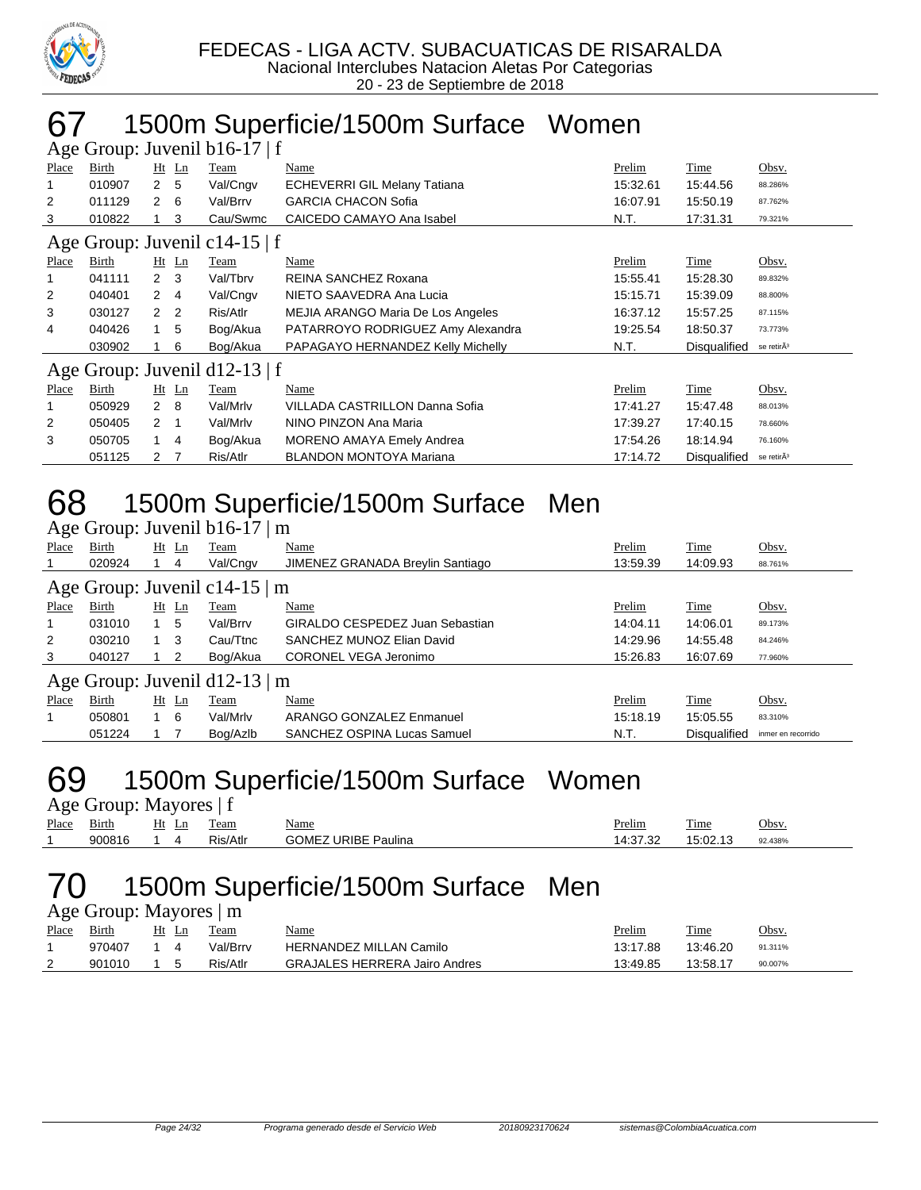FEDECAS - LIGA ACTV. SUBACUATICAS DE RISARALDA
Nacional Interclubes Natacion Aletas Por Categorias
20 - 23 de Septiembre de 2018

# 67 1500m Superficie/1500m Surface Women

### Age Group: Juvenil b16-17 | f

| Place | Birth | Ht | Ln | Team | Name | Prelim | Time | Obsv. |
|---|---|---|---|---|---|---|---|---|
| 1 | 010907 | 2 | 5 | Val/Cngv | ECHEVERRI GIL Melany Tatiana | 15:32.61 | 15:44.56 | 88.286% |
| 2 | 011129 | 2 | 6 | Val/Brrv | GARCIA CHACON Sofia | 16:07.91 | 15:50.19 | 87.762% |
| 3 | 010822 | 1 | 3 | Cau/Swmc | CAICEDO CAMAYO Ana Isabel | N.T. | 17:31.31 | 79.321% |

### Age Group: Juvenil c14-15 | f

| Place | Birth | Ht | Ln | Team | Name | Prelim | Time | Obsv. |
|---|---|---|---|---|---|---|---|---|
| 1 | 041111 | 2 | 3 | Val/Tbrv | REINA SANCHEZ Roxana | 15:55.41 | 15:28.30 | 89.832% |
| 2 | 040401 | 2 | 4 | Val/Cngv | NIETO SAAVEDRA Ana Lucia | 15:15.71 | 15:39.09 | 88.800% |
| 3 | 030127 | 2 | 2 | Ris/Atlr | MEJIA ARANGO Maria De Los Angeles | 16:37.12 | 15:57.25 | 87.115% |
| 4 | 040426 | 1 | 5 | Bog/Akua | PATARROYO RODRIGUEZ Amy Alexandra | 19:25.54 | 18:50.37 | 73.773% |
| | 030902 | 1 | 6 | Bog/Akua | PAPAGAYO HERNANDEZ Kelly Michelly | N.T. | Disqualified | se retirÃ³ |

### Age Group: Juvenil d12-13 | f

| Place | Birth | Ht | Ln | Team | Name | Prelim | Time | Obsv. |
|---|---|---|---|---|---|---|---|---|
| 1 | 050929 | 2 | 8 | Val/Mrlv | VILLADA CASTRILLON Danna Sofia | 17:41.27 | 15:47.48 | 88.013% |
| 2 | 050405 | 2 | 1 | Val/Mrlv | NINO PINZON Ana Maria | 17:39.27 | 17:40.15 | 78.660% |
| 3 | 050705 | 1 | 4 | Bog/Akua | MORENO AMAYA Emely Andrea | 17:54.26 | 18:14.94 | 76.160% |
| | 051125 | 2 | 7 | Ris/Atlr | BLANDON MONTOYA Mariana | 17:14.72 | Disqualified | se retirÃ³ |

# 68 1500m Superficie/1500m Surface Men

### Age Group: Juvenil b16-17 | m

| Place | Birth | Ht | Ln | Team | Name | Prelim | Time | Obsv. |
|---|---|---|---|---|---|---|---|---|
| 1 | 020924 | 1 | 4 | Val/Cngv | JIMENEZ GRANADA Breylin Santiago | 13:59.39 | 14:09.93 | 88.761% |

### Age Group: Juvenil c14-15 | m

| Place | Birth | Ht | Ln | Team | Name | Prelim | Time | Obsv. |
|---|---|---|---|---|---|---|---|---|
| 1 | 031010 | 1 | 5 | Val/Brrv | GIRALDO CESPEDEZ Juan Sebastian | 14:04.11 | 14:06.01 | 89.173% |
| 2 | 030210 | 1 | 3 | Cau/Ttnc | SANCHEZ MUNOZ Elian David | 14:29.96 | 14:55.48 | 84.246% |
| 3 | 040127 | 1 | 2 | Bog/Akua | CORONEL VEGA Jeronimo | 15:26.83 | 16:07.69 | 77.960% |

### Age Group: Juvenil d12-13 | m

| Place | Birth | Ht | Ln | Team | Name | Prelim | Time | Obsv. |
|---|---|---|---|---|---|---|---|---|
| 1 | 050801 | 1 | 6 | Val/Mrlv | ARANGO GONZALEZ Enmanuel | 15:18.19 | 15:05.55 | 83.310% |
| | 051224 | 1 | 7 | Bog/Azlb | SANCHEZ OSPINA Lucas Samuel | N.T. | Disqualified | inmer en recorrido |

# 69 1500m Superficie/1500m Surface Women

### Age Group: Mayores | f

| Place | Birth | Ht | Ln | Team | Name | Prelim | Time | Obsv. |
|---|---|---|---|---|---|---|---|---|
| 1 | 900816 | 1 | 4 | Ris/Atlr | GOMEZ URIBE Paulina | 14:37.32 | 15:02.13 | 92.438% |

# 70 1500m Superficie/1500m Surface Men

### Age Group: Mayores | m

| Place | Birth | Ht | Ln | Team | Name | Prelim | Time | Obsv. |
|---|---|---|---|---|---|---|---|---|
| 1 | 970407 | 1 | 4 | Val/Brrv | HERNANDEZ MILLAN Camilo | 13:17.88 | 13:46.20 | 91.311% |
| 2 | 901010 | 1 | 5 | Ris/Atlr | GRAJALES HERRERA Jairo Andres | 13:49.85 | 13:58.17 | 90.007% |

Programa generado desde el Servicio Web 20180923170624 sistemas@ColombiaAcuatica.com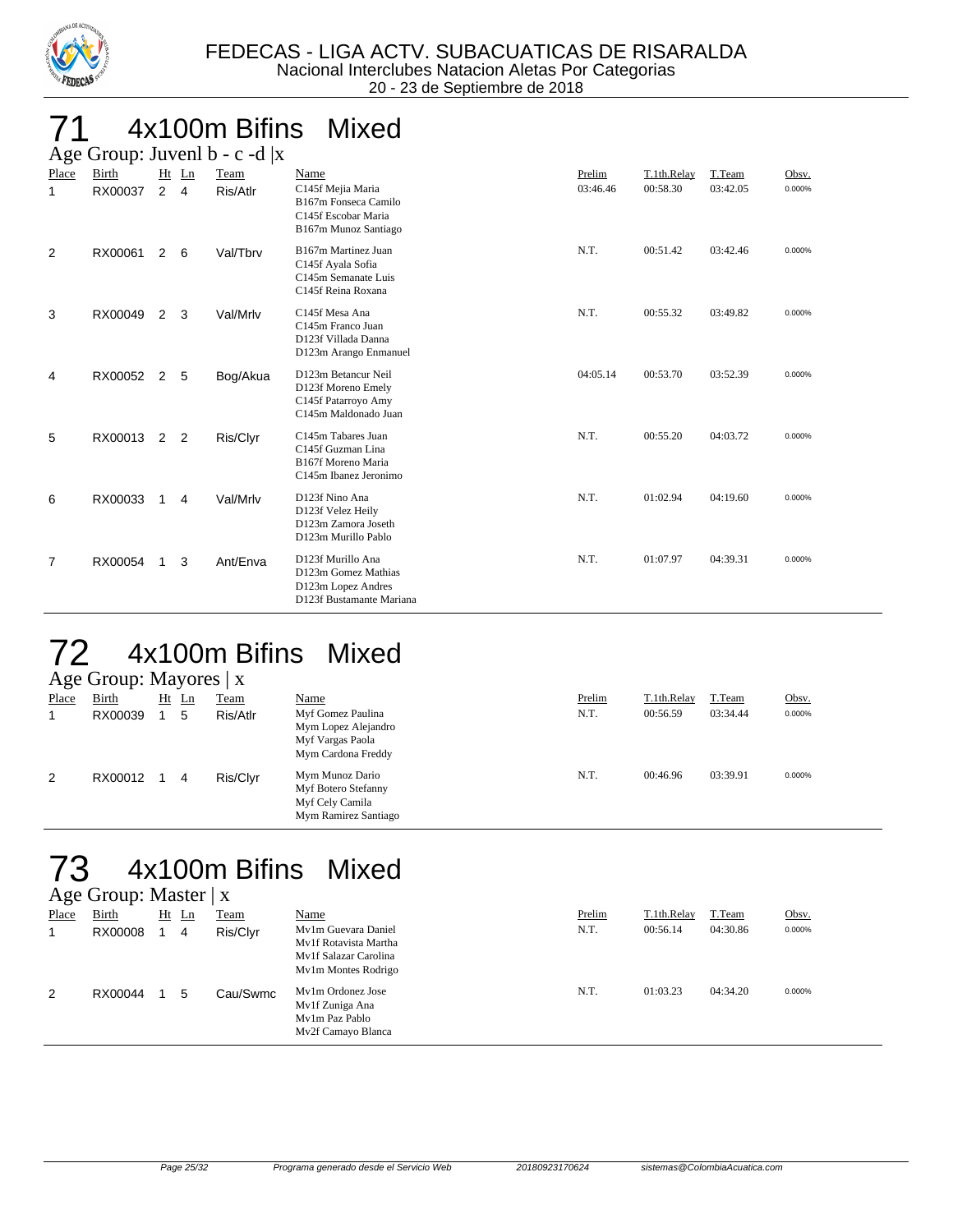FEDECAS - LIGA ACTV. SUBACUATICAS DE RISARALDA
Nacional Interclubes Natacion Aletas Por Categorias
20 - 23 de Septiembre de 2018

# 71 4x100m Bifins Mixed

Age Group: Juvenl b - c -d |x

| Place | Birth | Ht | Ln | Team | Name | Prelim | T.1th.Relay | T.Team | Obsv. |
|---|---|---|---|---|---|---|---|---|---|
| 1 | RX00037 | 2 | 4 | Ris/Atlr | C145f Mejia Maria<br>B167m Fonseca Camilo<br>C145f Escobar Maria<br>B167m Munoz Santiago | 03:46.46 | 00:58.30 | 03:42.05 | 0.000% |
| 2 | RX00061 | 2 | 6 | Val/Tbrv | B167m Martinez Juan<br>C145f Ayala Sofia<br>C145m Semanate Luis<br>C145f Reina Roxana | N.T. | 00:51.42 | 03:42.46 | 0.000% |
| 3 | RX00049 | 2 | 3 | Val/Mrlv | C145f Mesa Ana<br>C145m Franco Juan<br>D123f Villada Danna<br>D123m Arango Enmanuel | N.T. | 00:55.32 | 03:49.82 | 0.000% |
| 4 | RX00052 | 2 | 5 | Bog/Akua | D123m Betancur Neil<br>D123f Moreno Emely<br>C145f Patarroyo Amy<br>C145m Maldonado Juan | 04:05.14 | 00:53.70 | 03:52.39 | 0.000% |
| 5 | RX00013 | 2 | 2 | Ris/Clyr | C145m Tabares Juan<br>C145f Guzman Lina<br>B167f Moreno Maria<br>C145m Ibanez Jeronimo | N.T. | 00:55.20 | 04:03.72 | 0.000% |
| 6 | RX00033 | 1 | 4 | Val/Mrlv | D123f Nino Ana<br>D123f Velez Heily<br>D123m Zamora Joseth<br>D123m Murillo Pablo | N.T. | 01:02.94 | 04:19.60 | 0.000% |
| 7 | RX00054 | 1 | 3 | Ant/Enva | D123f Murillo Ana<br>D123m Gomez Mathias<br>D123m Lopez Andres<br>D123f Bustamante Mariana | N.T. | 01:07.97 | 04:39.31 | 0.000% |

# 72 4x100m Bifins Mixed

Age Group: Mayores | x

| Place | Birth | Ht | Ln | Team | Name | Prelim | T.1th.Relay | T.Team | Obsv. |
|---|---|---|---|---|---|---|---|---|---|
| 1 | RX00039 | 1 | 5 | Ris/Atlr | Myf Gomez Paulina<br>Mym Lopez Alejandro<br>Myf Vargas Paola<br>Mym Cardona Freddy | N.T. | 00:56.59 | 03:34.44 | 0.000% |
| 2 | RX00012 | 1 | 4 | Ris/Clyr | Mym Munoz Dario<br>Myf Botero Stefanny<br>Myf Cely Camila<br>Mym Ramirez Santiago | N.T. | 00:46.96 | 03:39.91 | 0.000% |

# 73 4x100m Bifins Mixed

Age Group: Master | x

| Place | Birth | Ht | Ln | Team | Name | Prelim | T.1th.Relay | T.Team | Obsv. |
|---|---|---|---|---|---|---|---|---|---|
| 1 | RX00008 | 1 | 4 | Ris/Clyr | Mv1m Guevara Daniel<br>Mv1f Rotavista Martha<br>Mv1f Salazar Carolina<br>Mv1m Montes Rodrigo | N.T. | 00:56.14 | 04:30.86 | 0.000% |
| 2 | RX00044 | 1 | 5 | Cau/Swmc | Mv1m Ordonez Jose<br>Mv1f Zuniga Ana<br>Mv1m Paz Pablo<br>Mv2f Camayo Blanca | N.T. | 01:03.23 | 04:34.20 | 0.000% |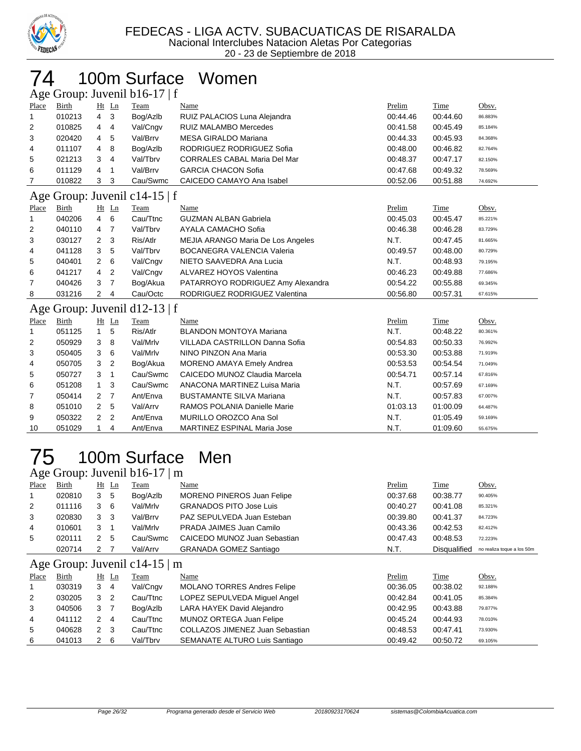# FEDECAS - LIGA ACTV. SUBACUATICAS DE RISARALDA

Nacional Interclubes Natacion Aletas Por Categorias

20 - 23 de Septiembre de 2018

# 74 100m Surface Women

## Age Group: Juvenil b16-17 | f

| Place | Birth | Ht | Ln | Team | Name | Prelim | Time | Obsv. |
|---|---|---|---|---|---|---|---|---|
| 1 | 010213 | 4 | 3 | Bog/Azlb | RUIZ PALACIOS Luna Alejandra | 00:44.46 | 00:44.60 | 86.883% |
| 2 | 010825 | 4 | 4 | Val/Cngv | RUIZ MALAMBO Mercedes | 00:41.58 | 00:45.49 | 85.184% |
| 3 | 020420 | 4 | 5 | Val/Brrv | MESA GIRALDO Mariana | 00:44.33 | 00:45.93 | 84.368% |
| 4 | 011107 | 4 | 8 | Bog/Azlb | RODRIGUEZ RODRIGUEZ Sofia | 00:48.00 | 00:46.82 | 82.764% |
| 5 | 021213 | 3 | 4 | Val/Tbrv | CORRALES CABAL Maria Del Mar | 00:48.37 | 00:47.17 | 82.150% |
| 6 | 011129 | 4 | 1 | Val/Brrv | GARCIA CHACON Sofia | 00:47.68 | 00:49.32 | 78.569% |
| 7 | 010822 | 3 | 3 | Cau/Swmc | CAICEDO CAMAYO Ana Isabel | 00:52.06 | 00:51.88 | 74.692% |

## Age Group: Juvenil c14-15 | f

| Place | Birth | Ht | Ln | Team | Name | Prelim | Time | Obsv. |
|---|---|---|---|---|---|---|---|---|
| 1 | 040206 | 4 | 6 | Cau/Ttnc | GUZMAN ALBAN Gabriela | 00:45.03 | 00:45.47 | 85.221% |
| 2 | 040110 | 4 | 7 | Val/Tbrv | AYALA CAMACHO Sofia | 00:46.38 | 00:46.28 | 83.729% |
| 3 | 030127 | 2 | 3 | Ris/Atlr | MEJIA ARANGO Maria De Los Angeles | N.T. | 00:47.45 | 81.665% |
| 4 | 041128 | 3 | 5 | Val/Tbrv | BOCANEGRA VALENCIA Valeria | 00:49.57 | 00:48.00 | 80.729% |
| 5 | 040401 | 2 | 6 | Val/Cngv | NIETO SAAVEDRA Ana Lucia | N.T. | 00:48.93 | 79.195% |
| 6 | 041217 | 4 | 2 | Val/Cngv | ALVAREZ HOYOS Valentina | 00:46.23 | 00:49.88 | 77.686% |
| 7 | 040426 | 3 | 7 | Bog/Akua | PATARROYO RODRIGUEZ Amy Alexandra | 00:54.22 | 00:55.88 | 69.345% |
| 8 | 031216 | 2 | 4 | Cau/Octc | RODRIGUEZ RODRIGUEZ Valentina | 00:56.80 | 00:57.31 | 67.615% |

## Age Group: Juvenil d12-13 | f

| Place | Birth | Ht | Ln | Team | Name | Prelim | Time | Obsv. |
|---|---|---|---|---|---|---|---|---|
| 1 | 051125 | 1 | 5 | Ris/Atlr | BLANDON MONTOYA Mariana | N.T. | 00:48.22 | 80.361% |
| 2 | 050929 | 3 | 8 | Val/Mrlv | VILLADA CASTRILLON Danna Sofia | 00:54.83 | 00:50.33 | 76.992% |
| 3 | 050405 | 3 | 6 | Val/Mrlv | NINO PINZON Ana Maria | 00:53.30 | 00:53.88 | 71.919% |
| 4 | 050705 | 3 | 2 | Bog/Akua | MORENO AMAYA Emely Andrea | 00:53.53 | 00:54.54 | 71.049% |
| 5 | 050727 | 3 | 1 | Cau/Swmc | CAICEDO MUNOZ Claudia Marcela | 00:54.71 | 00:57.14 | 67.816% |
| 6 | 051208 | 1 | 3 | Cau/Swmc | ANACONA MARTINEZ Luisa Maria | N.T. | 00:57.69 | 67.169% |
| 7 | 050414 | 2 | 7 | Ant/Enva | BUSTAMANTE SILVA Mariana | N.T. | 00:57.83 | 67.007% |
| 8 | 051010 | 2 | 5 | Val/Arrv | RAMOS POLANIA Danielle Marie | 01:03.13 | 01:00.09 | 64.487% |
| 9 | 050322 | 2 | 2 | Ant/Enva | MURILLO OROZCO Ana Sol | N.T. | 01:05.49 | 59.169% |
| 10 | 051029 | 1 | 4 | Ant/Enva | MARTINEZ ESPINAL Maria Jose | N.T. | 01:09.60 | 55.675% |

# 75 100m Surface Men

## Age Group: Juvenil b16-17 | m

| Place | Birth | Ht | Ln | Team | Name | Prelim | Time | Obsv. |
|---|---|---|---|---|---|---|---|---|
| 1 | 020810 | 3 | 5 | Bog/Azlb | MORENO PINEROS Juan Felipe | 00:37.68 | 00:38.77 | 90.405% |
| 2 | 011116 | 3 | 6 | Val/Mrlv | GRANADOS PITO Jose Luis | 00:40.27 | 00:41.08 | 85.321% |
| 3 | 020830 | 3 | 3 | Val/Brrv | PAZ SEPULVEDA Juan Esteban | 00:39.80 | 00:41.37 | 84.723% |
| 4 | 010601 | 3 | 1 | Val/Mrlv | PRADA JAIMES Juan Camilo | 00:43.36 | 00:42.53 | 82.412% |
| 5 | 020111 | 2 | 5 | Cau/Swmc | CAICEDO MUNOZ Juan Sebastian | 00:47.43 | 00:48.53 | 72.223% |
| | 020714 | 2 | 7 | Val/Arrv | GRANADA GOMEZ Santiago | N.T. | Disqualified | no realiza toque a los 50m |

## Age Group: Juvenil c14-15 | m

| Place | Birth | Ht | Ln | Team | Name | Prelim | Time | Obsv. |
|---|---|---|---|---|---|---|---|---|
| 1 | 030319 | 3 | 4 | Val/Cngv | MOLANO TORRES Andres Felipe | 00:36.05 | 00:38.02 | 92.188% |
| 2 | 030205 | 3 | 2 | Cau/Ttnc | LOPEZ SEPULVEDA Miguel Angel | 00:42.84 | 00:41.05 | 85.384% |
| 3 | 040506 | 3 | 7 | Bog/Azlb | LARA HAYEK David Alejandro | 00:42.95 | 00:43.88 | 79.877% |
| 4 | 041112 | 2 | 4 | Cau/Ttnc | MUNOZ ORTEGA Juan Felipe | 00:45.24 | 00:44.93 | 78.010% |
| 5 | 040628 | 2 | 3 | Cau/Ttnc | COLLAZOS JIMENEZ Juan Sebastian | 00:48.53 | 00:47.41 | 73.930% |
| 6 | 041013 | 2 | 6 | Val/Tbrv | SEMANATE ALTURO Luis Santiago | 00:49.42 | 00:50.72 | 69.105% |

Page 26/32 Programa generado desde el Servicio Web 20180923170624 sistemas@ColombiaAcuatica.com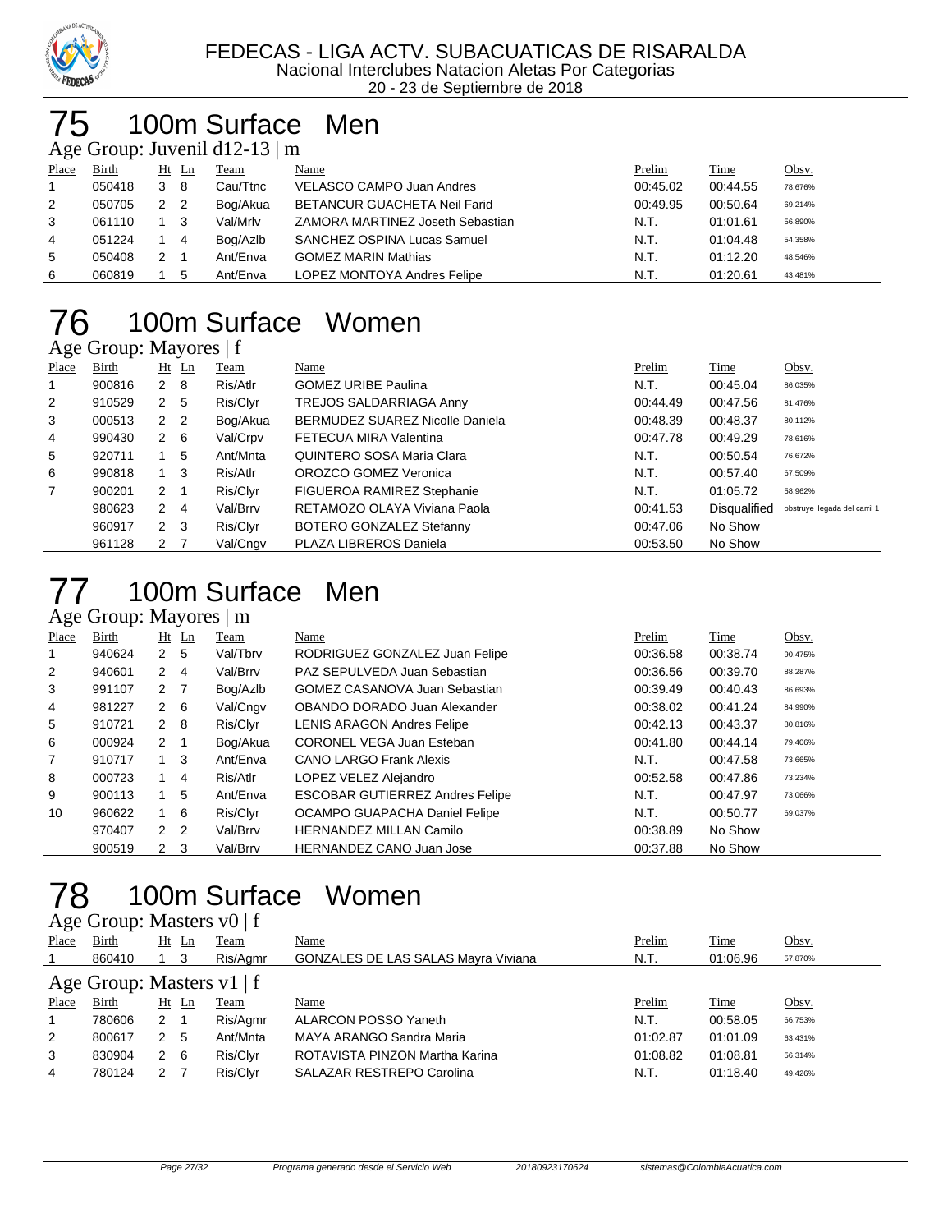FEDECAS - LIGA ACTV. SUBACUATICAS DE RISARALDA
Nacional Interclubes Natacion Aletas Por Categorias
20 - 23 de Septiembre de 2018

# 75 100m Surface Men

Age Group: Juvenil d12-13 | m

| Place | Birth | Ht | Ln | Team | Name | Prelim | Time | Obsv. |
|---|---|---|---|---|---|---|---|---|
| 1 | 050418 | 3 | 8 | Cau/Ttnc | VELASCO CAMPO Juan Andres | 00:45.02 | 00:44.55 | 78.676% |
| 2 | 050705 | 2 | 2 | Bog/Akua | BETANCUR GUACHETA Neil Farid | 00:49.95 | 00:50.64 | 69.214% |
| 3 | 061110 | 1 | 3 | Val/Mrlv | ZAMORA MARTINEZ Joseth Sebastian | N.T. | 01:01.61 | 56.890% |
| 4 | 051224 | 1 | 4 | Bog/Azlb | SANCHEZ OSPINA Lucas Samuel | N.T. | 01:04.48 | 54.358% |
| 5 | 050408 | 2 | 1 | Ant/Enva | GOMEZ MARIN Mathias | N.T. | 01:12.20 | 48.546% |
| 6 | 060819 | 1 | 5 | Ant/Enva | LOPEZ MONTOYA Andres Felipe | N.T. | 01:20.61 | 43.481% |

# 76 100m Surface Women

Age Group: Mayores | f

| Place | Birth | Ht | Ln | Team | Name | Prelim | Time | Obsv. |
|---|---|---|---|---|---|---|---|---|
| 1 | 900816 | 2 | 8 | Ris/Atlr | GOMEZ URIBE Paulina | N.T. | 00:45.04 | 86.035% |
| 2 | 910529 | 2 | 5 | Ris/Clyr | TREJOS SALDARRIAGA Anny | 00:44.49 | 00:47.56 | 81.476% |
| 3 | 000513 | 2 | 2 | Bog/Akua | BERMUDEZ SUAREZ Nicolle Daniela | 00:48.39 | 00:48.37 | 80.112% |
| 4 | 990430 | 2 | 6 | Val/Crpv | FETECUA MIRA Valentina | 00:47.78 | 00:49.29 | 78.616% |
| 5 | 920711 | 1 | 5 | Ant/Mnta | QUINTERO SOSA Maria Clara | N.T. | 00:50.54 | 76.672% |
| 6 | 990818 | 1 | 3 | Ris/Atlr | OROZCO GOMEZ Veronica | N.T. | 00:57.40 | 67.509% |
| 7 | 900201 | 2 | 1 | Ris/Clyr | FIGUEROA RAMIREZ Stephanie | N.T. | 01:05.72 | 58.962% |
| | 980623 | 2 | 4 | Val/Brrv | RETAMOZO OLAYA Viviana Paola | 00:41.53 | Disqualified | obstruye llegada del carril 1 |
| | 960917 | 2 | 3 | Ris/Clyr | BOTERO GONZALEZ Stefanny | 00:47.06 | No Show | |
| | 961128 | 2 | 7 | Val/Cngv | PLAZA LIBREROS Daniela | 00:53.50 | No Show | |

# 77 100m Surface Men

Age Group: Mayores | m

| Place | Birth | Ht | Ln | Team | Name | Prelim | Time | Obsv. |
|---|---|---|---|---|---|---|---|---|
| 1 | 940624 | 2 | 5 | Val/Tbrv | RODRIGUEZ GONZALEZ Juan Felipe | 00:36.58 | 00:38.74 | 90.475% |
| 2 | 940601 | 2 | 4 | Val/Brrv | PAZ SEPULVEDA Juan Sebastian | 00:36.56 | 00:39.70 | 88.287% |
| 3 | 991107 | 2 | 7 | Bog/Azlb | GOMEZ CASANOVA Juan Sebastian | 00:39.49 | 00:40.43 | 86.693% |
| 4 | 981227 | 2 | 6 | Val/Cngv | OBANDO DORADO Juan Alexander | 00:38.02 | 00:41.24 | 84.990% |
| 5 | 910721 | 2 | 8 | Ris/Clyr | LENIS ARAGON Andres Felipe | 00:42.13 | 00:43.37 | 80.816% |
| 6 | 000924 | 2 | 1 | Bog/Akua | CORONEL VEGA Juan Esteban | 00:41.80 | 00:44.14 | 79.406% |
| 7 | 910717 | 1 | 3 | Ant/Enva | CANO LARGO Frank Alexis | N.T. | 00:47.58 | 73.665% |
| 8 | 000723 | 1 | 4 | Ris/Atlr | LOPEZ VELEZ Alejandro | 00:52.58 | 00:47.86 | 73.234% |
| 9 | 900113 | 1 | 5 | Ant/Enva | ESCOBAR GUTIERREZ Andres Felipe | N.T. | 00:47.97 | 73.066% |
| 10 | 960622 | 1 | 6 | Ris/Clyr | OCAMPO GUAPACHA Daniel Felipe | N.T. | 00:50.77 | 69.037% |
| | 970407 | 2 | 2 | Val/Brrv | HERNANDEZ MILLAN Camilo | 00:38.89 | No Show | |
| | 900519 | 2 | 3 | Val/Brrv | HERNANDEZ CANO Juan Jose | 00:37.88 | No Show | |

# 78 100m Surface Women

Age Group: Masters v0 | f

| Place | Birth | Ht | Ln | Team | Name | Prelim | Time | Obsv. |
|---|---|---|---|---|---|---|---|---|
| 1 | 860410 | 1 | 3 | Ris/Agmr | GONZALES DE LAS SALAS Mayra Viviana | N.T. | 01:06.96 | 57.870% |

Age Group: Masters v1 | f

| Place | Birth | Ht | Ln | Team | Name | Prelim | Time | Obsv. |
|---|---|---|---|---|---|---|---|---|
| 1 | 780606 | 2 | 1 | Ris/Agmr | ALARCON POSSO Yaneth | N.T. | 00:58.05 | 66.753% |
| 2 | 800617 | 2 | 5 | Ant/Mnta | MAYA ARANGO Sandra Maria | 01:02.87 | 01:01.09 | 63.431% |
| 3 | 830904 | 2 | 6 | Ris/Clyr | ROTAVISTA PINZON Martha Karina | 01:08.82 | 01:08.81 | 56.314% |
| 4 | 780124 | 2 | 7 | Ris/Clyr | SALAZAR RESTREPO Carolina | N.T. | 01:18.40 | 49.426% |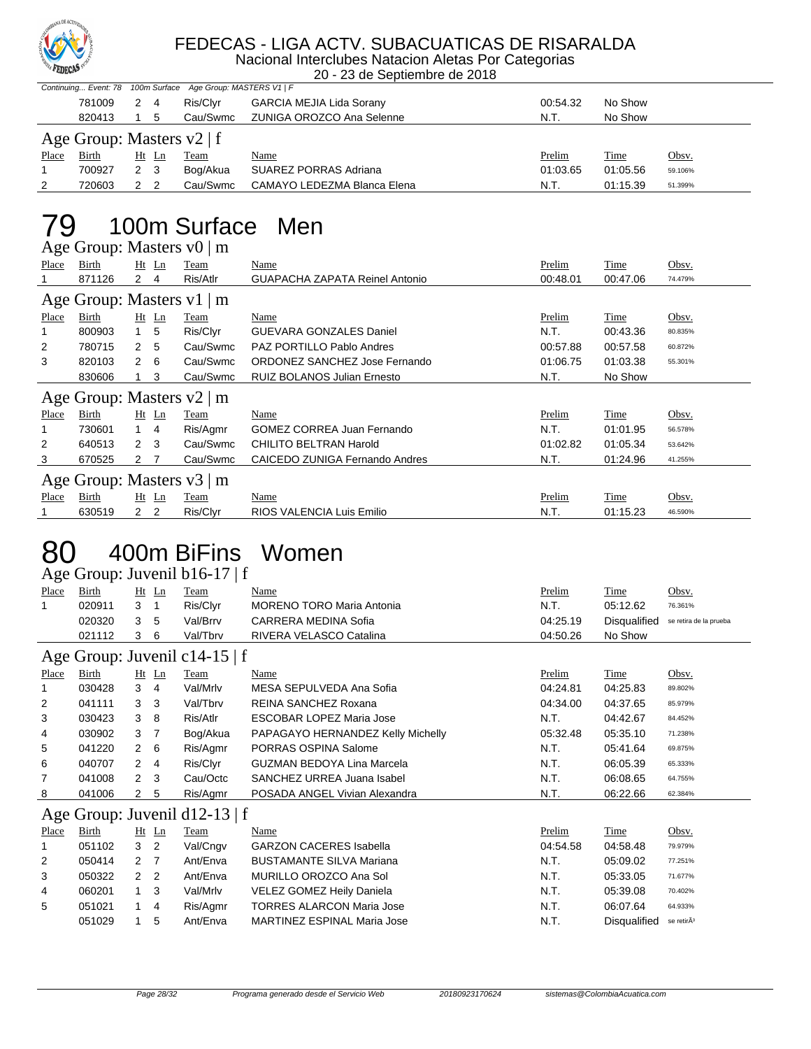# FEDECAS - LIGA ACTV. SUBACUATICAS DE RISARALDA

Nacional Interclubes Natacion Aletas Por Categorias

20 - 23 de Septiembre de 2018

*Continuing... Event: 78 100m Surface Age Group: MASTERS V1 | F*

| Place | Birth | Ht | Ln | Team | Name | Prelim | Time | Obsv. |
|---|---|---|---|---|---|---|---|---|
| | 781009 | 2 | 4 | Ris/Clyr | GARCIA MEJIA Lida Sorany | 00:54.32 | No Show | |
| | 820413 | 1 | 5 | Cau/Swmc | ZUNIGA OROZCO Ana Selenne | N.T. | No Show | |

### Age Group: Masters v2 | f

| Place | Birth | Ht | Ln | Team | Name | Prelim | Time | Obsv. |
|---|---|---|---|---|---|---|---|---|
| 1 | 700927 | 2 | 3 | Bog/Akua | SUAREZ PORRAS Adriana | 01:03.65 | 01:05.56 | 59.106% |
| 2 | 720603 | 2 | 2 | Cau/Swmc | CAMAYO LEDEZMA Blanca Elena | N.T. | 01:15.39 | 51.399% |

# 79 100m Surface Men

### Age Group: Masters v0 | m

| Place | Birth | Ht | Ln | Team | Name | Prelim | Time | Obsv. |
|---|---|---|---|---|---|---|---|---|
| 1 | 871126 | 2 | 4 | Ris/Atlr | GUAPACHA ZAPATA Reinel Antonio | 00:48.01 | 00:47.06 | 74.479% |

### Age Group: Masters v1 | m

| Place | Birth | Ht | Ln | Team | Name | Prelim | Time | Obsv. |
|---|---|---|---|---|---|---|---|---|
| 1 | 800903 | 1 | 5 | Ris/Clyr | GUEVARA GONZALES Daniel | N.T. | 00:43.36 | 80.835% |
| 2 | 780715 | 2 | 5 | Cau/Swmc | PAZ PORTILLO Pablo Andres | 00:57.88 | 00:57.58 | 60.872% |
| 3 | 820103 | 2 | 6 | Cau/Swmc | ORDONEZ SANCHEZ Jose Fernando | 01:06.75 | 01:03.38 | 55.301% |
| | 830606 | 1 | 3 | Cau/Swmc | RUIZ BOLANOS Julian Ernesto | N.T. | No Show | |

### Age Group: Masters v2 | m

| Place | Birth | Ht | Ln | Team | Name | Prelim | Time | Obsv. |
|---|---|---|---|---|---|---|---|---|
| 1 | 730601 | 1 | 4 | Ris/Agmr | GOMEZ CORREA Juan Fernando | N.T. | 01:01.95 | 56.578% |
| 2 | 640513 | 2 | 3 | Cau/Swmc | CHILITO BELTRAN Harold | 01:02.82 | 01:05.34 | 53.642% |
| 3 | 670525 | 2 | 7 | Cau/Swmc | CAICEDO ZUNIGA Fernando Andres | N.T. | 01:24.96 | 41.255% |

### Age Group: Masters v3 | m

| Place | Birth | Ht | Ln | Team | Name | Prelim | Time | Obsv. |
|---|---|---|---|---|---|---|---|---|
| 1 | 630519 | 2 | 2 | Ris/Clyr | RIOS VALENCIA Luis Emilio | N.T. | 01:15.23 | 46.590% |

# 80 400m BiFins Women

### Age Group: Juvenil b16-17 | f

| Place | Birth | Ht | Ln | Team | Name | Prelim | Time | Obsv. |
|---|---|---|---|---|---|---|---|---|
| 1 | 020911 | 3 | 1 | Ris/Clyr | MORENO TORO Maria Antonia | N.T. | 05:12.62 | 76.361% |
| | 020320 | 3 | 5 | Val/Brrv | CARRERA MEDINA Sofia | 04:25.19 | Disqualified | se retira de la prueba |
| | 021112 | 3 | 6 | Val/Tbrv | RIVERA VELASCO Catalina | 04:50.26 | No Show | |

### Age Group: Juvenil c14-15 | f

| Place | Birth | Ht | Ln | Team | Name | Prelim | Time | Obsv. |
|---|---|---|---|---|---|---|---|---|
| 1 | 030428 | 3 | 4 | Val/Mrlv | MESA SEPULVEDA Ana Sofia | 04:24.81 | 04:25.83 | 89.802% |
| 2 | 041111 | 3 | 3 | Val/Tbrv | REINA SANCHEZ Roxana | 04:34.00 | 04:37.65 | 85.979% |
| 3 | 030423 | 3 | 8 | Ris/Atlr | ESCOBAR LOPEZ Maria Jose | N.T. | 04:42.67 | 84.452% |
| 4 | 030902 | 3 | 7 | Bog/Akua | PAPAGAYO HERNANDEZ Kelly Michelly | 05:32.48 | 05:35.10 | 71.238% |
| 5 | 041220 | 2 | 6 | Ris/Agmr | PORRAS OSPINA Salome | N.T. | 05:41.64 | 69.875% |
| 6 | 040707 | 2 | 4 | Ris/Clyr | GUZMAN BEDOYA Lina Marcela | N.T. | 06:05.39 | 65.333% |
| 7 | 041008 | 2 | 3 | Cau/Octc | SANCHEZ URREA Juana Isabel | N.T. | 06:08.65 | 64.755% |
| 8 | 041006 | 2 | 5 | Ris/Agmr | POSADA ANGEL Vivian Alexandra | N.T. | 06:22.66 | 62.384% |

### Age Group: Juvenil d12-13 | f

| Place | Birth | Ht | Ln | Team | Name | Prelim | Time | Obsv. |
|---|---|---|---|---|---|---|---|---|
| 1 | 051102 | 3 | 2 | Val/Cngv | GARZON CACERES Isabella | 04:54.58 | 04:58.48 | 79.979% |
| 2 | 050414 | 2 | 7 | Ant/Enva | BUSTAMANTE SILVA Mariana | N.T. | 05:09.02 | 77.251% |
| 3 | 050322 | 2 | 2 | Ant/Enva | MURILLO OROZCO Ana Sol | N.T. | 05:33.05 | 71.677% |
| 4 | 060201 | 1 | 3 | Val/Mrlv | VELEZ GOMEZ Heily Daniela | N.T. | 05:39.08 | 70.402% |
| 5 | 051021 | 1 | 4 | Ris/Agmr | TORRES ALARCON Maria Jose | N.T. | 06:07.64 | 64.933% |
| | 051029 | 1 | 5 | Ant/Enva | MARTINEZ ESPINAL Maria Jose | N.T. | Disqualified | se retirÃ³ |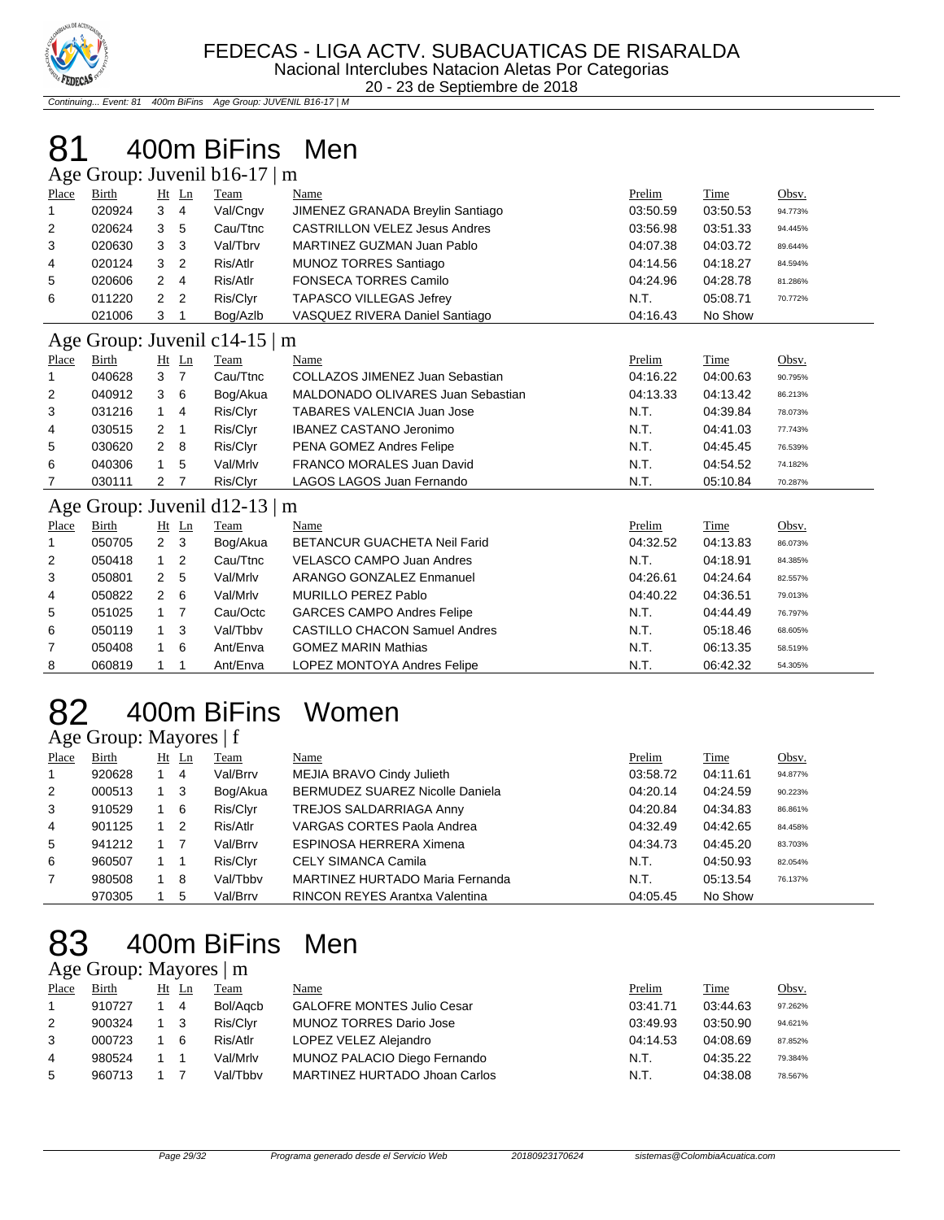FEDECAS - LIGA ACTV. SUBACUATICAS DE RISARALDA
Nacional Interclubes Natacion Aletas Por Categorias
20 - 23 de Septiembre de 2018

*Continuing... Event: 81 400m BiFins Age Group: JUVENIL B16-17 | M*

# 81 400m BiFins Men

## Age Group: Juvenil b16-17 | m

| Place | Birth | Ht | Ln | Team | Name | Prelim | Time | Obsv. |
|---|---|---|---|---|---|---|---|---|
| 1 | 020924 | 3 | 4 | Val/Cngv | JIMENEZ GRANADA Breylin Santiago | 03:50.59 | 03:50.53 | 94.773% |
| 2 | 020624 | 3 | 5 | Cau/Ttnc | CASTRILLON VELEZ Jesus Andres | 03:56.98 | 03:51.33 | 94.445% |
| 3 | 020630 | 3 | 3 | Val/Tbrv | MARTINEZ GUZMAN Juan Pablo | 04:07.38 | 04:03.72 | 89.644% |
| 4 | 020124 | 3 | 2 | Ris/Atlr | MUNOZ TORRES Santiago | 04:14.56 | 04:18.27 | 84.594% |
| 5 | 020606 | 2 | 4 | Ris/Atlr | FONSECA TORRES Camilo | 04:24.96 | 04:28.78 | 81.286% |
| 6 | 011220 | 2 | 2 | Ris/Clyr | TAPASCO VILLEGAS Jefrey | N.T. | 05:08.71 | 70.772% |
| | 021006 | 3 | 1 | Bog/Azlb | VASQUEZ RIVERA Daniel Santiago | 04:16.43 | No Show | |

## Age Group: Juvenil c14-15 | m

| Place | Birth | Ht | Ln | Team | Name | Prelim | Time | Obsv. |
|---|---|---|---|---|---|---|---|---|
| 1 | 040628 | 3 | 7 | Cau/Ttnc | COLLAZOS JIMENEZ Juan Sebastian | 04:16.22 | 04:00.63 | 90.795% |
| 2 | 040912 | 3 | 6 | Bog/Akua | MALDONADO OLIVARES Juan Sebastian | 04:13.33 | 04:13.42 | 86.213% |
| 3 | 031216 | 1 | 4 | Ris/Clyr | TABARES VALENCIA Juan Jose | N.T. | 04:39.84 | 78.073% |
| 4 | 030515 | 2 | 1 | Ris/Clyr | IBANEZ CASTANO Jeronimo | N.T. | 04:41.03 | 77.743% |
| 5 | 030620 | 2 | 8 | Ris/Clyr | PENA GOMEZ Andres Felipe | N.T. | 04:45.45 | 76.539% |
| 6 | 040306 | 1 | 5 | Val/Mrlv | FRANCO MORALES Juan David | N.T. | 04:54.52 | 74.182% |
| 7 | 030111 | 2 | 7 | Ris/Clyr | LAGOS LAGOS Juan Fernando | N.T. | 05:10.84 | 70.287% |

## Age Group: Juvenil d12-13 | m

| Place | Birth | Ht | Ln | Team | Name | Prelim | Time | Obsv. |
|---|---|---|---|---|---|---|---|---|
| 1 | 050705 | 2 | 3 | Bog/Akua | BETANCUR GUACHETA Neil Farid | 04:32.52 | 04:13.83 | 86.073% |
| 2 | 050418 | 1 | 2 | Cau/Ttnc | VELASCO CAMPO Juan Andres | N.T. | 04:18.91 | 84.385% |
| 3 | 050801 | 2 | 5 | Val/Mrlv | ARANGO GONZALEZ Enmanuel | 04:26.61 | 04:24.64 | 82.557% |
| 4 | 050822 | 2 | 6 | Val/Mrlv | MURILLO PEREZ Pablo | 04:40.22 | 04:36.51 | 79.013% |
| 5 | 051025 | 1 | 7 | Cau/Octc | GARCES CAMPO Andres Felipe | N.T. | 04:44.49 | 76.797% |
| 6 | 050119 | 1 | 3 | Val/Tbbv | CASTILLO CHACON Samuel Andres | N.T. | 05:18.46 | 68.605% |
| 7 | 050408 | 1 | 6 | Ant/Enva | GOMEZ MARIN Mathias | N.T. | 06:13.35 | 58.519% |
| 8 | 060819 | 1 | 1 | Ant/Enva | LOPEZ MONTOYA Andres Felipe | N.T. | 06:42.32 | 54.305% |

# 82 400m BiFins Women

## Age Group: Mayores | f

| Place | Birth | Ht | Ln | Team | Name | Prelim | Time | Obsv. |
|---|---|---|---|---|---|---|---|---|
| 1 | 920628 | 1 | 4 | Val/Brrv | MEJIA BRAVO Cindy Julieth | 03:58.72 | 04:11.61 | 94.877% |
| 2 | 000513 | 1 | 3 | Bog/Akua | BERMUDEZ SUAREZ Nicolle Daniela | 04:20.14 | 04:24.59 | 90.223% |
| 3 | 910529 | 1 | 6 | Ris/Clyr | TREJOS SALDARRIAGA Anny | 04:20.84 | 04:34.83 | 86.861% |
| 4 | 901125 | 1 | 2 | Ris/Atlr | VARGAS CORTES Paola Andrea | 04:32.49 | 04:42.65 | 84.458% |
| 5 | 941212 | 1 | 7 | Val/Brrv | ESPINOSA HERRERA Ximena | 04:34.73 | 04:45.20 | 83.703% |
| 6 | 960507 | 1 | 1 | Ris/Clyr | CELY SIMANCA Camila | N.T. | 04:50.93 | 82.054% |
| 7 | 980508 | 1 | 8 | Val/Tbbv | MARTINEZ HURTADO Maria Fernanda | N.T. | 05:13.54 | 76.137% |
| | 970305 | 1 | 5 | Val/Brrv | RINCON REYES Arantxa Valentina | 04:05.45 | No Show | |

# 83 400m BiFins Men

## Age Group: Mayores | m

| Place | Birth | Ht | Ln | Team | Name | Prelim | Time | Obsv. |
|---|---|---|---|---|---|---|---|---|
| 1 | 910727 | 1 | 4 | Bol/Aqcb | GALOFRE MONTES Julio Cesar | 03:41.71 | 03:44.63 | 97.262% |
| 2 | 900324 | 1 | 3 | Ris/Clyr | MUNOZ TORRES Dario Jose | 03:49.93 | 03:50.90 | 94.621% |
| 3 | 000723 | 1 | 6 | Ris/Atlr | LOPEZ VELEZ Alejandro | 04:14.53 | 04:08.69 | 87.852% |
| 4 | 980524 | 1 | 1 | Val/Mrlv | MUNOZ PALACIO Diego Fernando | N.T. | 04:35.22 | 79.384% |
| 5 | 960713 | 1 | 7 | Val/Tbbv | MARTINEZ HURTADO Jhoan Carlos | N.T. | 04:38.08 | 78.567% |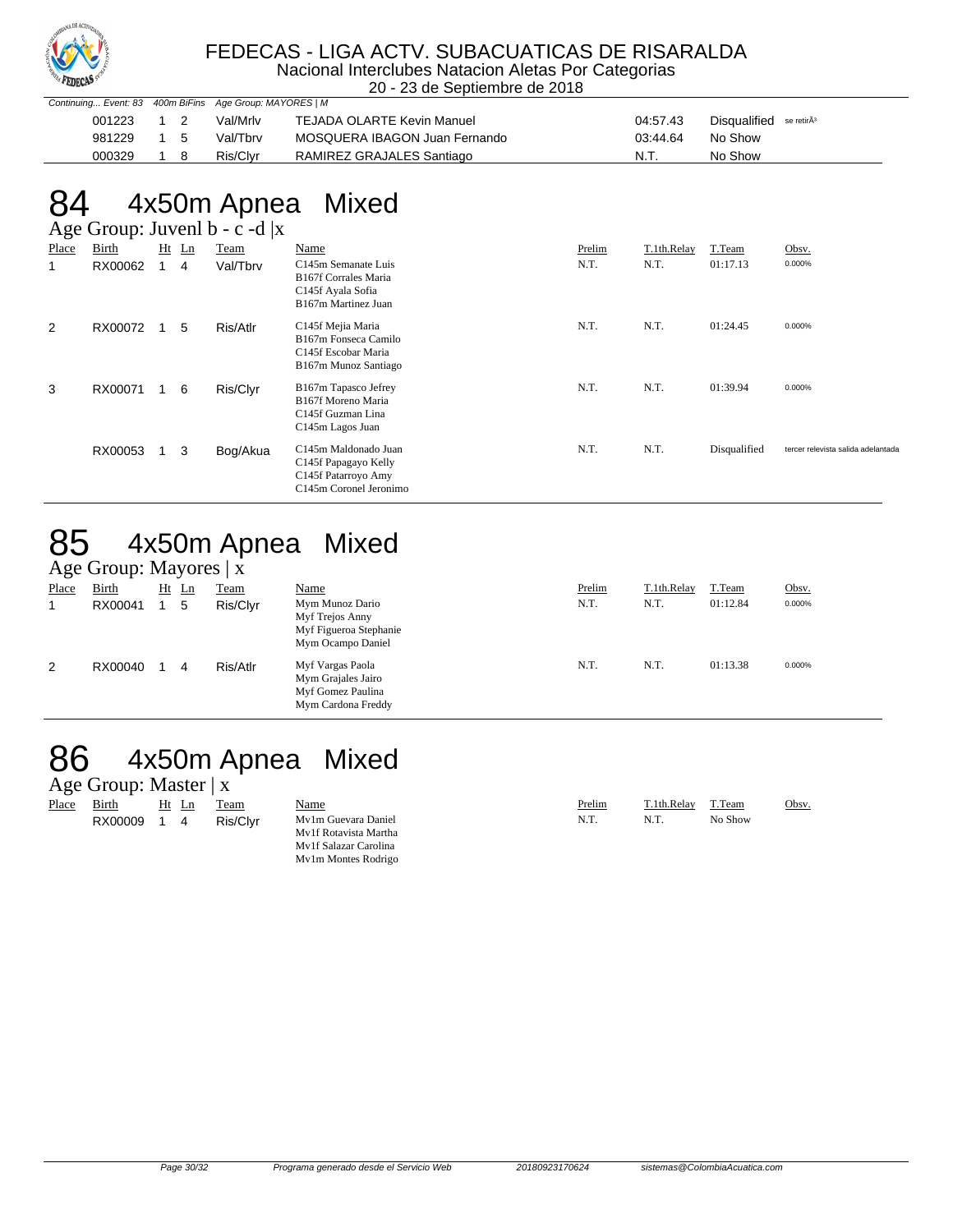# FEDECAS - LIGA ACTV. SUBACUATICAS DE RISARALDA

Nacional Interclubes Natacion Aletas Por Categorias

20 - 23 de Septiembre de 2018

*Continuing... Event: 83 400m BiFins Age Group: MAYORES | M*

| Birth | Ht | Ln | Team | Name | Time | Result | Obsv. |
|---|---|---|---|---|---|---|---|
| 001223 | 1 | 2 | Val/Mrlv | TEJADA OLARTE Kevin Manuel | 04:57.43 | Disqualified | se retirÃ³ |
| 981229 | 1 | 5 | Val/Tbrv | MOSQUERA IBAGON Juan Fernando | 03:44.64 | No Show | |
| 000329 | 1 | 8 | Ris/Clyr | RAMIREZ GRAJALES Santiago | N.T. | No Show | |

# 84 4x50m Apnea Mixed

## Age Group: Juvenl b - c -d |x

| Place | Birth | Ht | Ln | Team | Name | Prelim | T.1th.Relay | T.Team | Obsv. |
|---|---|---|---|---|---|---|---|---|---|
| 1 | RX00062 | 1 | 4 | Val/Tbrv | C145m Semanate Luis<br>B167f Corrales Maria<br>C145f Ayala Sofia<br>B167m Martinez Juan | N.T. | N.T. | 01:17.13 | 0.000% |
| 2 | RX00072 | 1 | 5 | Ris/Atlr | C145f Mejia Maria<br>B167m Fonseca Camilo<br>C145f Escobar Maria<br>B167m Munoz Santiago | N.T. | N.T. | 01:24.45 | 0.000% |
| 3 | RX00071 | 1 | 6 | Ris/Clyr | B167m Tapasco Jefrey<br>B167f Moreno Maria<br>C145f Guzman Lina<br>C145m Lagos Juan | N.T. | N.T. | 01:39.94 | 0.000% |
| | RX00053 | 1 | 3 | Bog/Akua | C145m Maldonado Juan<br>C145f Papagayo Kelly<br>C145f Patarroyo Amy<br>C145m Coronel Jeronimo | N.T. | N.T. | Disqualified | tercer relevista salida adelantada |

# 85 4x50m Apnea Mixed

## Age Group: Mayores | x

| Place | Birth | Ht | Ln | Team | Name | Prelim | T.1th.Relay | T.Team | Obsv. |
|---|---|---|---|---|---|---|---|---|---|
| 1 | RX00041 | 1 | 5 | Ris/Clyr | Mym Munoz Dario<br>Myf Trejos Anny<br>Myf Figueroa Stephanie<br>Mym Ocampo Daniel | N.T. | N.T. | 01:12.84 | 0.000% |
| 2 | RX00040 | 1 | 4 | Ris/Atlr | Myf Vargas Paola<br>Mym Grajales Jairo<br>Myf Gomez Paulina<br>Mym Cardona Freddy | N.T. | N.T. | 01:13.38 | 0.000% |

# 86 4x50m Apnea Mixed

## Age Group: Master | x

| Place | Birth | Ht | Ln | Team | Name | Prelim | T.1th.Relay | T.Team | Obsv. |
|---|---|---|---|---|---|---|---|---|---|
| | RX00009 | 1 | 4 | Ris/Clyr | Mv1m Guevara Daniel<br>Mv1f Rotavista Martha<br>Mv1f Salazar Carolina<br>Mv1m Montes Rodrigo | N.T. | N.T. | No Show | |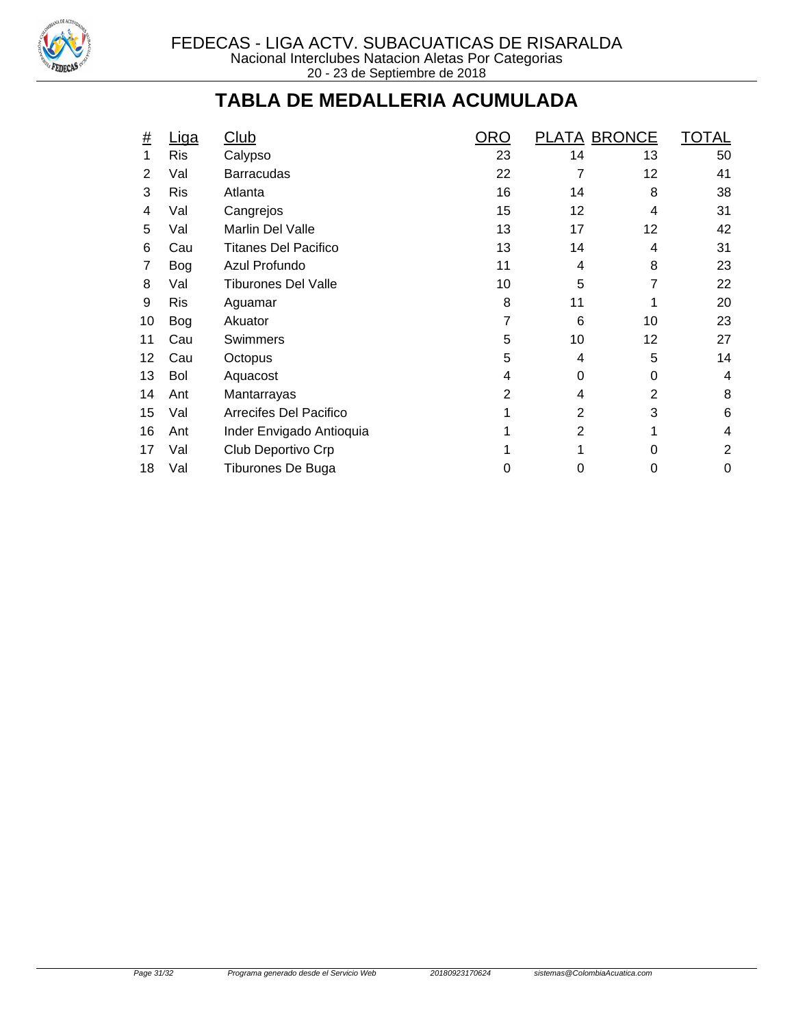FEDECAS - LIGA ACTV. SUBACUATICAS DE RISARALDA
Nacional Interclubes Natacion Aletas Por Categorias
20 - 23 de Septiembre de 2018

# TABLA DE MEDALLERIA ACUMULADA

| # | Liga | Club | ORO | PLATA | BRONCE | TOTAL |
|---|---|---|---|---|---|---|
| 1 | Ris | Calypso | 23 | 14 | 13 | 50 |
| 2 | Val | Barracudas | 22 | 7 | 12 | 41 |
| 3 | Ris | Atlanta | 16 | 14 | 8 | 38 |
| 4 | Val | Cangrejos | 15 | 12 | 4 | 31 |
| 5 | Val | Marlin Del Valle | 13 | 17 | 12 | 42 |
| 6 | Cau | Titanes Del Pacifico | 13 | 14 | 4 | 31 |
| 7 | Bog | Azul Profundo | 11 | 4 | 8 | 23 |
| 8 | Val | Tiburones Del Valle | 10 | 5 | 7 | 22 |
| 9 | Ris | Aguamar | 8 | 11 | 1 | 20 |
| 10 | Bog | Akuator | 7 | 6 | 10 | 23 |
| 11 | Cau | Swimmers | 5 | 10 | 12 | 27 |
| 12 | Cau | Octopus | 5 | 4 | 5 | 14 |
| 13 | Bol | Aquacost | 4 | 0 | 0 | 4 |
| 14 | Ant | Mantarrayas | 2 | 4 | 2 | 8 |
| 15 | Val | Arrecifes Del Pacifico | 1 | 2 | 3 | 6 |
| 16 | Ant | Inder Envigado Antioquia | 1 | 2 | 1 | 4 |
| 17 | Val | Club Deportivo Crp | 1 | 1 | 0 | 2 |
| 18 | Val | Tiburones De Buga | 0 | 0 | 0 | 0 |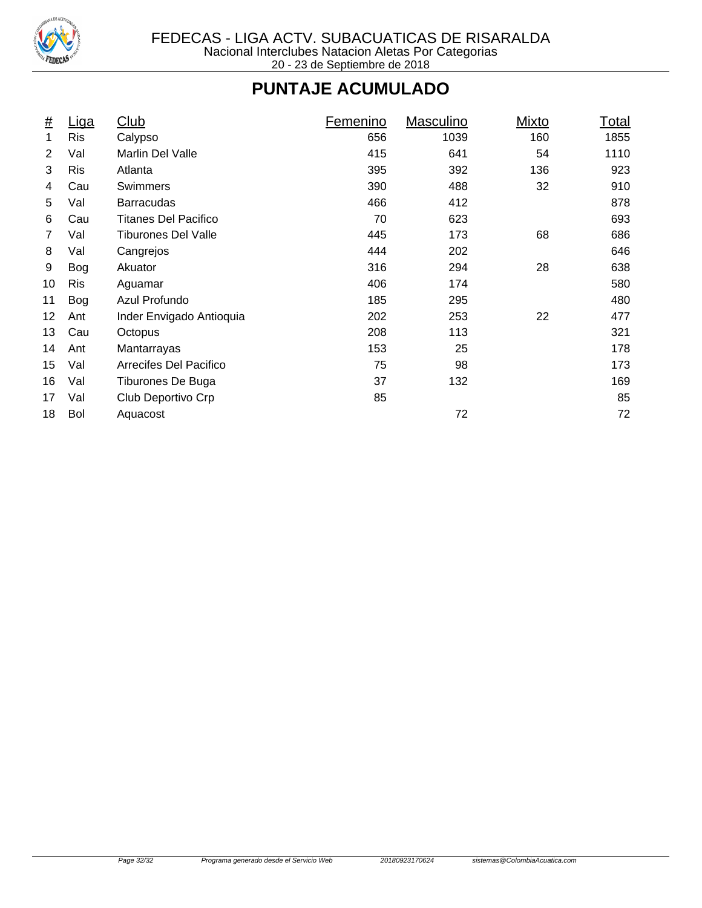FEDECAS - LIGA ACTV. SUBACUATICAS DE RISARALDA
Nacional Interclubes Natacion Aletas Por Categorias
20 - 23 de Septiembre de 2018

# PUNTAJE ACUMULADO

| # | Liga | Club | Femenino | Masculino | Mixto | Total |
|---|---|---|---|---|---|---|
| 1 | Ris | Calypso | 656 | 1039 | 160 | 1855 |
| 2 | Val | Marlin Del Valle | 415 | 641 | 54 | 1110 |
| 3 | Ris | Atlanta | 395 | 392 | 136 | 923 |
| 4 | Cau | Swimmers | 390 | 488 | 32 | 910 |
| 5 | Val | Barracudas | 466 | 412 | | 878 |
| 6 | Cau | Titanes Del Pacifico | 70 | 623 | | 693 |
| 7 | Val | Tiburones Del Valle | 445 | 173 | 68 | 686 |
| 8 | Val | Cangrejos | 444 | 202 | | 646 |
| 9 | Bog | Akuator | 316 | 294 | 28 | 638 |
| 10 | Ris | Aguamar | 406 | 174 | | 580 |
| 11 | Bog | Azul Profundo | 185 | 295 | | 480 |
| 12 | Ant | Inder Envigado Antioquia | 202 | 253 | 22 | 477 |
| 13 | Cau | Octopus | 208 | 113 | | 321 |
| 14 | Ant | Mantarrayas | 153 | 25 | | 178 |
| 15 | Val | Arrecifes Del Pacifico | 75 | 98 | | 173 |
| 16 | Val | Tiburones De Buga | 37 | 132 | | 169 |
| 17 | Val | Club Deportivo Crp | 85 | | | 85 |
| 18 | Bol | Aquacost | | 72 | | 72 |